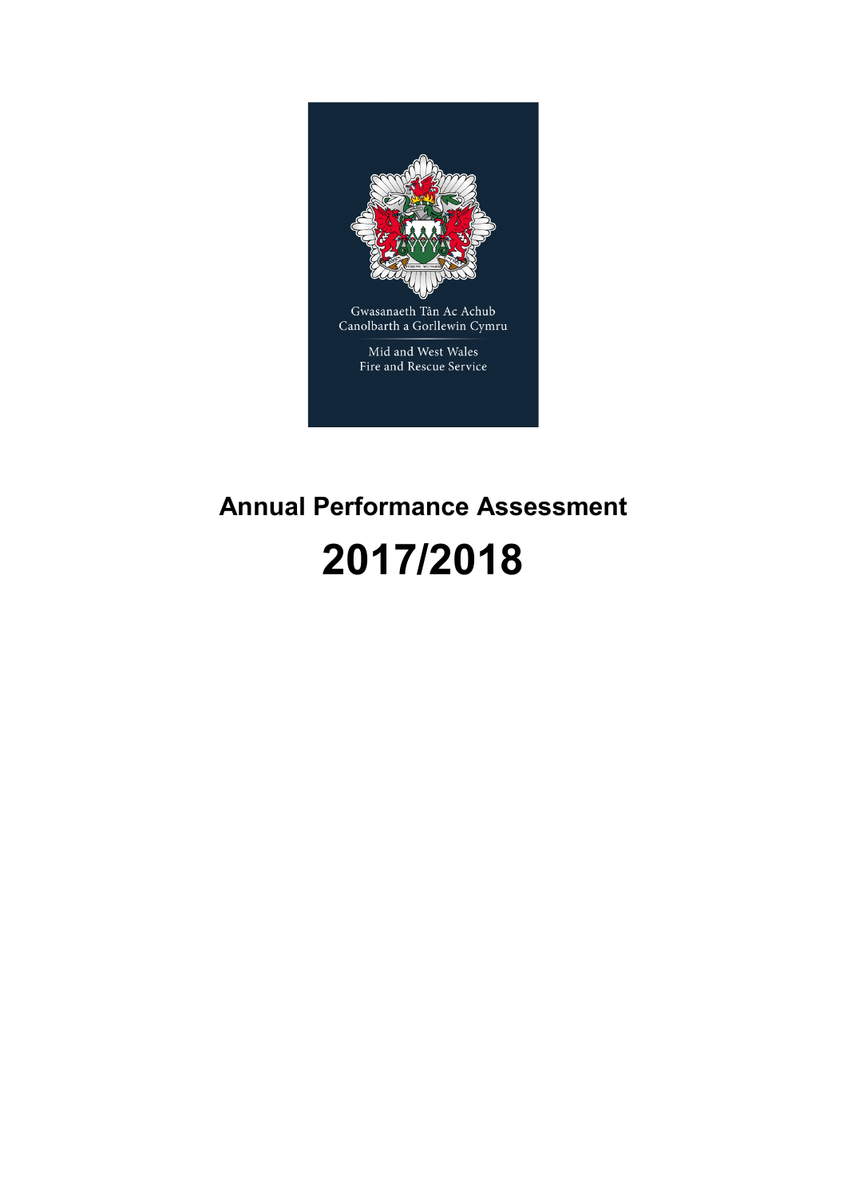Gwasanaeth Tân Ac Achub Canolbarth a Gorllewin Cymru

Mid and West Wales Fire and Rescue Service

# Annual Performance Assessment

# 2017/2018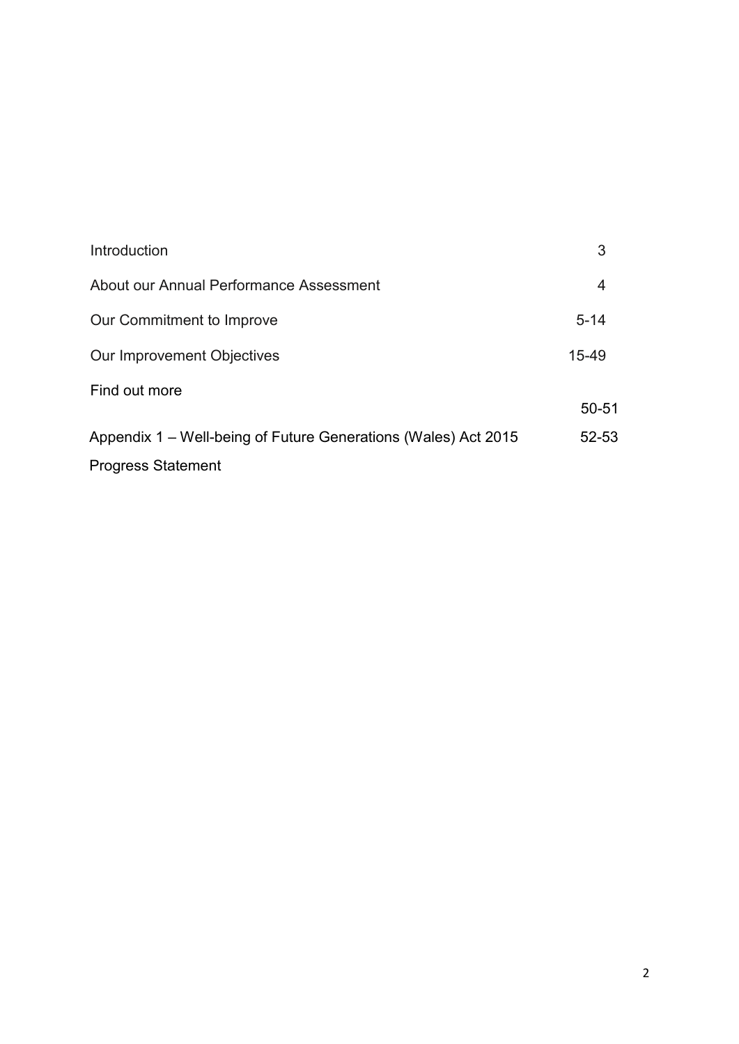| | |
|---|---|
| Introduction | 3 |
| About our Annual Performance Assessment | 4 |
| Our Commitment to Improve | 5-14 |
| Our Improvement Objectives | 15-49 |
| Find out more | 50-51 |
| Appendix 1 – Well-being of Future Generations (Wales) Act 2015 Progress Statement | 52-53 |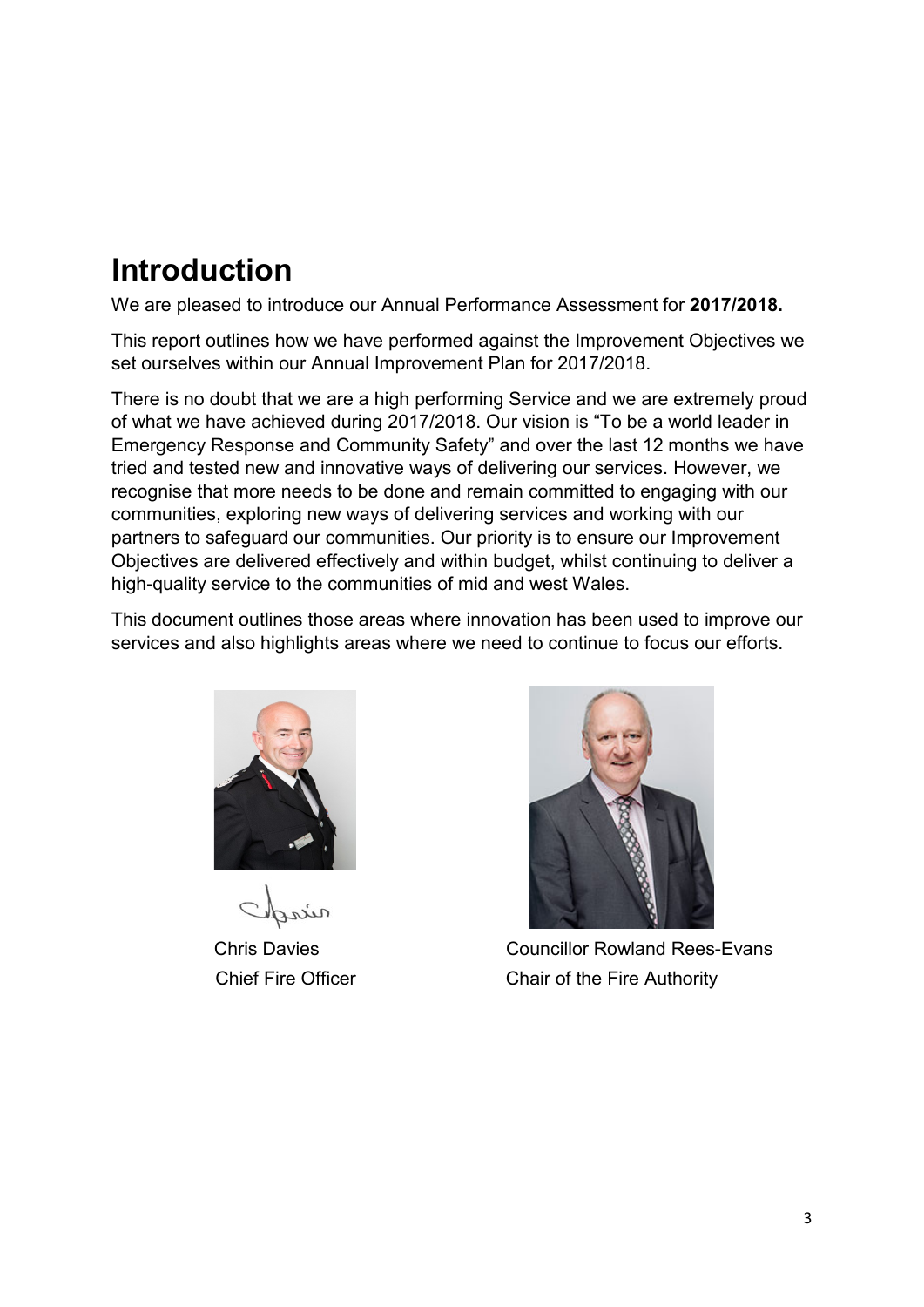# Introduction

We are pleased to introduce our Annual Performance Assessment for **2017/2018.**

This report outlines how we have performed against the Improvement Objectives we set ourselves within our Annual Improvement Plan for 2017/2018.

There is no doubt that we are a high performing Service and we are extremely proud of what we have achieved during 2017/2018. Our vision is "To be a world leader in Emergency Response and Community Safety" and over the last 12 months we have tried and tested new and innovative ways of delivering our services. However, we recognise that more needs to be done and remain committed to engaging with our communities, exploring new ways of delivering services and working with our partners to safeguard our communities. Our priority is to ensure our Improvement Objectives are delivered effectively and within budget, whilst continuing to deliver a high-quality service to the communities of mid and west Wales.

This document outlines those areas where innovation has been used to improve our services and also highlights areas where we need to continue to focus our efforts.

Chris Davies
Chief Fire Officer

Councillor Rowland Rees-Evans
Chair of the Fire Authority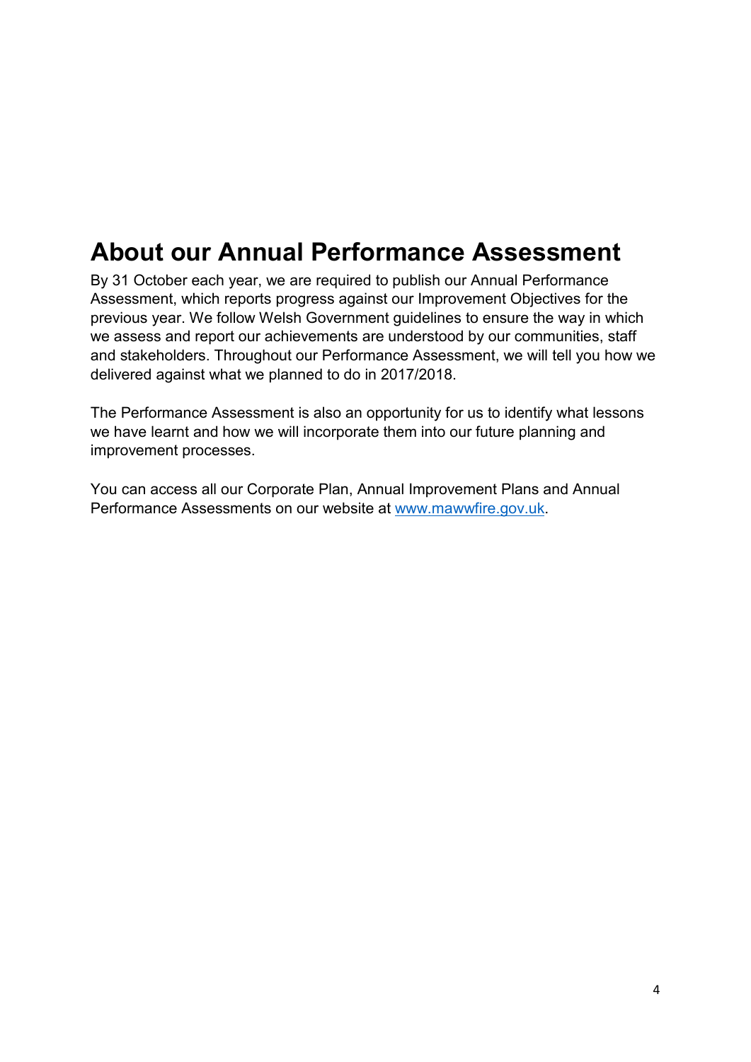# About our Annual Performance Assessment

By 31 October each year, we are required to publish our Annual Performance Assessment, which reports progress against our Improvement Objectives for the previous year. We follow Welsh Government guidelines to ensure the way in which we assess and report our achievements are understood by our communities, staff and stakeholders. Throughout our Performance Assessment, we will tell you how we delivered against what we planned to do in 2017/2018.

The Performance Assessment is also an opportunity for us to identify what lessons we have learnt and how we will incorporate them into our future planning and improvement processes.

You can access all our Corporate Plan, Annual Improvement Plans and Annual Performance Assessments on our website at [www.mawwfire.gov.uk](http://www.mawwfire.gov.uk).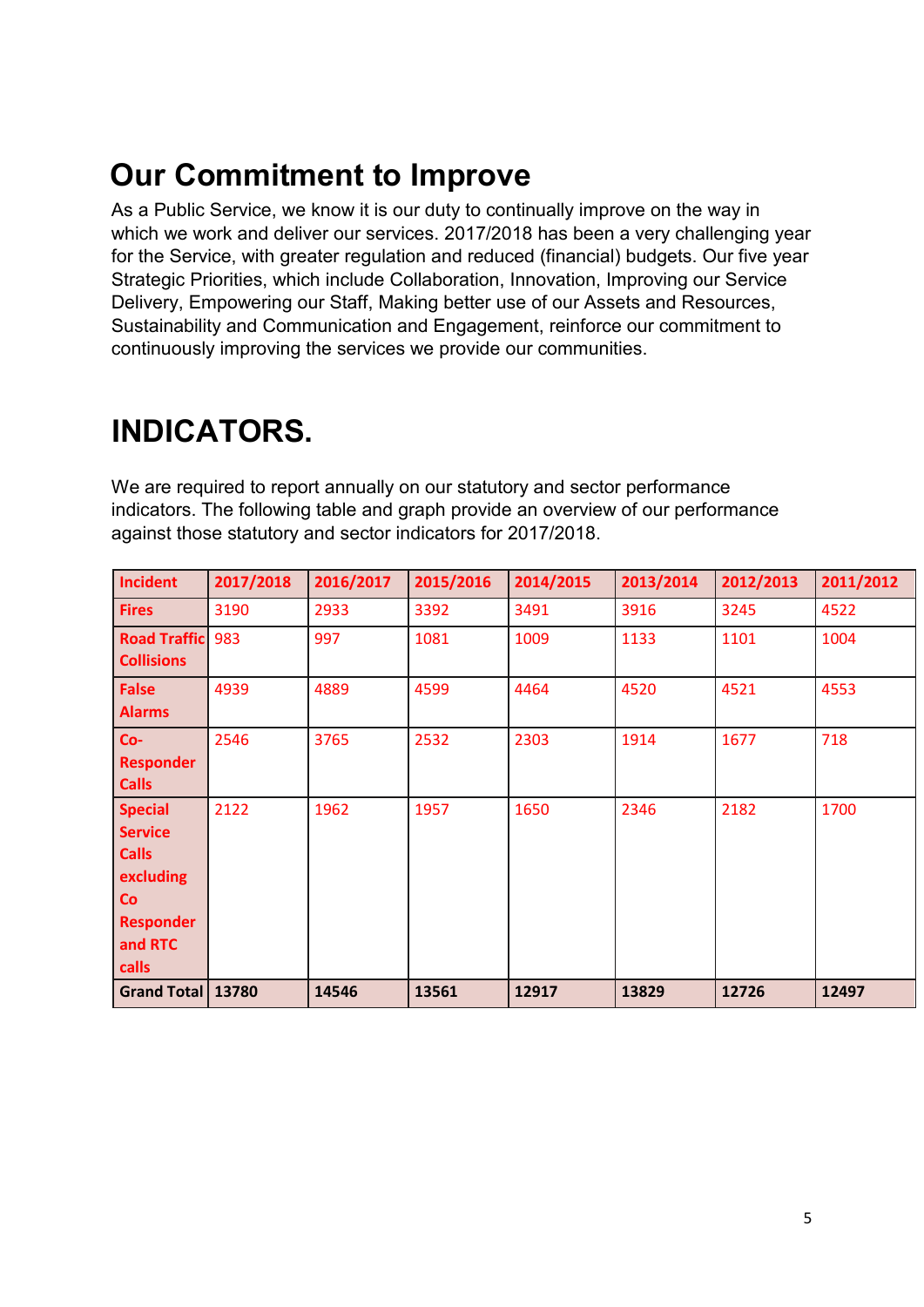## Our Commitment to Improve

As a Public Service, we know it is our duty to continually improve on the way in which we work and deliver our services. 2017/2018 has been a very challenging year for the Service, with greater regulation and reduced (financial) budgets. Our five year Strategic Priorities, which include Collaboration, Innovation, Improving our Service Delivery, Empowering our Staff, Making better use of our Assets and Resources, Sustainability and Communication and Engagement, reinforce our commitment to continuously improving the services we provide our communities.

# INDICATORS.

We are required to report annually on our statutory and sector performance indicators. The following table and graph provide an overview of our performance against those statutory and sector indicators for 2017/2018.

| Incident | 2017/2018 | 2016/2017 | 2015/2016 | 2014/2015 | 2013/2014 | 2012/2013 | 2011/2012 |
|---|---|---|---|---|---|---|---|
| Fires | 3190 | 2933 | 3392 | 3491 | 3916 | 3245 | 4522 |
| Road Traffic Collisions | 983 | 997 | 1081 | 1009 | 1133 | 1101 | 1004 |
| False Alarms | 4939 | 4889 | 4599 | 4464 | 4520 | 4521 | 4553 |
| Co-Responder Calls | 2546 | 3765 | 2532 | 2303 | 1914 | 1677 | 718 |
| Special Service Calls excluding Co Responder and RTC calls | 2122 | 1962 | 1957 | 1650 | 2346 | 2182 | 1700 |
| **Grand Total** | **13780** | **14546** | **13561** | **12917** | **13829** | **12726** | **12497** |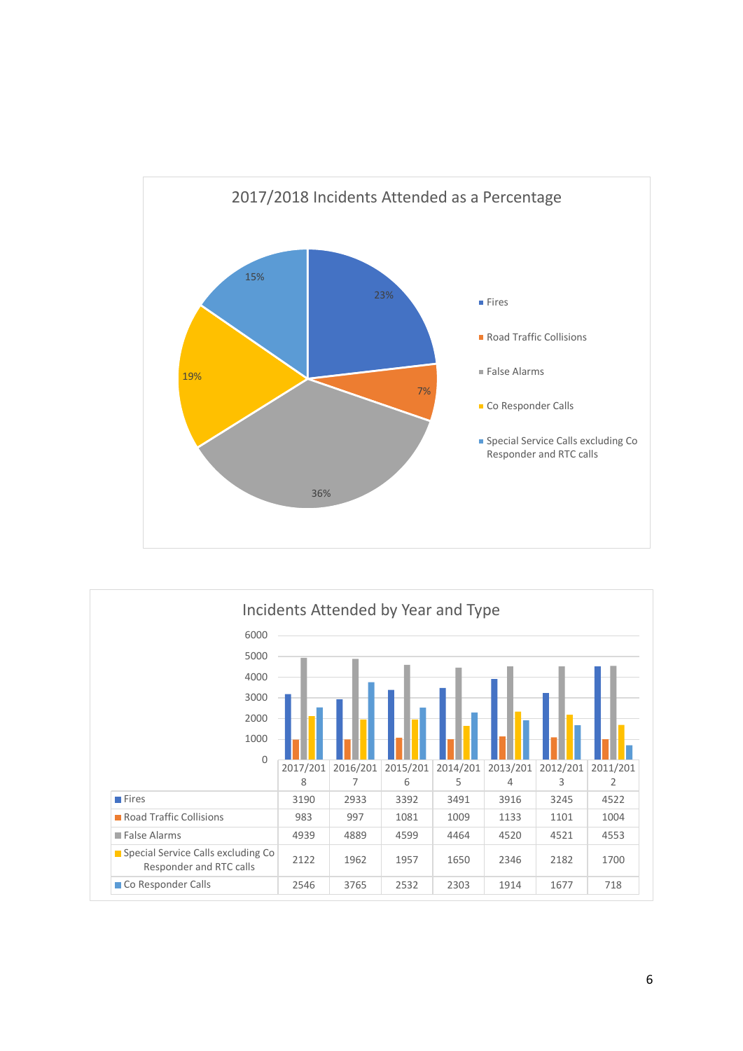## 2017/2018 Incidents Attended as a Percentage

| Incident Type | Percentage |
|---|---|
| Fires | 23% |
| Road Traffic Collisions | 7% |
| False Alarms | 36% |
| Co Responder Calls | 19% |
| Special Service Calls excluding Co Responder and RTC calls | 15% |

## Incidents Attended by Year and Type

| | 2017/2018 | 2016/2017 | 2015/2016 | 2014/2015 | 2013/2014 | 2012/2013 | 2011/2012 |
|---|---|---|---|---|---|---|---|
| Fires | 3190 | 2933 | 3392 | 3491 | 3916 | 3245 | 4522 |
| Road Traffic Collisions | 983 | 997 | 1081 | 1009 | 1133 | 1101 | 1004 |
| False Alarms | 4939 | 4889 | 4599 | 4464 | 4520 | 4521 | 4553 |
| Special Service Calls excluding Co Responder and RTC calls | 2122 | 1962 | 1957 | 1650 | 2346 | 2182 | 1700 |
| Co Responder Calls | 2546 | 3765 | 2532 | 2303 | 1914 | 1677 | 718 |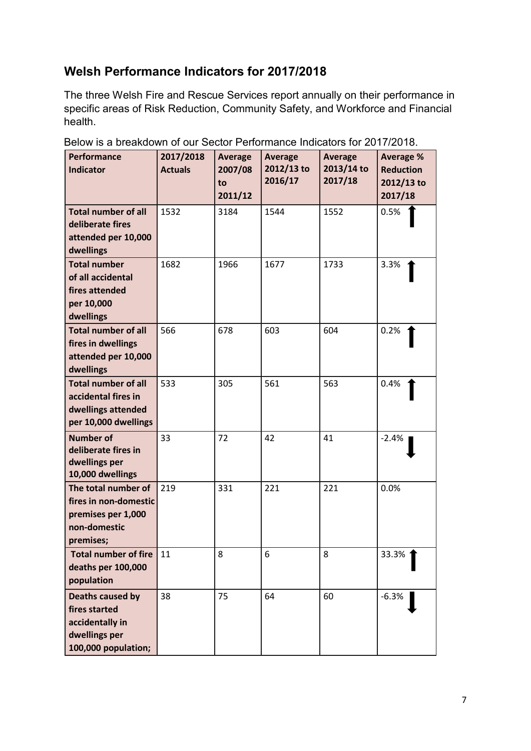## Welsh Performance Indicators for 2017/2018

The three Welsh Fire and Rescue Services report annually on their performance in specific areas of Risk Reduction, Community Safety, and Workforce and Financial health.

Below is a breakdown of our Sector Performance Indicators for 2017/2018.

| Performance Indicator | 2017/2018 Actuals | Average 2007/08 to 2011/12 | Average 2012/13 to 2016/17 | Average 2013/14 to 2017/18 | Average % Reduction 2012/13 to 2017/18 |
|---|---|---|---|---|---|
| **Total number of all deliberate fires attended per 10,000 dwellings** | 1532 | 3184 | 1544 | 1552 | 0.5% ↑ |
| **Total number of all accidental fires attended per 10,000 dwellings** | 1682 | 1966 | 1677 | 1733 | 3.3% ↑ |
| **Total number of all fires in dwellings attended per 10,000 dwellings** | 566 | 678 | 603 | 604 | 0.2% ↑ |
| **Total number of all accidental fires in dwellings attended per 10,000 dwellings** | 533 | 305 | 561 | 563 | 0.4% ↑ |
| **Number of deliberate fires in dwellings per 10,000 dwellings** | 33 | 72 | 42 | 41 | -2.4% ↓ |
| **The total number of fires in non-domestic premises per 1,000 non-domestic premises;** | 219 | 331 | 221 | 221 | 0.0% |
| **Total number of fire deaths per 100,000 population** | 11 | 8 | 6 | 8 | 33.3% ↑ |
| **Deaths caused by fires started accidentally in dwellings per 100,000 population;** | 38 | 75 | 64 | 60 | -6.3% ↓ |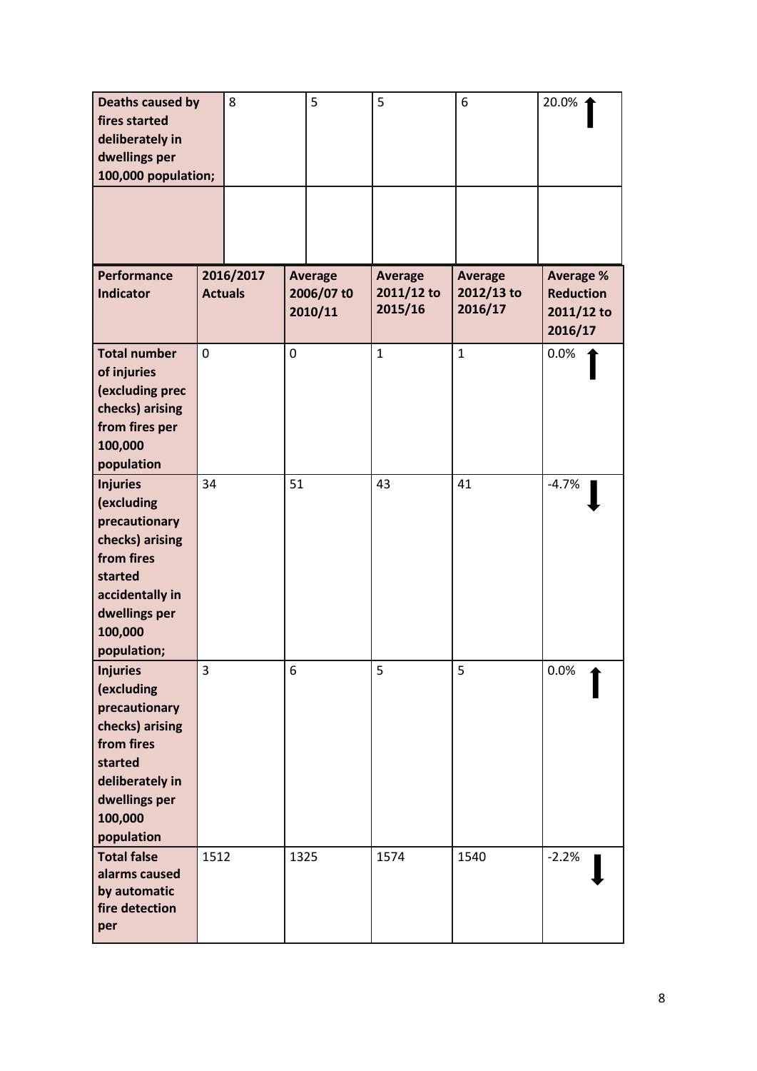| Deaths caused by fires started deliberately in dwellings per 100,000 population; | 8 | 5 | 5 | 6 | 20.0% ↑ |
| --- | --- | --- | --- | --- | --- |
| | | | | | |

| Performance Indicator | 2016/2017 Actuals | Average 2006/07 t0 2010/11 | Average 2011/12 to 2015/16 | Average 2012/13 to 2016/17 | Average % Reduction 2011/12 to 2016/17 |
| --- | --- | --- | --- | --- | --- |
| **Total number of injuries (excluding prec checks) arising from fires per 100,000 population** | 0 | 0 | 1 | 1 | 0.0% ↑ |
| **Injuries (excluding precautionary checks) arising from fires started accidentally in dwellings per 100,000 population;** | 34 | 51 | 43 | 41 | -4.7% ↓ |
| **Injuries (excluding precautionary checks) arising from fires started deliberately in dwellings per 100,000 population** | 3 | 6 | 5 | 5 | 0.0% ↑ |
| **Total false alarms caused by automatic fire detection per** | 1512 | 1325 | 1574 | 1540 | -2.2% ↓ |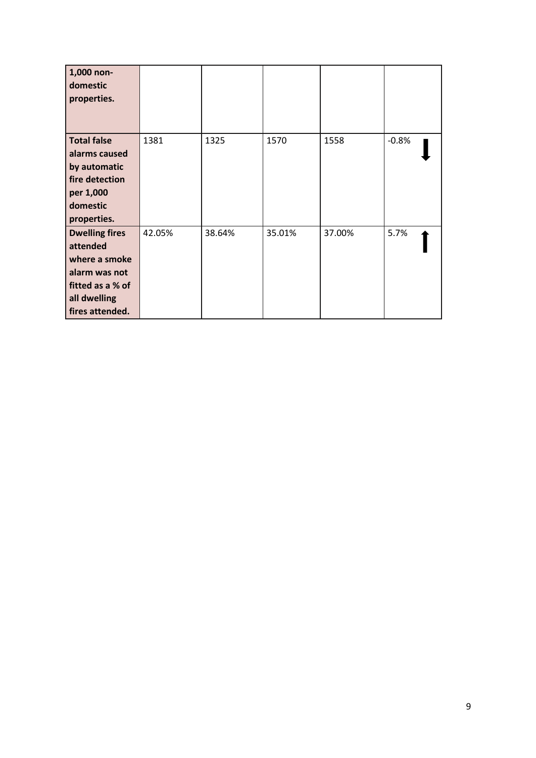| | | | | | |
|---|---|---|---|---|---|
| **1,000 non-domestic properties.** | | | | | |
| **Total false alarms caused by automatic fire detection per 1,000 domestic properties.** | 1381 | 1325 | 1570 | 1558 | -0.8% ↓ |
| **Dwelling fires attended where a smoke alarm was not fitted as a % of all dwelling fires attended.** | 42.05% | 38.64% | 35.01% | 37.00% | 5.7% ↑ |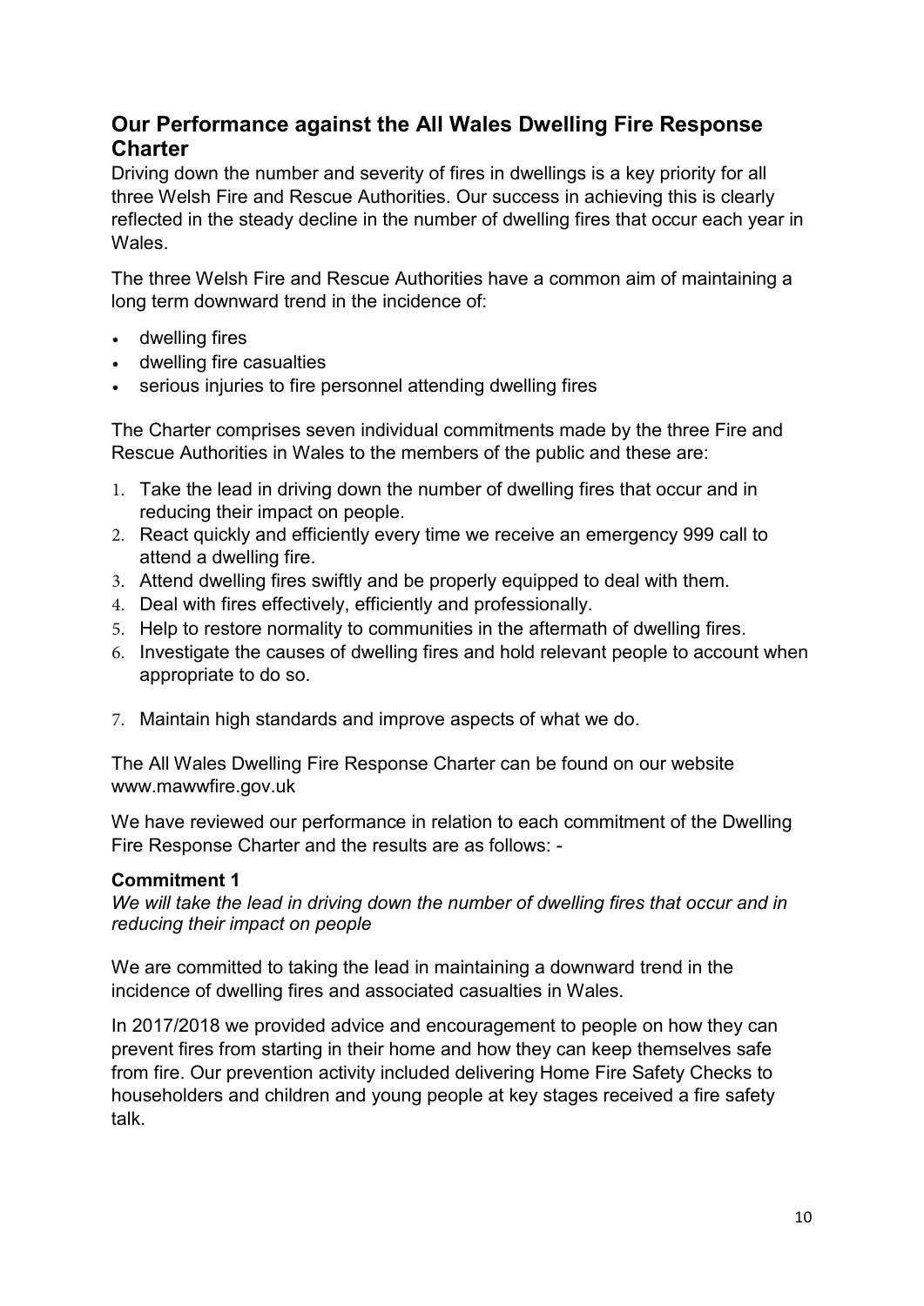## Our Performance against the All Wales Dwelling Fire Response Charter

Driving down the number and severity of fires in dwellings is a key priority for all three Welsh Fire and Rescue Authorities. Our success in achieving this is clearly reflected in the steady decline in the number of dwelling fires that occur each year in Wales.

The three Welsh Fire and Rescue Authorities have a common aim of maintaining a long term downward trend in the incidence of:

- dwelling fires
- dwelling fire casualties
- serious injuries to fire personnel attending dwelling fires

The Charter comprises seven individual commitments made by the three Fire and Rescue Authorities in Wales to the members of the public and these are:

1. Take the lead in driving down the number of dwelling fires that occur and in reducing their impact on people.
2. React quickly and efficiently every time we receive an emergency 999 call to attend a dwelling fire.
3. Attend dwelling fires swiftly and be properly equipped to deal with them.
4. Deal with fires effectively, efficiently and professionally.
5. Help to restore normality to communities in the aftermath of dwelling fires.
6. Investigate the causes of dwelling fires and hold relevant people to account when appropriate to do so.
7. Maintain high standards and improve aspects of what we do.

The All Wales Dwelling Fire Response Charter can be found on our website www.mawwfire.gov.uk

We have reviewed our performance in relation to each commitment of the Dwelling Fire Response Charter and the results are as follows: -

### Commitment 1

*We will take the lead in driving down the number of dwelling fires that occur and in reducing their impact on people*

We are committed to taking the lead in maintaining a downward trend in the incidence of dwelling fires and associated casualties in Wales.

In 2017/2018 we provided advice and encouragement to people on how they can prevent fires from starting in their home and how they can keep themselves safe from fire. Our prevention activity included delivering Home Fire Safety Checks to householders and children and young people at key stages received a fire safety talk.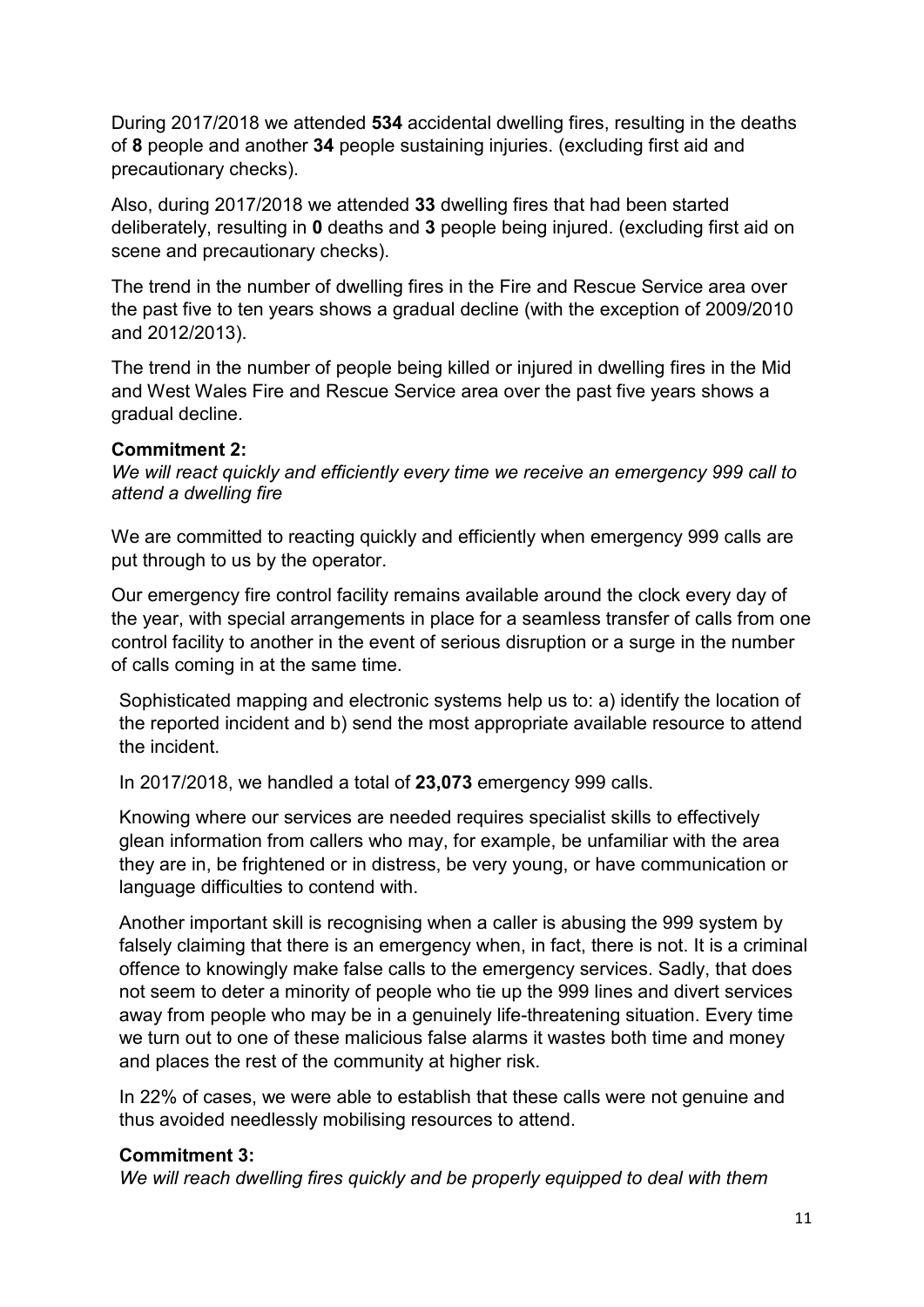During 2017/2018 we attended **534** accidental dwelling fires, resulting in the deaths of **8** people and another **34** people sustaining injuries. (excluding first aid and precautionary checks).

Also, during 2017/2018 we attended **33** dwelling fires that had been started deliberately, resulting in **0** deaths and **3** people being injured. (excluding first aid on scene and precautionary checks).

The trend in the number of dwelling fires in the Fire and Rescue Service area over the past five to ten years shows a gradual decline (with the exception of 2009/2010 and 2012/2013).

The trend in the number of people being killed or injured in dwelling fires in the Mid and West Wales Fire and Rescue Service area over the past five years shows a gradual decline.

**Commitment 2:**
*We will react quickly and efficiently every time we receive an emergency 999 call to attend a dwelling fire*

We are committed to reacting quickly and efficiently when emergency 999 calls are put through to us by the operator.

Our emergency fire control facility remains available around the clock every day of the year, with special arrangements in place for a seamless transfer of calls from one control facility to another in the event of serious disruption or a surge in the number of calls coming in at the same time.

Sophisticated mapping and electronic systems help us to: a) identify the location of the reported incident and b) send the most appropriate available resource to attend the incident.

In 2017/2018, we handled a total of **23,073** emergency 999 calls.

Knowing where our services are needed requires specialist skills to effectively glean information from callers who may, for example, be unfamiliar with the area they are in, be frightened or in distress, be very young, or have communication or language difficulties to contend with.

Another important skill is recognising when a caller is abusing the 999 system by falsely claiming that there is an emergency when, in fact, there is not. It is a criminal offence to knowingly make false calls to the emergency services. Sadly, that does not seem to deter a minority of people who tie up the 999 lines and divert services away from people who may be in a genuinely life-threatening situation. Every time we turn out to one of these malicious false alarms it wastes both time and money and places the rest of the community at higher risk.

In 22% of cases, we were able to establish that these calls were not genuine and thus avoided needlessly mobilising resources to attend.

**Commitment 3:**
*We will reach dwelling fires quickly and be properly equipped to deal with them*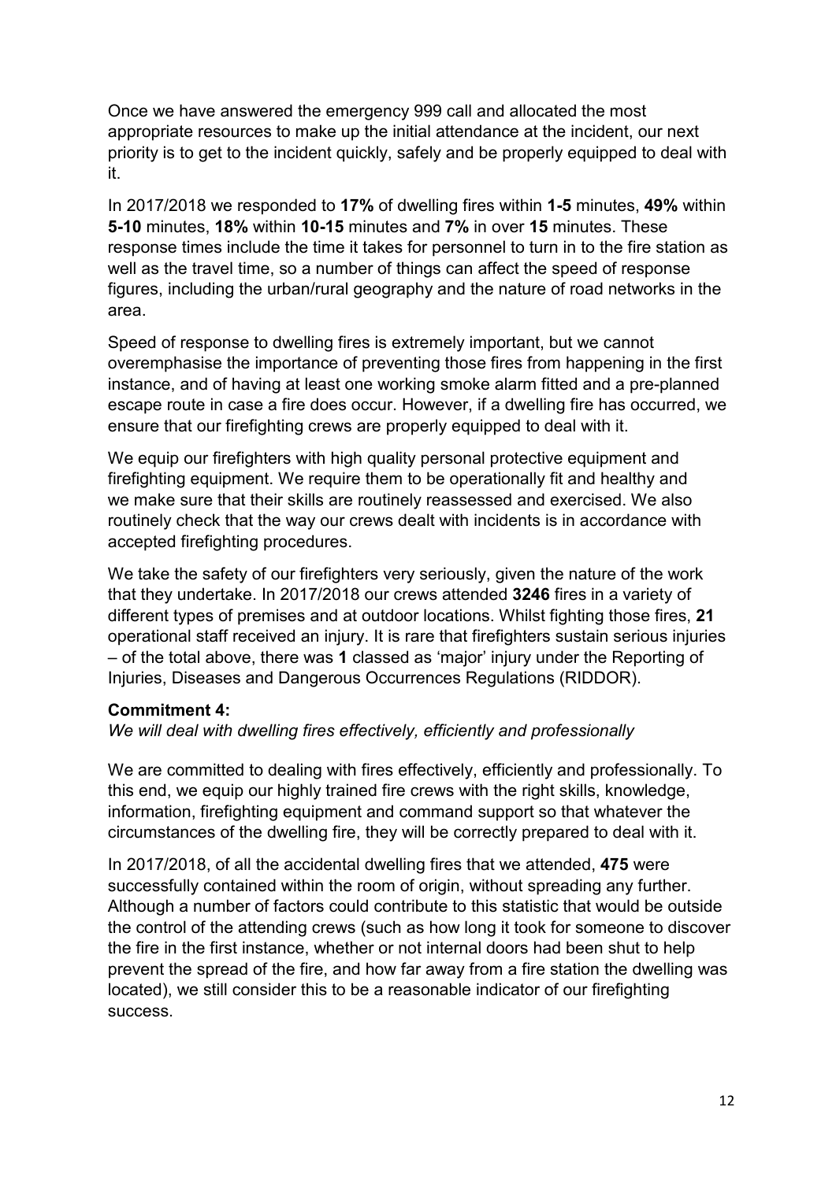Once we have answered the emergency 999 call and allocated the most appropriate resources to make up the initial attendance at the incident, our next priority is to get to the incident quickly, safely and be properly equipped to deal with it.

In 2017/2018 we responded to **17%** of dwelling fires within **1-5** minutes, **49%** within **5-10** minutes, **18%** within **10-15** minutes and **7%** in over **15** minutes. These response times include the time it takes for personnel to turn in to the fire station as well as the travel time, so a number of things can affect the speed of response figures, including the urban/rural geography and the nature of road networks in the area.

Speed of response to dwelling fires is extremely important, but we cannot overemphasise the importance of preventing those fires from happening in the first instance, and of having at least one working smoke alarm fitted and a pre-planned escape route in case a fire does occur. However, if a dwelling fire has occurred, we ensure that our firefighting crews are properly equipped to deal with it.

We equip our firefighters with high quality personal protective equipment and firefighting equipment. We require them to be operationally fit and healthy and we make sure that their skills are routinely reassessed and exercised. We also routinely check that the way our crews dealt with incidents is in accordance with accepted firefighting procedures.

We take the safety of our firefighters very seriously, given the nature of the work that they undertake. In 2017/2018 our crews attended **3246** fires in a variety of different types of premises and at outdoor locations. Whilst fighting those fires, **21** operational staff received an injury. It is rare that firefighters sustain serious injuries – of the total above, there was **1** classed as 'major' injury under the Reporting of Injuries, Diseases and Dangerous Occurrences Regulations (RIDDOR).

**Commitment 4:**
*We will deal with dwelling fires effectively, efficiently and professionally*

We are committed to dealing with fires effectively, efficiently and professionally. To this end, we equip our highly trained fire crews with the right skills, knowledge, information, firefighting equipment and command support so that whatever the circumstances of the dwelling fire, they will be correctly prepared to deal with it.

In 2017/2018, of all the accidental dwelling fires that we attended, **475** were successfully contained within the room of origin, without spreading any further. Although a number of factors could contribute to this statistic that would be outside the control of the attending crews (such as how long it took for someone to discover the fire in the first instance, whether or not internal doors had been shut to help prevent the spread of the fire, and how far away from a fire station the dwelling was located), we still consider this to be a reasonable indicator of our firefighting success.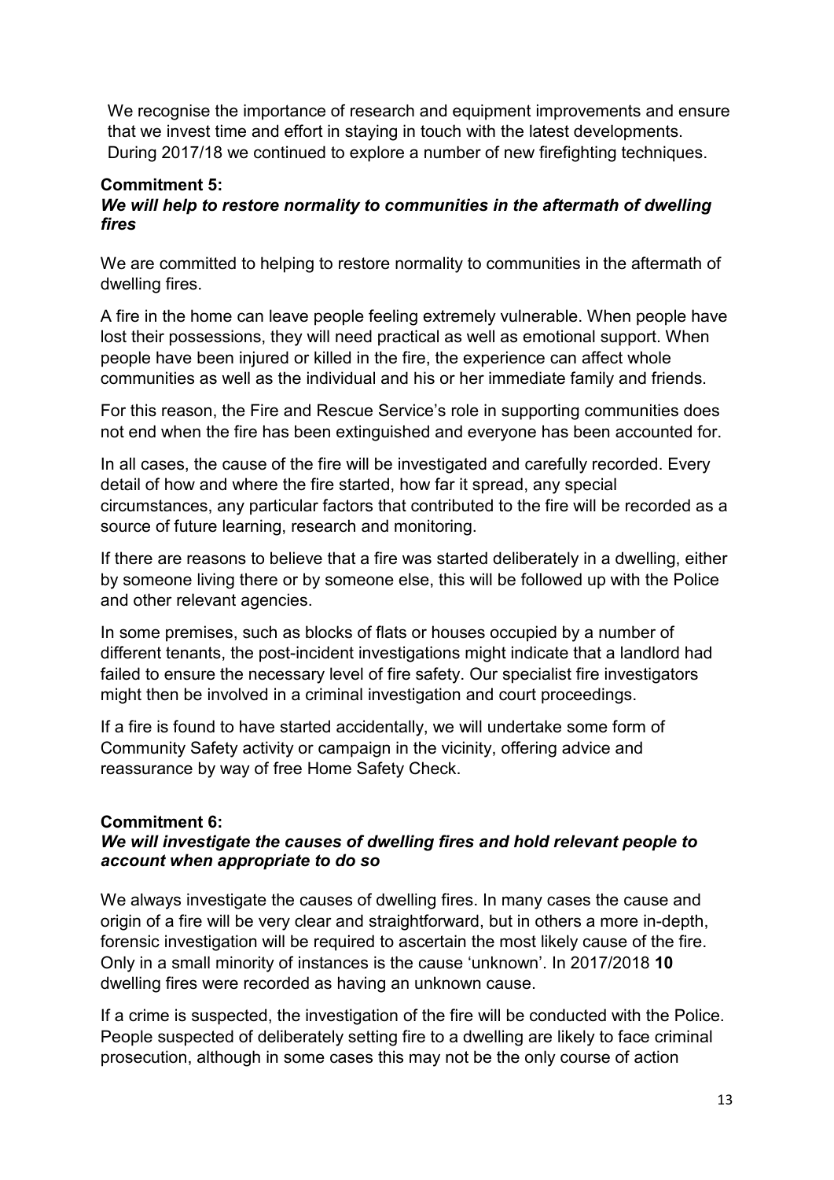We recognise the importance of research and equipment improvements and ensure that we invest time and effort in staying in touch with the latest developments. During 2017/18 we continued to explore a number of new firefighting techniques.

**Commitment 5:**
***We will help to restore normality to communities in the aftermath of dwelling fires***

We are committed to helping to restore normality to communities in the aftermath of dwelling fires.

A fire in the home can leave people feeling extremely vulnerable. When people have lost their possessions, they will need practical as well as emotional support. When people have been injured or killed in the fire, the experience can affect whole communities as well as the individual and his or her immediate family and friends.

For this reason, the Fire and Rescue Service's role in supporting communities does not end when the fire has been extinguished and everyone has been accounted for.

In all cases, the cause of the fire will be investigated and carefully recorded. Every detail of how and where the fire started, how far it spread, any special circumstances, any particular factors that contributed to the fire will be recorded as a source of future learning, research and monitoring.

If there are reasons to believe that a fire was started deliberately in a dwelling, either by someone living there or by someone else, this will be followed up with the Police and other relevant agencies.

In some premises, such as blocks of flats or houses occupied by a number of different tenants, the post-incident investigations might indicate that a landlord had failed to ensure the necessary level of fire safety. Our specialist fire investigators might then be involved in a criminal investigation and court proceedings.

If a fire is found to have started accidentally, we will undertake some form of Community Safety activity or campaign in the vicinity, offering advice and reassurance by way of free Home Safety Check.

**Commitment 6:**
***We will investigate the causes of dwelling fires and hold relevant people to account when appropriate to do so***

We always investigate the causes of dwelling fires. In many cases the cause and origin of a fire will be very clear and straightforward, but in others a more in-depth, forensic investigation will be required to ascertain the most likely cause of the fire. Only in a small minority of instances is the cause 'unknown'. In 2017/2018 **10** dwelling fires were recorded as having an unknown cause.

If a crime is suspected, the investigation of the fire will be conducted with the Police. People suspected of deliberately setting fire to a dwelling are likely to face criminal prosecution, although in some cases this may not be the only course of action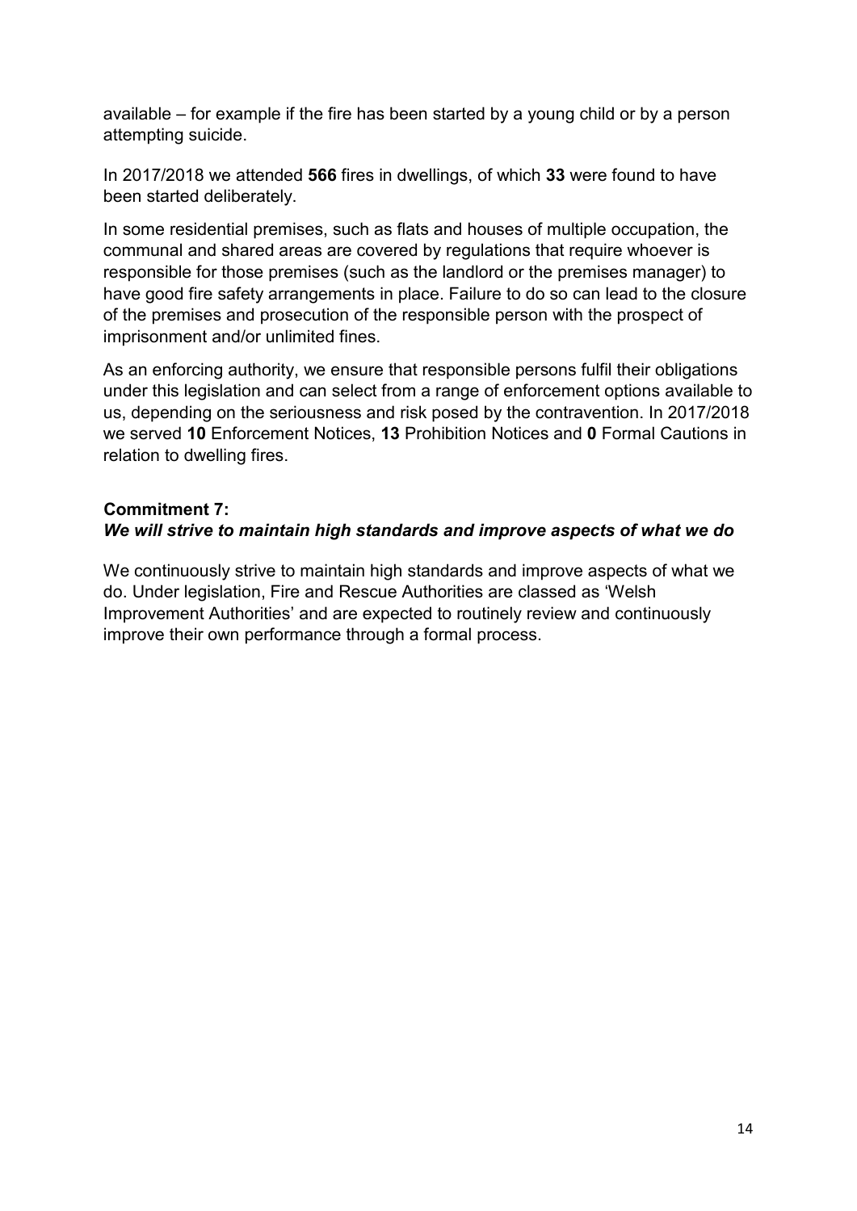available – for example if the fire has been started by a young child or by a person attempting suicide.

In 2017/2018 we attended **566** fires in dwellings, of which **33** were found to have been started deliberately.

In some residential premises, such as flats and houses of multiple occupation, the communal and shared areas are covered by regulations that require whoever is responsible for those premises (such as the landlord or the premises manager) to have good fire safety arrangements in place. Failure to do so can lead to the closure of the premises and prosecution of the responsible person with the prospect of imprisonment and/or unlimited fines.

As an enforcing authority, we ensure that responsible persons fulfil their obligations under this legislation and can select from a range of enforcement options available to us, depending on the seriousness and risk posed by the contravention. In 2017/2018 we served **10** Enforcement Notices, **13** Prohibition Notices and **0** Formal Cautions in relation to dwelling fires.

**Commitment 7:**
***We will strive to maintain high standards and improve aspects of what we do***

We continuously strive to maintain high standards and improve aspects of what we do. Under legislation, Fire and Rescue Authorities are classed as 'Welsh Improvement Authorities' and are expected to routinely review and continuously improve their own performance through a formal process.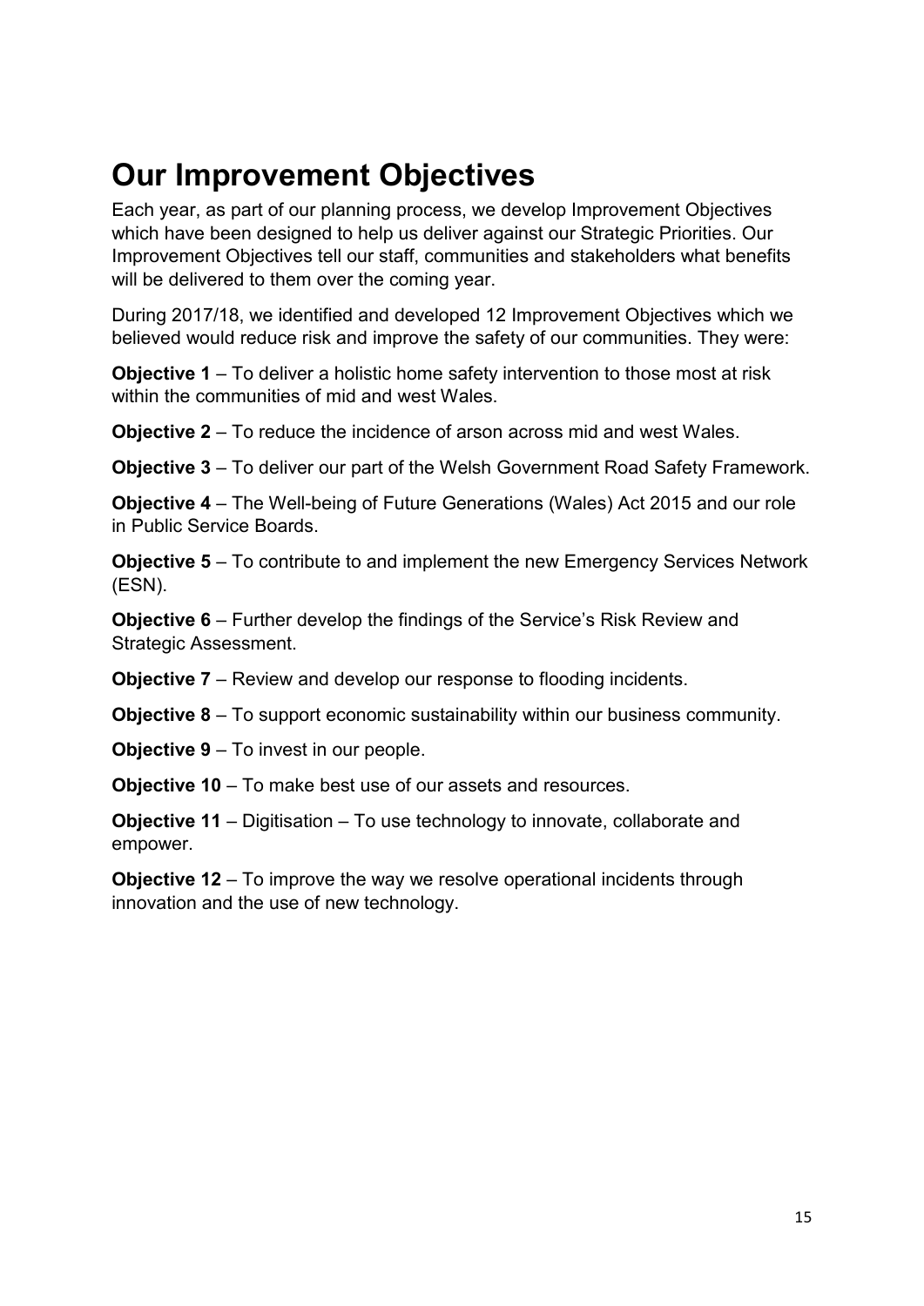# Our Improvement Objectives

Each year, as part of our planning process, we develop Improvement Objectives which have been designed to help us deliver against our Strategic Priorities. Our Improvement Objectives tell our staff, communities and stakeholders what benefits will be delivered to them over the coming year.

During 2017/18, we identified and developed 12 Improvement Objectives which we believed would reduce risk and improve the safety of our communities. They were:

**Objective 1** – To deliver a holistic home safety intervention to those most at risk within the communities of mid and west Wales.

**Objective 2** – To reduce the incidence of arson across mid and west Wales.

**Objective 3** – To deliver our part of the Welsh Government Road Safety Framework.

**Objective 4** – The Well-being of Future Generations (Wales) Act 2015 and our role in Public Service Boards.

**Objective 5** – To contribute to and implement the new Emergency Services Network (ESN).

**Objective 6** – Further develop the findings of the Service's Risk Review and Strategic Assessment.

**Objective 7** – Review and develop our response to flooding incidents.

**Objective 8** – To support economic sustainability within our business community.

**Objective 9** – To invest in our people.

**Objective 10** – To make best use of our assets and resources.

**Objective 11** – Digitisation – To use technology to innovate, collaborate and empower.

**Objective 12** – To improve the way we resolve operational incidents through innovation and the use of new technology.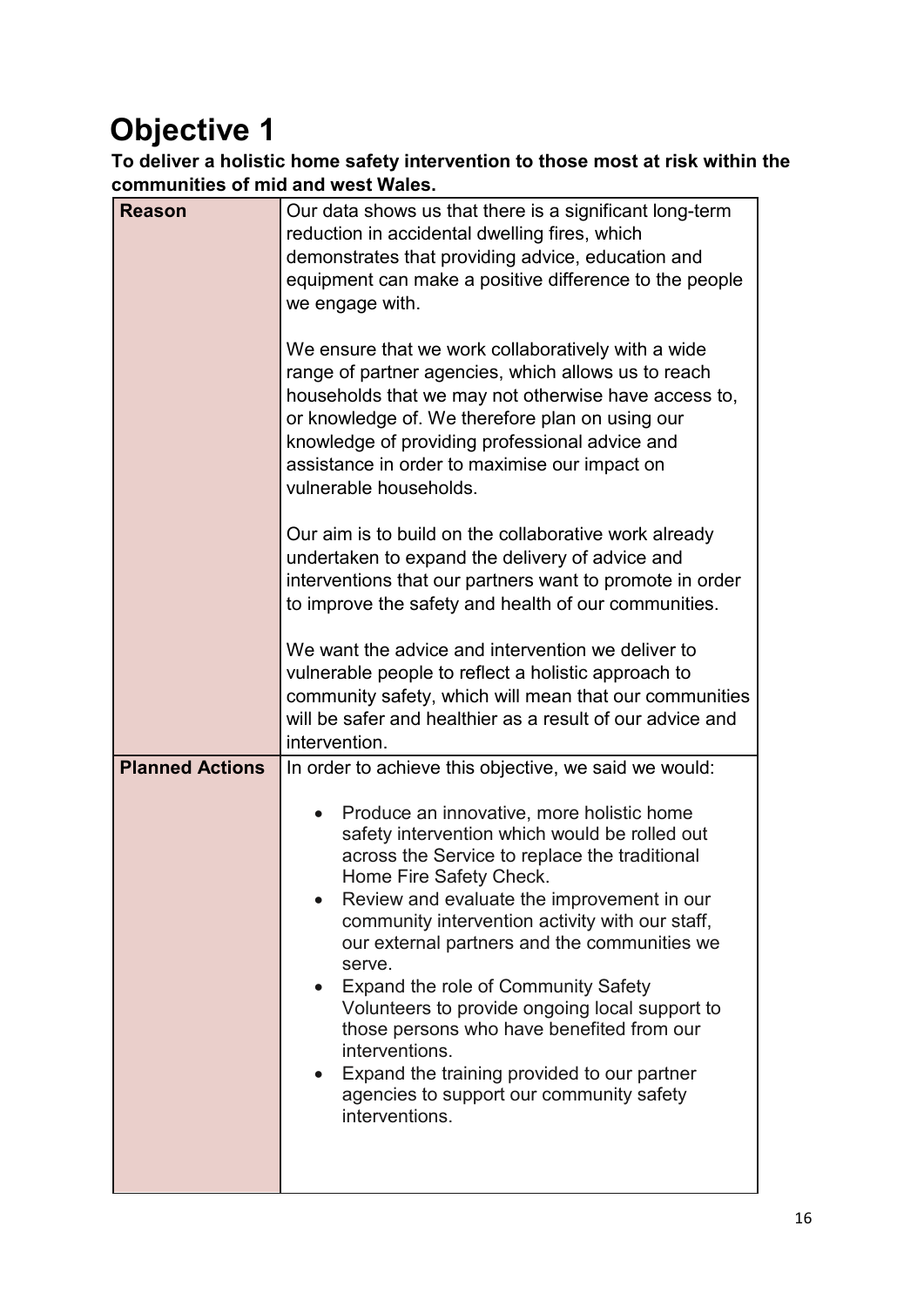# Objective 1

**To deliver a holistic home safety intervention to those most at risk within the communities of mid and west Wales.**

| | |
|---|---|
| **Reason** | Our data shows us that there is a significant long-term reduction in accidental dwelling fires, which demonstrates that providing advice, education and equipment can make a positive difference to the people we engage with.<br><br>We ensure that we work collaboratively with a wide range of partner agencies, which allows us to reach households that we may not otherwise have access to, or knowledge of. We therefore plan on using our knowledge of providing professional advice and assistance in order to maximise our impact on vulnerable households.<br><br>Our aim is to build on the collaborative work already undertaken to expand the delivery of advice and interventions that our partners want to promote in order to improve the safety and health of our communities.<br><br>We want the advice and intervention we deliver to vulnerable people to reflect a holistic approach to community safety, which will mean that our communities will be safer and healthier as a result of our advice and intervention. |
| **Planned Actions** | In order to achieve this objective, we said we would:<br><br>• Produce an innovative, more holistic home safety intervention which would be rolled out across the Service to replace the traditional Home Fire Safety Check.<br>• Review and evaluate the improvement in our community intervention activity with our staff, our external partners and the communities we serve.<br>• Expand the role of Community Safety Volunteers to provide ongoing local support to those persons who have benefited from our interventions.<br>• Expand the training provided to our partner agencies to support our community safety interventions. |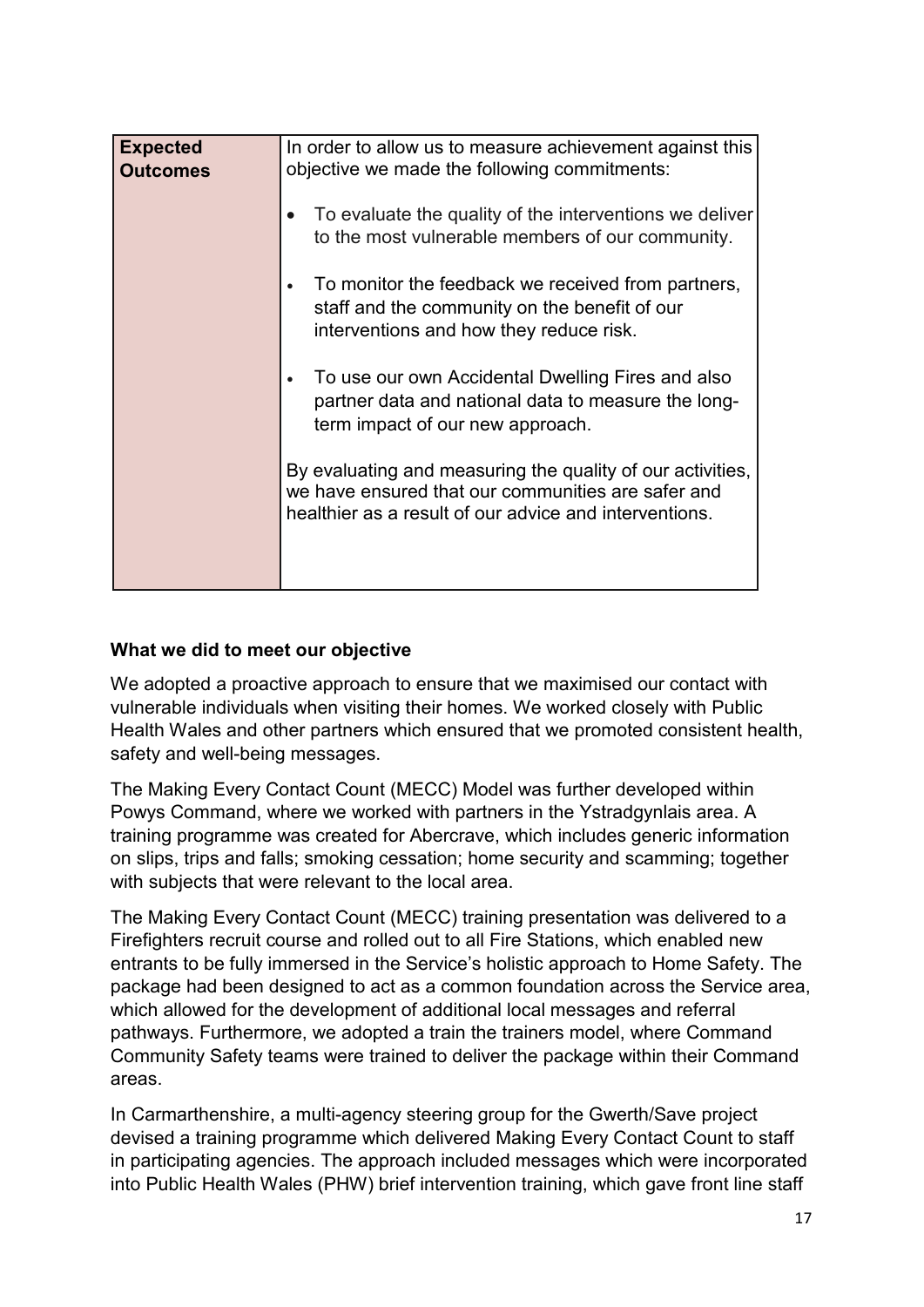| **Expected Outcomes** | In order to allow us to measure achievement against this objective we made the following commitments:<br><br>• To evaluate the quality of the interventions we deliver to the most vulnerable members of our community.<br><br>• To monitor the feedback we received from partners, staff and the community on the benefit of our interventions and how they reduce risk.<br><br>• To use our own Accidental Dwelling Fires and also partner data and national data to measure the long-term impact of our new approach.<br><br>By evaluating and measuring the quality of our activities, we have ensured that our communities are safer and healthier as a result of our advice and interventions. |
|---|---|

**What we did to meet our objective**

We adopted a proactive approach to ensure that we maximised our contact with vulnerable individuals when visiting their homes. We worked closely with Public Health Wales and other partners which ensured that we promoted consistent health, safety and well-being messages.

The Making Every Contact Count (MECC) Model was further developed within Powys Command, where we worked with partners in the Ystradgynlais area. A training programme was created for Abercrave, which includes generic information on slips, trips and falls; smoking cessation; home security and scamming; together with subjects that were relevant to the local area.

The Making Every Contact Count (MECC) training presentation was delivered to a Firefighters recruit course and rolled out to all Fire Stations, which enabled new entrants to be fully immersed in the Service's holistic approach to Home Safety. The package had been designed to act as a common foundation across the Service area, which allowed for the development of additional local messages and referral pathways. Furthermore, we adopted a train the trainers model, where Command Community Safety teams were trained to deliver the package within their Command areas.

In Carmarthenshire, a multi-agency steering group for the Gwerth/Save project devised a training programme which delivered Making Every Contact Count to staff in participating agencies. The approach included messages which were incorporated into Public Health Wales (PHW) brief intervention training, which gave front line staff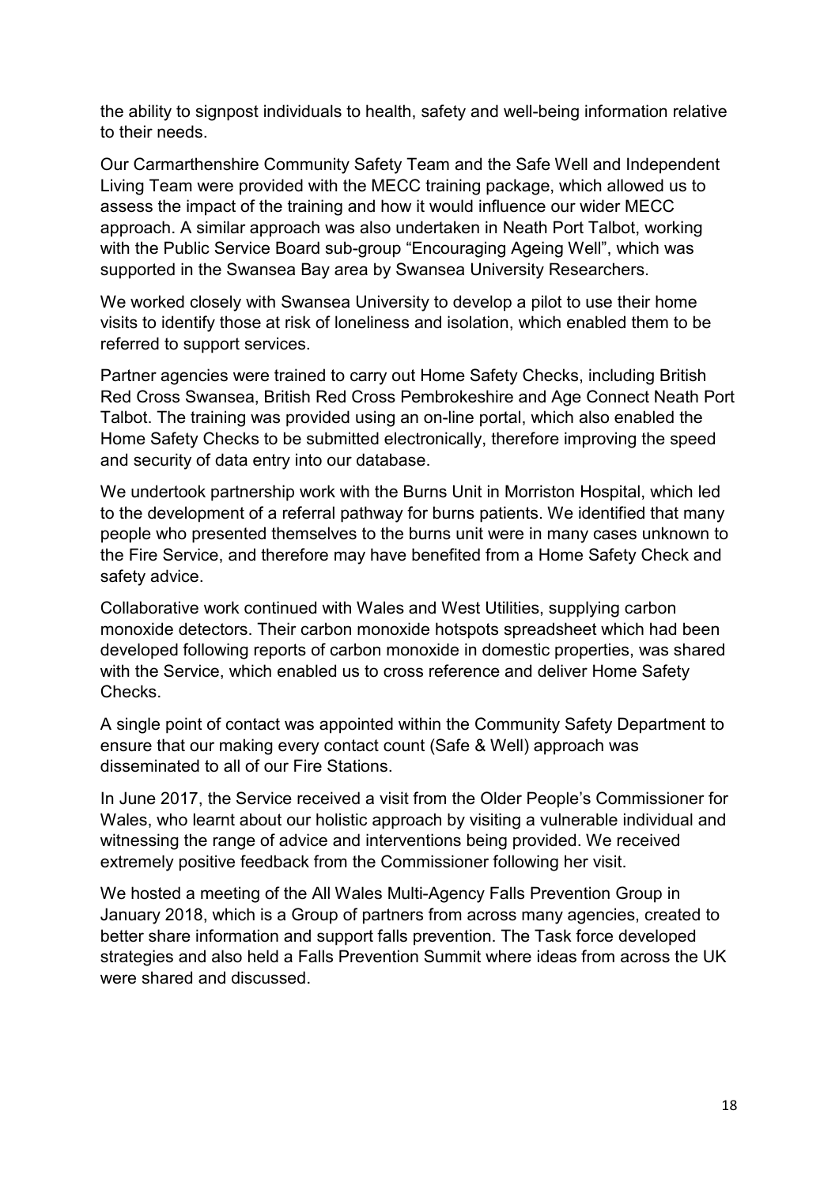the ability to signpost individuals to health, safety and well-being information relative to their needs.

Our Carmarthenshire Community Safety Team and the Safe Well and Independent Living Team were provided with the MECC training package, which allowed us to assess the impact of the training and how it would influence our wider MECC approach. A similar approach was also undertaken in Neath Port Talbot, working with the Public Service Board sub-group “Encouraging Ageing Well”, which was supported in the Swansea Bay area by Swansea University Researchers.

We worked closely with Swansea University to develop a pilot to use their home visits to identify those at risk of loneliness and isolation, which enabled them to be referred to support services.

Partner agencies were trained to carry out Home Safety Checks, including British Red Cross Swansea, British Red Cross Pembrokeshire and Age Connect Neath Port Talbot. The training was provided using an on-line portal, which also enabled the Home Safety Checks to be submitted electronically, therefore improving the speed and security of data entry into our database.

We undertook partnership work with the Burns Unit in Morriston Hospital, which led to the development of a referral pathway for burns patients. We identified that many people who presented themselves to the burns unit were in many cases unknown to the Fire Service, and therefore may have benefited from a Home Safety Check and safety advice.

Collaborative work continued with Wales and West Utilities, supplying carbon monoxide detectors. Their carbon monoxide hotspots spreadsheet which had been developed following reports of carbon monoxide in domestic properties, was shared with the Service, which enabled us to cross reference and deliver Home Safety Checks.

A single point of contact was appointed within the Community Safety Department to ensure that our making every contact count (Safe & Well) approach was disseminated to all of our Fire Stations.

In June 2017, the Service received a visit from the Older People’s Commissioner for Wales, who learnt about our holistic approach by visiting a vulnerable individual and witnessing the range of advice and interventions being provided. We received extremely positive feedback from the Commissioner following her visit.

We hosted a meeting of the All Wales Multi-Agency Falls Prevention Group in January 2018, which is a Group of partners from across many agencies, created to better share information and support falls prevention. The Task force developed strategies and also held a Falls Prevention Summit where ideas from across the UK were shared and discussed.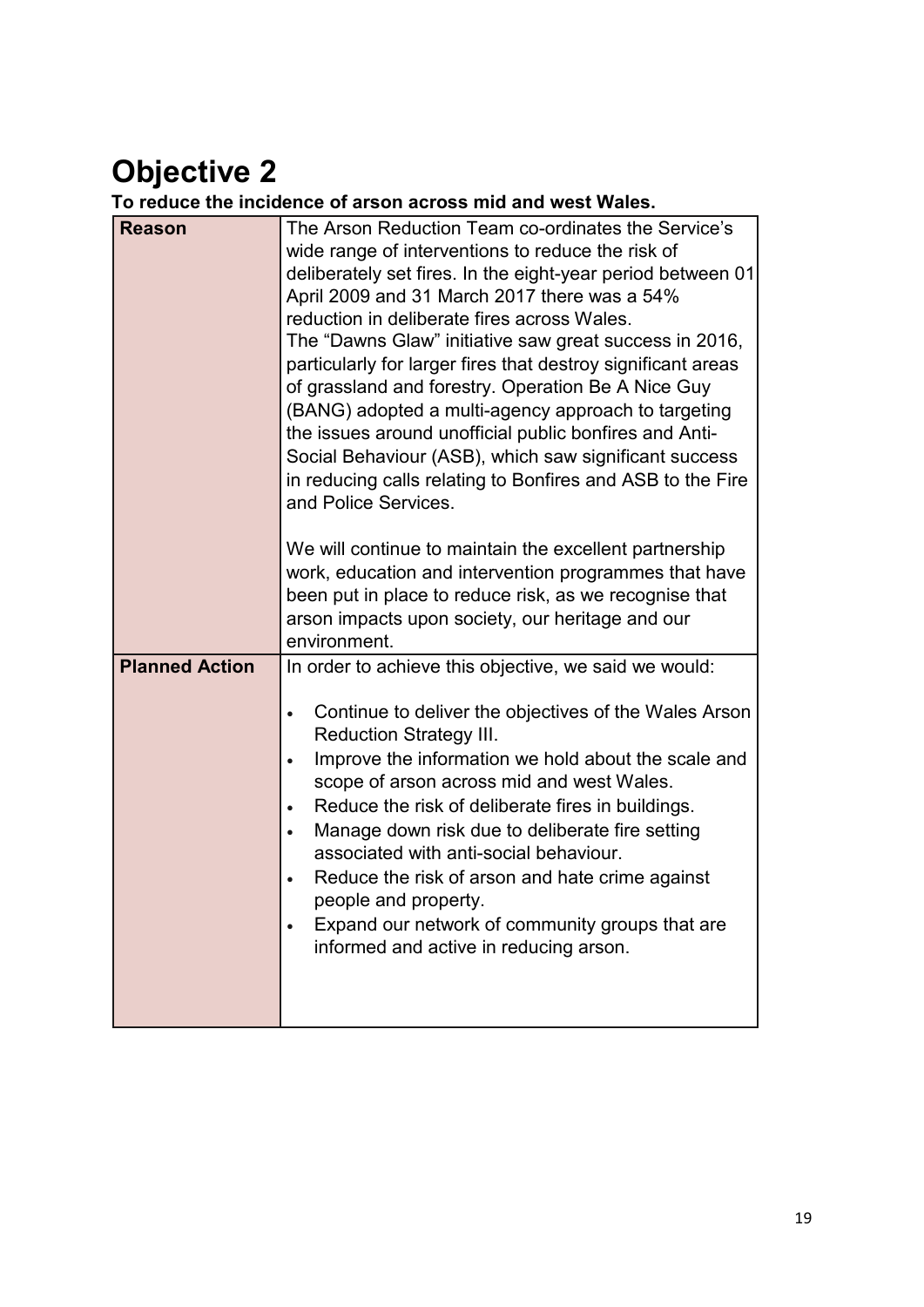# Objective 2

**To reduce the incidence of arson across mid and west Wales.**

| **Reason** | The Arson Reduction Team co-ordinates the Service's wide range of interventions to reduce the risk of deliberately set fires. In the eight-year period between 01 April 2009 and 31 March 2017 there was a 54% reduction in deliberate fires across Wales.<br>The "Dawns Glaw" initiative saw great success in 2016, particularly for larger fires that destroy significant areas of grassland and forestry. Operation Be A Nice Guy (BANG) adopted a multi-agency approach to targeting the issues around unofficial public bonfires and Anti-Social Behaviour (ASB), which saw significant success in reducing calls relating to Bonfires and ASB to the Fire and Police Services.<br><br>We will continue to maintain the excellent partnership work, education and intervention programmes that have been put in place to reduce risk, as we recognise that arson impacts upon society, our heritage and our environment. |
|---|---|
| **Planned Action** | In order to achieve this objective, we said we would:<br><br>• Continue to deliver the objectives of the Wales Arson Reduction Strategy III.<br>• Improve the information we hold about the scale and scope of arson across mid and west Wales.<br>• Reduce the risk of deliberate fires in buildings.<br>• Manage down risk due to deliberate fire setting associated with anti-social behaviour.<br>• Reduce the risk of arson and hate crime against people and property.<br>• Expand our network of community groups that are informed and active in reducing arson. |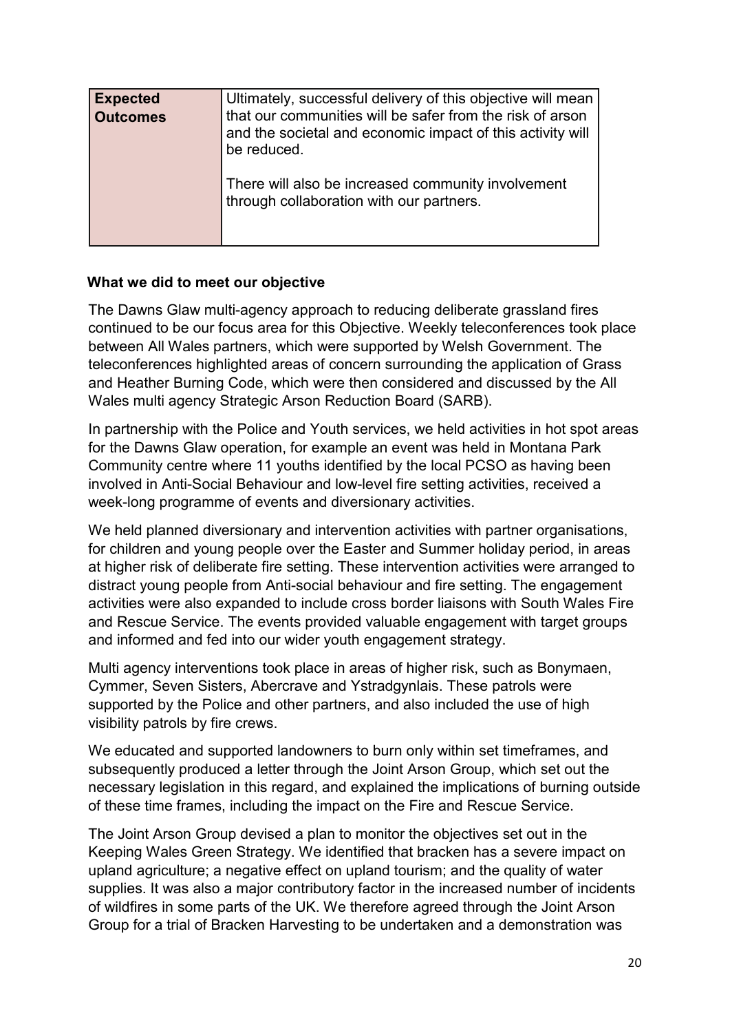| **Expected Outcomes** | Ultimately, successful delivery of this objective will mean that our communities will be safer from the risk of arson and the societal and economic impact of this activity will be reduced.<br><br>There will also be increased community involvement through collaboration with our partners. |
|---|---|

**What we did to meet our objective**

The Dawns Glaw multi-agency approach to reducing deliberate grassland fires continued to be our focus area for this Objective. Weekly teleconferences took place between All Wales partners, which were supported by Welsh Government. The teleconferences highlighted areas of concern surrounding the application of Grass and Heather Burning Code, which were then considered and discussed by the All Wales multi agency Strategic Arson Reduction Board (SARB).

In partnership with the Police and Youth services, we held activities in hot spot areas for the Dawns Glaw operation, for example an event was held in Montana Park Community centre where 11 youths identified by the local PCSO as having been involved in Anti-Social Behaviour and low-level fire setting activities, received a week-long programme of events and diversionary activities.

We held planned diversionary and intervention activities with partner organisations, for children and young people over the Easter and Summer holiday period, in areas at higher risk of deliberate fire setting. These intervention activities were arranged to distract young people from Anti-social behaviour and fire setting. The engagement activities were also expanded to include cross border liaisons with South Wales Fire and Rescue Service. The events provided valuable engagement with target groups and informed and fed into our wider youth engagement strategy.

Multi agency interventions took place in areas of higher risk, such as Bonymaen, Cymmer, Seven Sisters, Abercrave and Ystradgynlais. These patrols were supported by the Police and other partners, and also included the use of high visibility patrols by fire crews.

We educated and supported landowners to burn only within set timeframes, and subsequently produced a letter through the Joint Arson Group, which set out the necessary legislation in this regard, and explained the implications of burning outside of these time frames, including the impact on the Fire and Rescue Service.

The Joint Arson Group devised a plan to monitor the objectives set out in the Keeping Wales Green Strategy. We identified that bracken has a severe impact on upland agriculture; a negative effect on upland tourism; and the quality of water supplies. It was also a major contributory factor in the increased number of incidents of wildfires in some parts of the UK. We therefore agreed through the Joint Arson Group for a trial of Bracken Harvesting to be undertaken and a demonstration was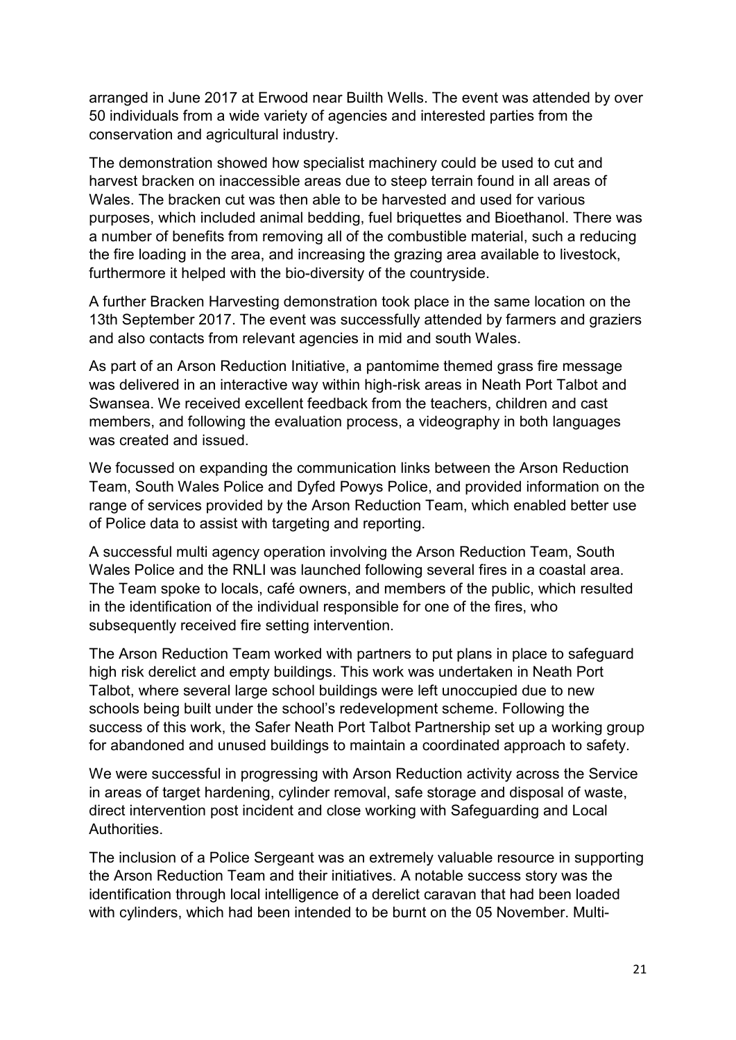arranged in June 2017 at Erwood near Builth Wells. The event was attended by over 50 individuals from a wide variety of agencies and interested parties from the conservation and agricultural industry.

The demonstration showed how specialist machinery could be used to cut and harvest bracken on inaccessible areas due to steep terrain found in all areas of Wales. The bracken cut was then able to be harvested and used for various purposes, which included animal bedding, fuel briquettes and Bioethanol. There was a number of benefits from removing all of the combustible material, such a reducing the fire loading in the area, and increasing the grazing area available to livestock, furthermore it helped with the bio-diversity of the countryside.

A further Bracken Harvesting demonstration took place in the same location on the 13th September 2017. The event was successfully attended by farmers and graziers and also contacts from relevant agencies in mid and south Wales.

As part of an Arson Reduction Initiative, a pantomime themed grass fire message was delivered in an interactive way within high-risk areas in Neath Port Talbot and Swansea. We received excellent feedback from the teachers, children and cast members, and following the evaluation process, a videography in both languages was created and issued.

We focussed on expanding the communication links between the Arson Reduction Team, South Wales Police and Dyfed Powys Police, and provided information on the range of services provided by the Arson Reduction Team, which enabled better use of Police data to assist with targeting and reporting.

A successful multi agency operation involving the Arson Reduction Team, South Wales Police and the RNLI was launched following several fires in a coastal area. The Team spoke to locals, café owners, and members of the public, which resulted in the identification of the individual responsible for one of the fires, who subsequently received fire setting intervention.

The Arson Reduction Team worked with partners to put plans in place to safeguard high risk derelict and empty buildings. This work was undertaken in Neath Port Talbot, where several large school buildings were left unoccupied due to new schools being built under the school's redevelopment scheme. Following the success of this work, the Safer Neath Port Talbot Partnership set up a working group for abandoned and unused buildings to maintain a coordinated approach to safety.

We were successful in progressing with Arson Reduction activity across the Service in areas of target hardening, cylinder removal, safe storage and disposal of waste, direct intervention post incident and close working with Safeguarding and Local Authorities.

The inclusion of a Police Sergeant was an extremely valuable resource in supporting the Arson Reduction Team and their initiatives. A notable success story was the identification through local intelligence of a derelict caravan that had been loaded with cylinders, which had been intended to be burnt on the 05 November. Multi-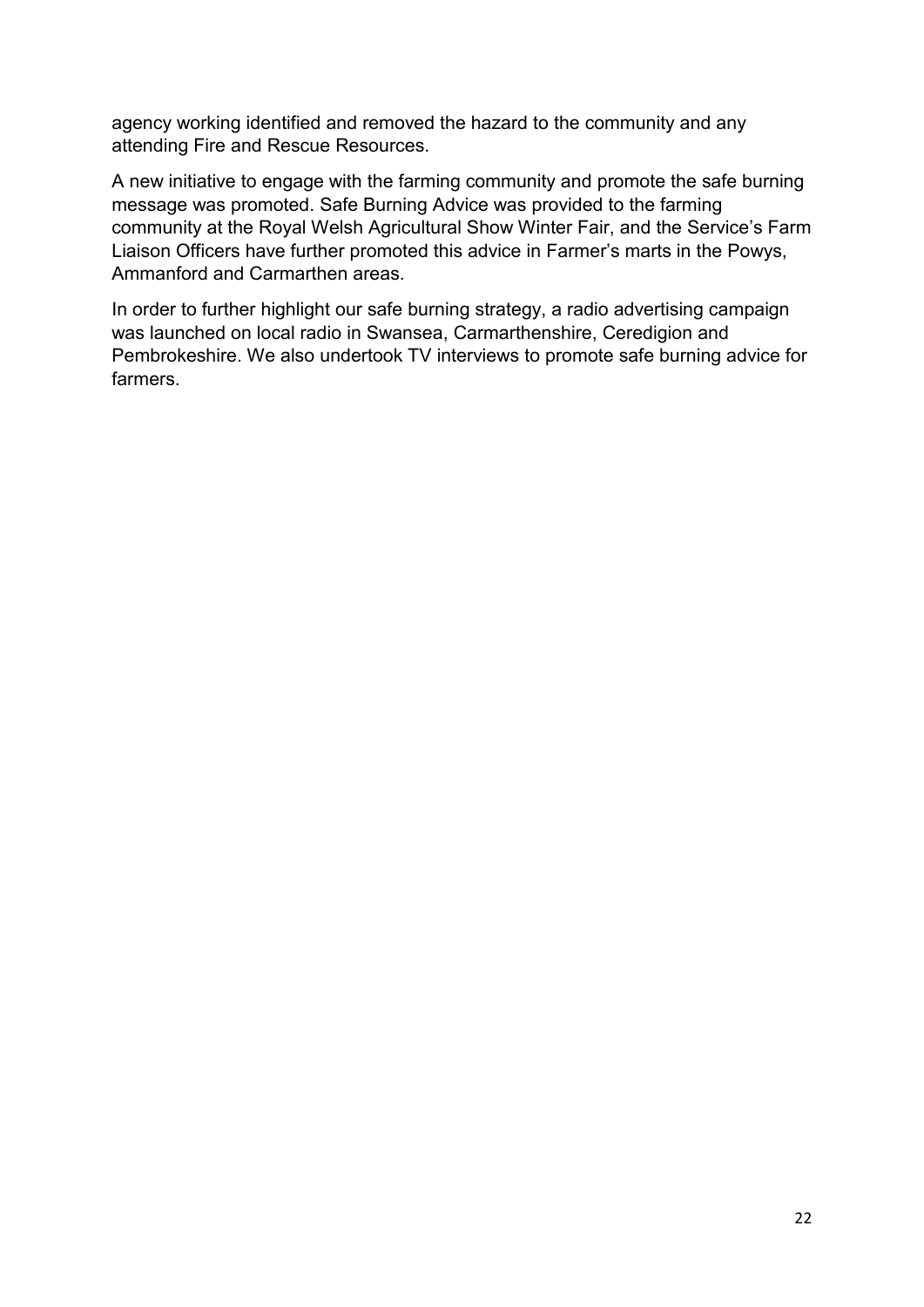agency working identified and removed the hazard to the community and any attending Fire and Rescue Resources.

A new initiative to engage with the farming community and promote the safe burning message was promoted. Safe Burning Advice was provided to the farming community at the Royal Welsh Agricultural Show Winter Fair, and the Service's Farm Liaison Officers have further promoted this advice in Farmer's marts in the Powys, Ammanford and Carmarthen areas.

In order to further highlight our safe burning strategy, a radio advertising campaign was launched on local radio in Swansea, Carmarthenshire, Ceredigion and Pembrokeshire. We also undertook TV interviews to promote safe burning advice for farmers.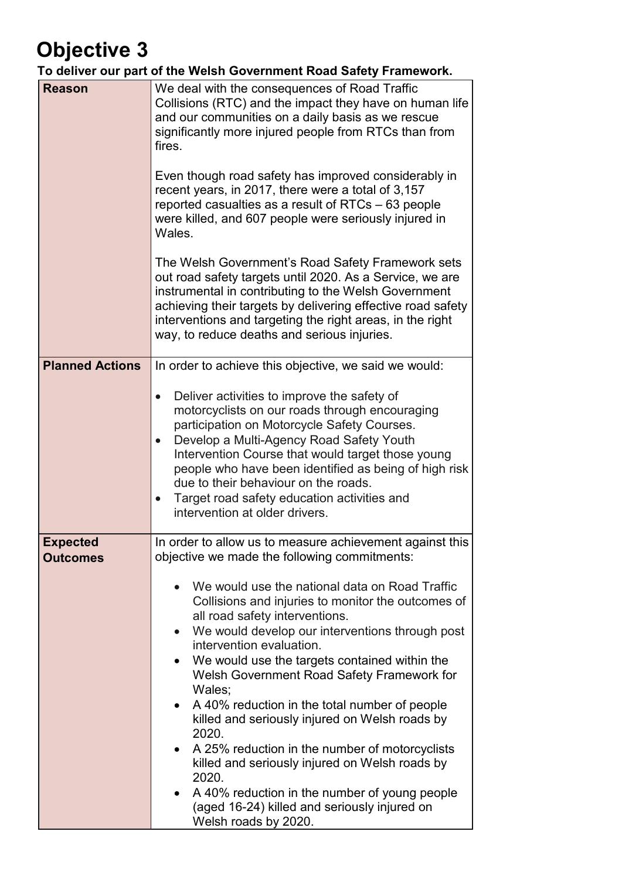# Objective 3

**To deliver our part of the Welsh Government Road Safety Framework.**

| | |
|---|---|
| **Reason** | We deal with the consequences of Road Traffic Collisions (RTC) and the impact they have on human life and our communities on a daily basis as we rescue significantly more injured people from RTCs than from fires.<br><br>Even though road safety has improved considerably in recent years, in 2017, there were a total of 3,157 reported casualties as a result of RTCs – 63 people were killed, and 607 people were seriously injured in Wales.<br><br>The Welsh Government's Road Safety Framework sets out road safety targets until 2020. As a Service, we are instrumental in contributing to the Welsh Government achieving their targets by delivering effective road safety interventions and targeting the right areas, in the right way, to reduce deaths and serious injuries. |
| **Planned Actions** | In order to achieve this objective, we said we would:<br><br>• Deliver activities to improve the safety of motorcyclists on our roads through encouraging participation on Motorcycle Safety Courses.<br>• Develop a Multi-Agency Road Safety Youth Intervention Course that would target those young people who have been identified as being of high risk due to their behaviour on the roads.<br>• Target road safety education activities and intervention at older drivers. |
| **Expected Outcomes** | In order to allow us to measure achievement against this objective we made the following commitments:<br><br>• We would use the national data on Road Traffic Collisions and injuries to monitor the outcomes of all road safety interventions.<br>• We would develop our interventions through post intervention evaluation.<br>• We would use the targets contained within the Welsh Government Road Safety Framework for Wales;<br>• A 40% reduction in the total number of people killed and seriously injured on Welsh roads by 2020.<br>• A 25% reduction in the number of motorcyclists killed and seriously injured on Welsh roads by 2020.<br>• A 40% reduction in the number of young people (aged 16-24) killed and seriously injured on Welsh roads by 2020. |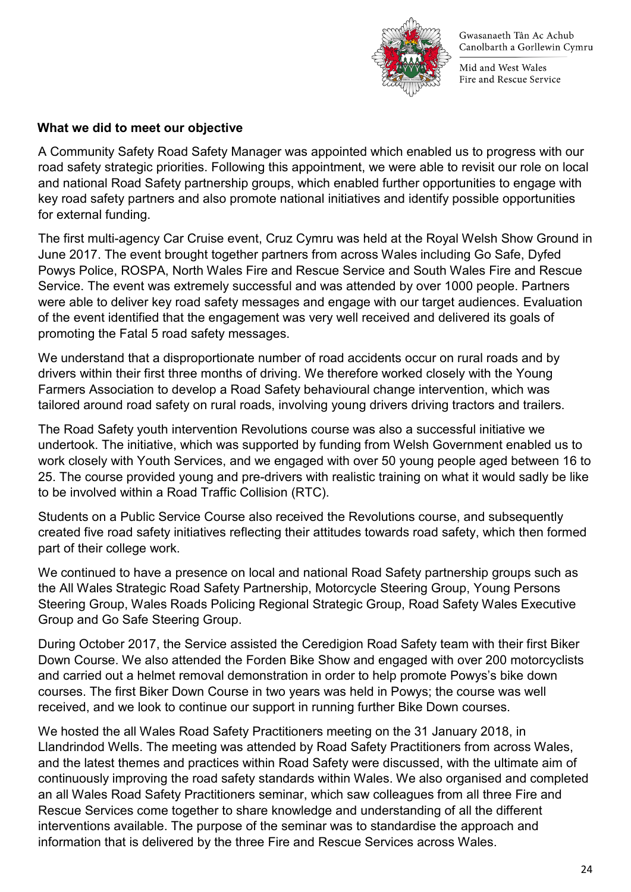### What we did to meet our objective

A Community Safety Road Safety Manager was appointed which enabled us to progress with our road safety strategic priorities. Following this appointment, we were able to revisit our role on local and national Road Safety partnership groups, which enabled further opportunities to engage with key road safety partners and also promote national initiatives and identify possible opportunities for external funding.

The first multi-agency Car Cruise event, Cruz Cymru was held at the Royal Welsh Show Ground in June 2017. The event brought together partners from across Wales including Go Safe, Dyfed Powys Police, ROSPA, North Wales Fire and Rescue Service and South Wales Fire and Rescue Service. The event was extremely successful and was attended by over 1000 people. Partners were able to deliver key road safety messages and engage with our target audiences. Evaluation of the event identified that the engagement was very well received and delivered its goals of promoting the Fatal 5 road safety messages.

We understand that a disproportionate number of road accidents occur on rural roads and by drivers within their first three months of driving. We therefore worked closely with the Young Farmers Association to develop a Road Safety behavioural change intervention, which was tailored around road safety on rural roads, involving young drivers driving tractors and trailers.

The Road Safety youth intervention Revolutions course was also a successful initiative we undertook. The initiative, which was supported by funding from Welsh Government enabled us to work closely with Youth Services, and we engaged with over 50 young people aged between 16 to 25. The course provided young and pre-drivers with realistic training on what it would sadly be like to be involved within a Road Traffic Collision (RTC).

Students on a Public Service Course also received the Revolutions course, and subsequently created five road safety initiatives reflecting their attitudes towards road safety, which then formed part of their college work.

We continued to have a presence on local and national Road Safety partnership groups such as the All Wales Strategic Road Safety Partnership, Motorcycle Steering Group, Young Persons Steering Group, Wales Roads Policing Regional Strategic Group, Road Safety Wales Executive Group and Go Safe Steering Group.

During October 2017, the Service assisted the Ceredigion Road Safety team with their first Biker Down Course. We also attended the Forden Bike Show and engaged with over 200 motorcyclists and carried out a helmet removal demonstration in order to help promote Powys's bike down courses. The first Biker Down Course in two years was held in Powys; the course was well received, and we look to continue our support in running further Bike Down courses.

We hosted the all Wales Road Safety Practitioners meeting on the 31 January 2018, in Llandrindod Wells. The meeting was attended by Road Safety Practitioners from across Wales, and the latest themes and practices within Road Safety were discussed, with the ultimate aim of continuously improving the road safety standards within Wales. We also organised and completed an all Wales Road Safety Practitioners seminar, which saw colleagues from all three Fire and Rescue Services come together to share knowledge and understanding of all the different interventions available. The purpose of the seminar was to standardise the approach and information that is delivered by the three Fire and Rescue Services across Wales.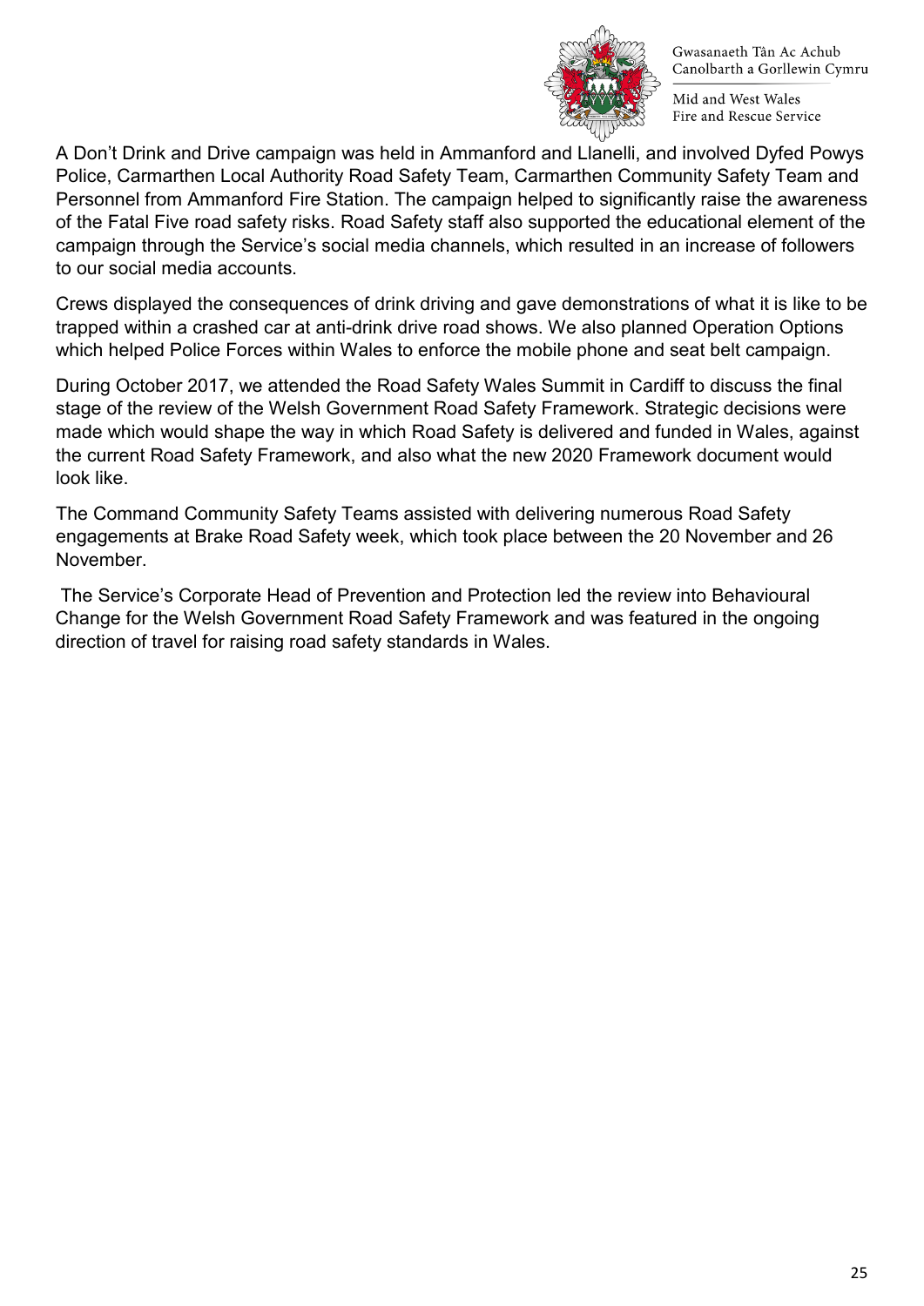A Don’t Drink and Drive campaign was held in Ammanford and Llanelli, and involved Dyfed Powys Police, Carmarthen Local Authority Road Safety Team, Carmarthen Community Safety Team and Personnel from Ammanford Fire Station. The campaign helped to significantly raise the awareness of the Fatal Five road safety risks. Road Safety staff also supported the educational element of the campaign through the Service’s social media channels, which resulted in an increase of followers to our social media accounts.

Crews displayed the consequences of drink driving and gave demonstrations of what it is like to be trapped within a crashed car at anti-drink drive road shows. We also planned Operation Options which helped Police Forces within Wales to enforce the mobile phone and seat belt campaign.

During October 2017, we attended the Road Safety Wales Summit in Cardiff to discuss the final stage of the review of the Welsh Government Road Safety Framework. Strategic decisions were made which would shape the way in which Road Safety is delivered and funded in Wales, against the current Road Safety Framework, and also what the new 2020 Framework document would look like.

The Command Community Safety Teams assisted with delivering numerous Road Safety engagements at Brake Road Safety week, which took place between the 20 November and 26 November.

The Service’s Corporate Head of Prevention and Protection led the review into Behavioural Change for the Welsh Government Road Safety Framework and was featured in the ongoing direction of travel for raising road safety standards in Wales.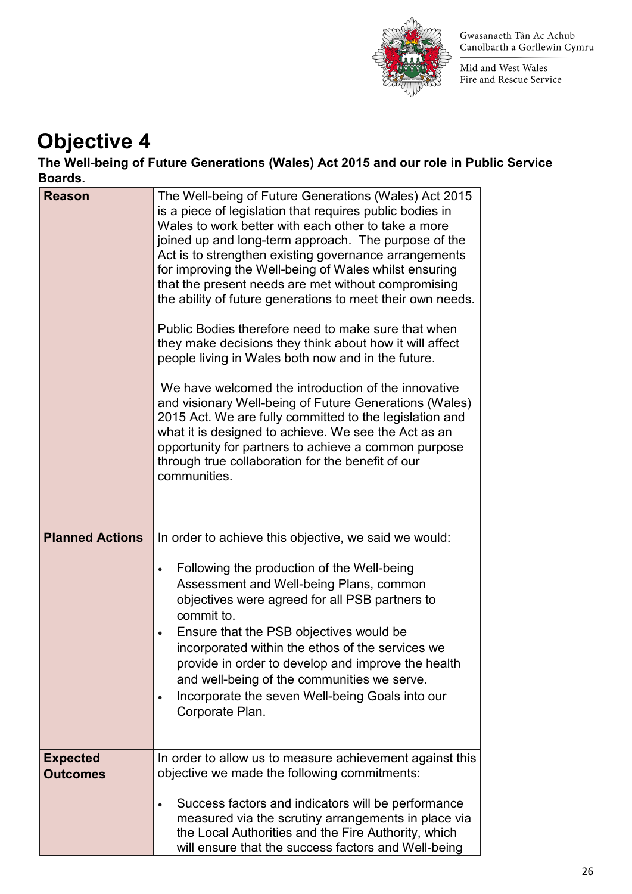# Objective 4

**The Well-being of Future Generations (Wales) Act 2015 and our role in Public Service Boards.**

| | |
|---|---|
| **Reason** | The Well-being of Future Generations (Wales) Act 2015 is a piece of legislation that requires public bodies in Wales to work better with each other to take a more joined up and long-term approach. The purpose of the Act is to strengthen existing governance arrangements for improving the Well-being of Wales whilst ensuring that the present needs are met without compromising the ability of future generations to meet their own needs.<br><br>Public Bodies therefore need to make sure that when they make decisions they think about how it will affect people living in Wales both now and in the future.<br><br>We have welcomed the introduction of the innovative and visionary Well-being of Future Generations (Wales) 2015 Act. We are fully committed to the legislation and what it is designed to achieve. We see the Act as an opportunity for partners to achieve a common purpose through true collaboration for the benefit of our communities. |
| **Planned Actions** | In order to achieve this objective, we said we would:<br><br>• Following the production of the Well-being Assessment and Well-being Plans, common objectives were agreed for all PSB partners to commit to.<br>• Ensure that the PSB objectives would be incorporated within the ethos of the services we provide in order to develop and improve the health and well-being of the communities we serve.<br>• Incorporate the seven Well-being Goals into our Corporate Plan. |
| **Expected Outcomes** | In order to allow us to measure achievement against this objective we made the following commitments:<br><br>• Success factors and indicators will be performance measured via the scrutiny arrangements in place via the Local Authorities and the Fire Authority, which will ensure that the success factors and Well-being |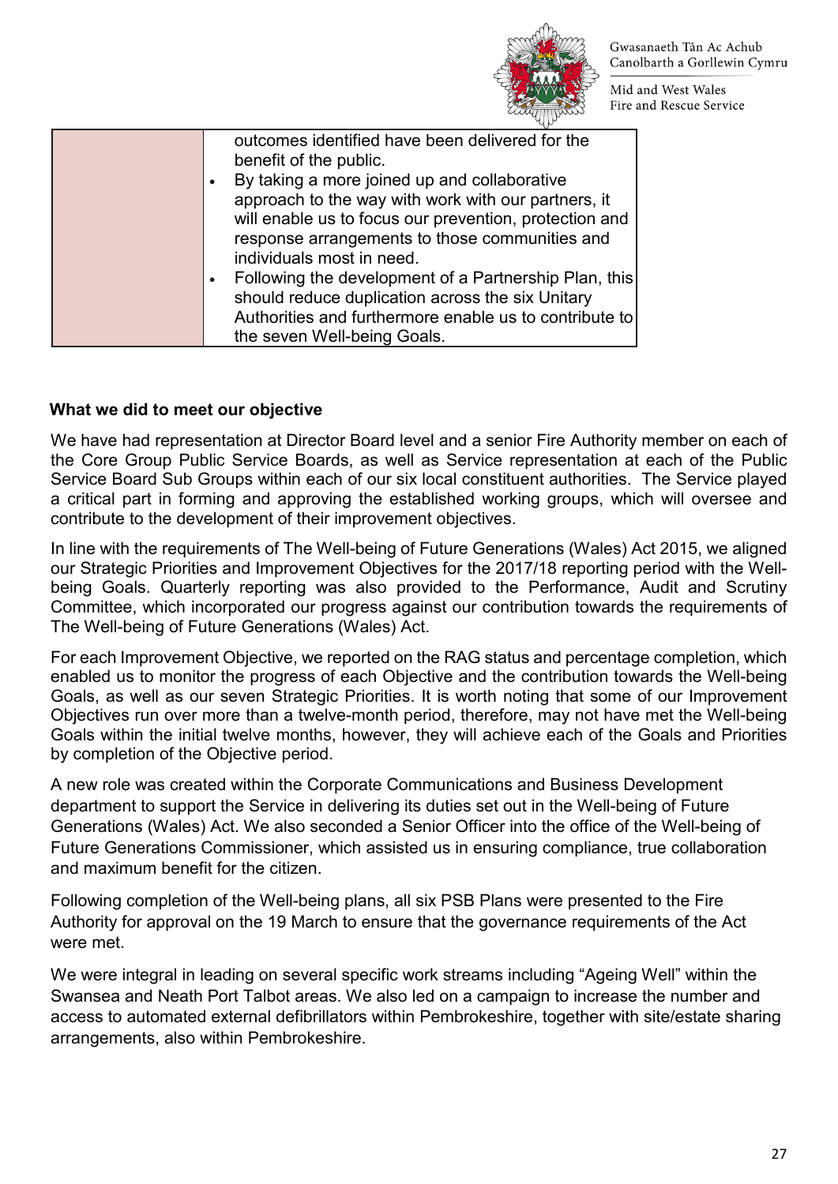| | |
|---|---|
| | outcomes identified have been delivered for the benefit of the public.<br>• By taking a more joined up and collaborative approach to the way with work with our partners, it will enable us to focus our prevention, protection and response arrangements to those communities and individuals most in need.<br>• Following the development of a Partnership Plan, this should reduce duplication across the six Unitary Authorities and furthermore enable us to contribute to the seven Well-being Goals. |

**What we did to meet our objective**

We have had representation at Director Board level and a senior Fire Authority member on each of the Core Group Public Service Boards, as well as Service representation at each of the Public Service Board Sub Groups within each of our six local constituent authorities. The Service played a critical part in forming and approving the established working groups, which will oversee and contribute to the development of their improvement objectives.

In line with the requirements of The Well-being of Future Generations (Wales) Act 2015, we aligned our Strategic Priorities and Improvement Objectives for the 2017/18 reporting period with the Well-being Goals. Quarterly reporting was also provided to the Performance, Audit and Scrutiny Committee, which incorporated our progress against our contribution towards the requirements of The Well-being of Future Generations (Wales) Act.

For each Improvement Objective, we reported on the RAG status and percentage completion, which enabled us to monitor the progress of each Objective and the contribution towards the Well-being Goals, as well as our seven Strategic Priorities. It is worth noting that some of our Improvement Objectives run over more than a twelve-month period, therefore, may not have met the Well-being Goals within the initial twelve months, however, they will achieve each of the Goals and Priorities by completion of the Objective period.

A new role was created within the Corporate Communications and Business Development department to support the Service in delivering its duties set out in the Well-being of Future Generations (Wales) Act. We also seconded a Senior Officer into the office of the Well-being of Future Generations Commissioner, which assisted us in ensuring compliance, true collaboration and maximum benefit for the citizen.

Following completion of the Well-being plans, all six PSB Plans were presented to the Fire Authority for approval on the 19 March to ensure that the governance requirements of the Act were met.

We were integral in leading on several specific work streams including "Ageing Well" within the Swansea and Neath Port Talbot areas. We also led on a campaign to increase the number and access to automated external defibrillators within Pembrokeshire, together with site/estate sharing arrangements, also within Pembrokeshire.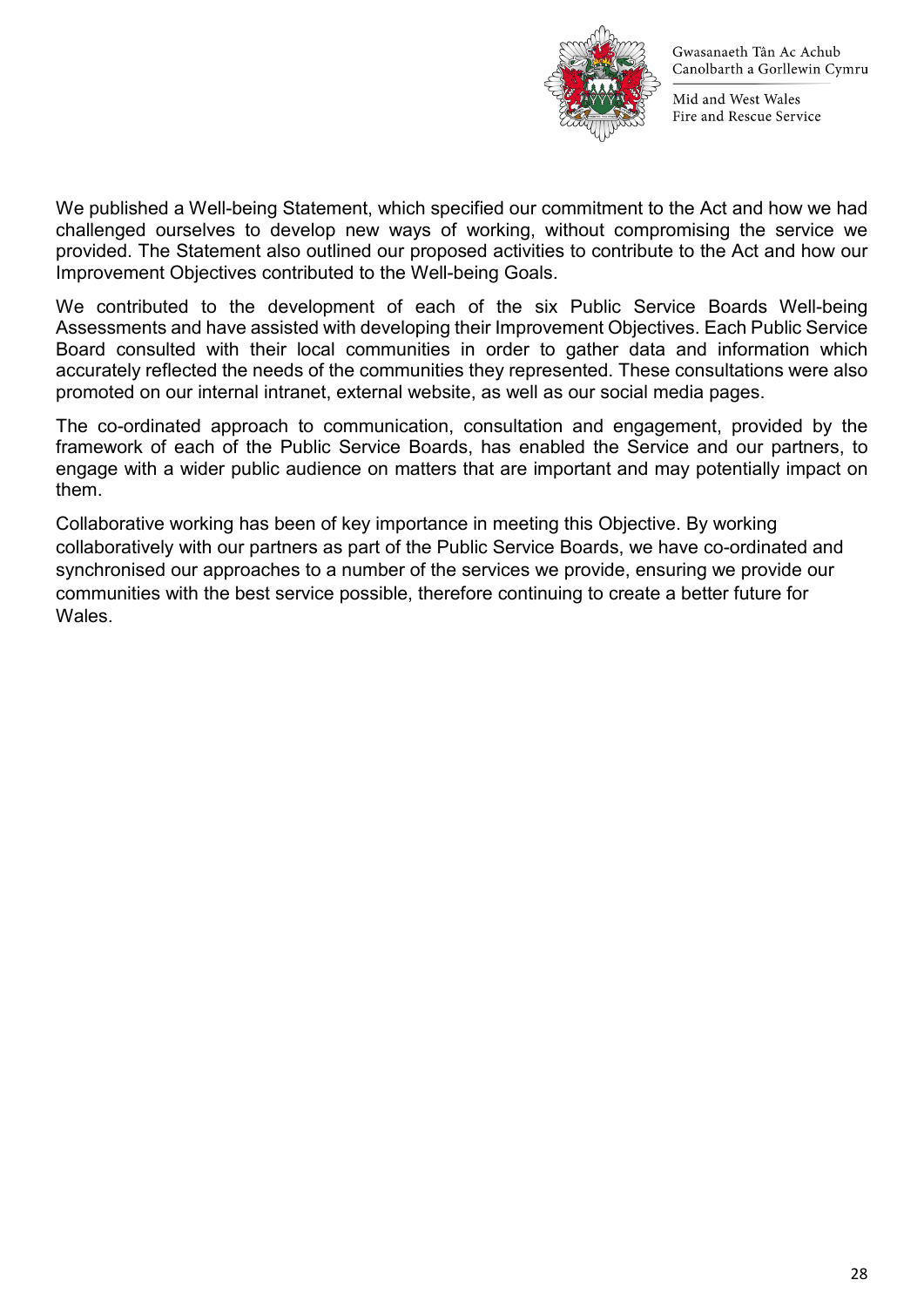We published a Well-being Statement, which specified our commitment to the Act and how we had challenged ourselves to develop new ways of working, without compromising the service we provided. The Statement also outlined our proposed activities to contribute to the Act and how our Improvement Objectives contributed to the Well-being Goals.

We contributed to the development of each of the six Public Service Boards Well-being Assessments and have assisted with developing their Improvement Objectives. Each Public Service Board consulted with their local communities in order to gather data and information which accurately reflected the needs of the communities they represented. These consultations were also promoted on our internal intranet, external website, as well as our social media pages.

The co-ordinated approach to communication, consultation and engagement, provided by the framework of each of the Public Service Boards, has enabled the Service and our partners, to engage with a wider public audience on matters that are important and may potentially impact on them.

Collaborative working has been of key importance in meeting this Objective. By working collaboratively with our partners as part of the Public Service Boards, we have co-ordinated and synchronised our approaches to a number of the services we provide, ensuring we provide our communities with the best service possible, therefore continuing to create a better future for Wales.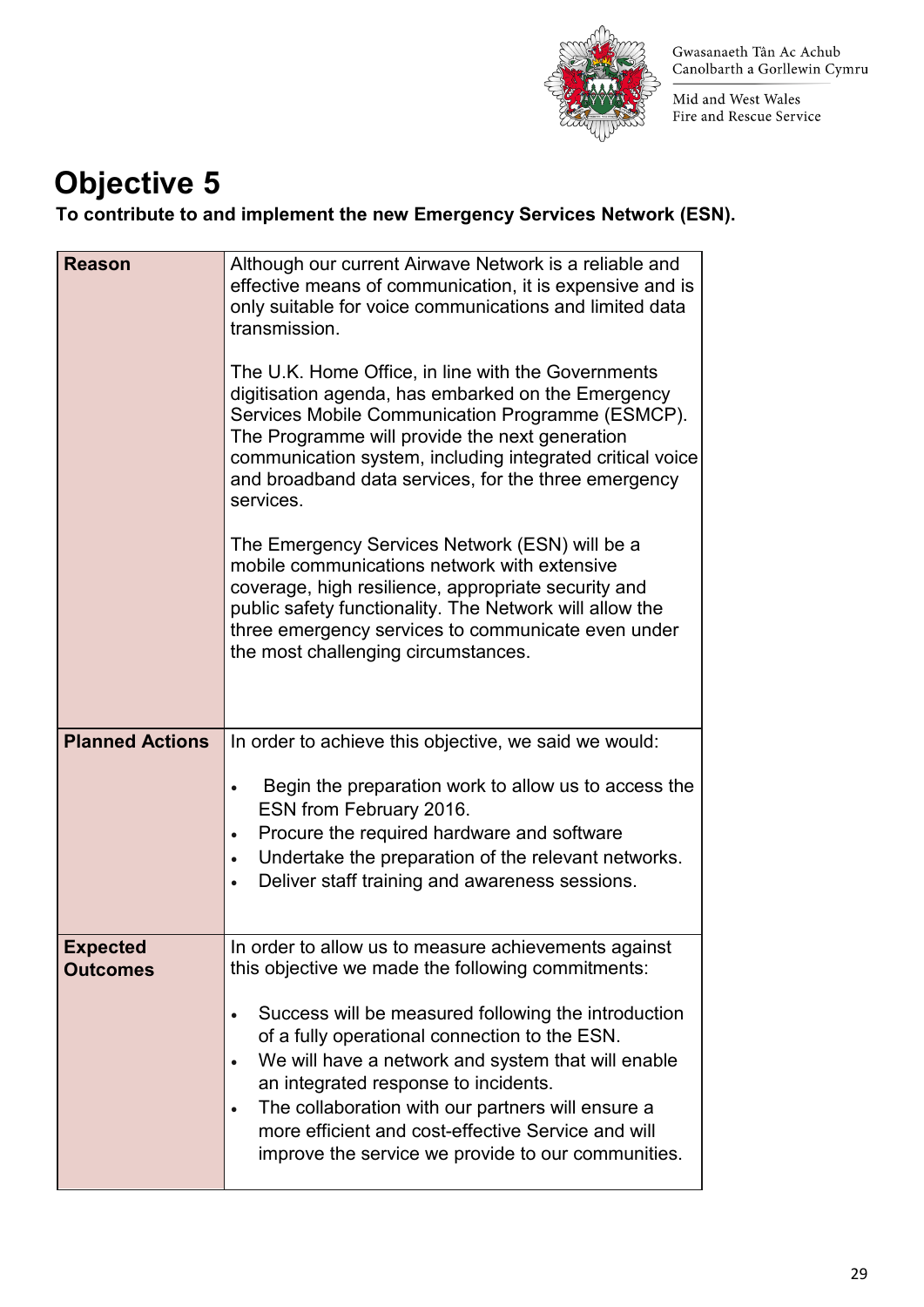# Objective 5

**To contribute to and implement the new Emergency Services Network (ESN).**

| | |
|---|---|
| **Reason** | Although our current Airwave Network is a reliable and effective means of communication, it is expensive and is only suitable for voice communications and limited data transmission.<br><br>The U.K. Home Office, in line with the Governments digitisation agenda, has embarked on the Emergency Services Mobile Communication Programme (ESMCP). The Programme will provide the next generation communication system, including integrated critical voice and broadband data services, for the three emergency services.<br><br>The Emergency Services Network (ESN) will be a mobile communications network with extensive coverage, high resilience, appropriate security and public safety functionality. The Network will allow the three emergency services to communicate even under the most challenging circumstances. |
| **Planned Actions** | In order to achieve this objective, we said we would:<br><br>• Begin the preparation work to allow us to access the ESN from February 2016.<br>• Procure the required hardware and software<br>• Undertake the preparation of the relevant networks.<br>• Deliver staff training and awareness sessions. |
| **Expected Outcomes** | In order to allow us to measure achievements against this objective we made the following commitments:<br><br>• Success will be measured following the introduction of a fully operational connection to the ESN.<br>• We will have a network and system that will enable an integrated response to incidents.<br>• The collaboration with our partners will ensure a more efficient and cost-effective Service and will improve the service we provide to our communities. |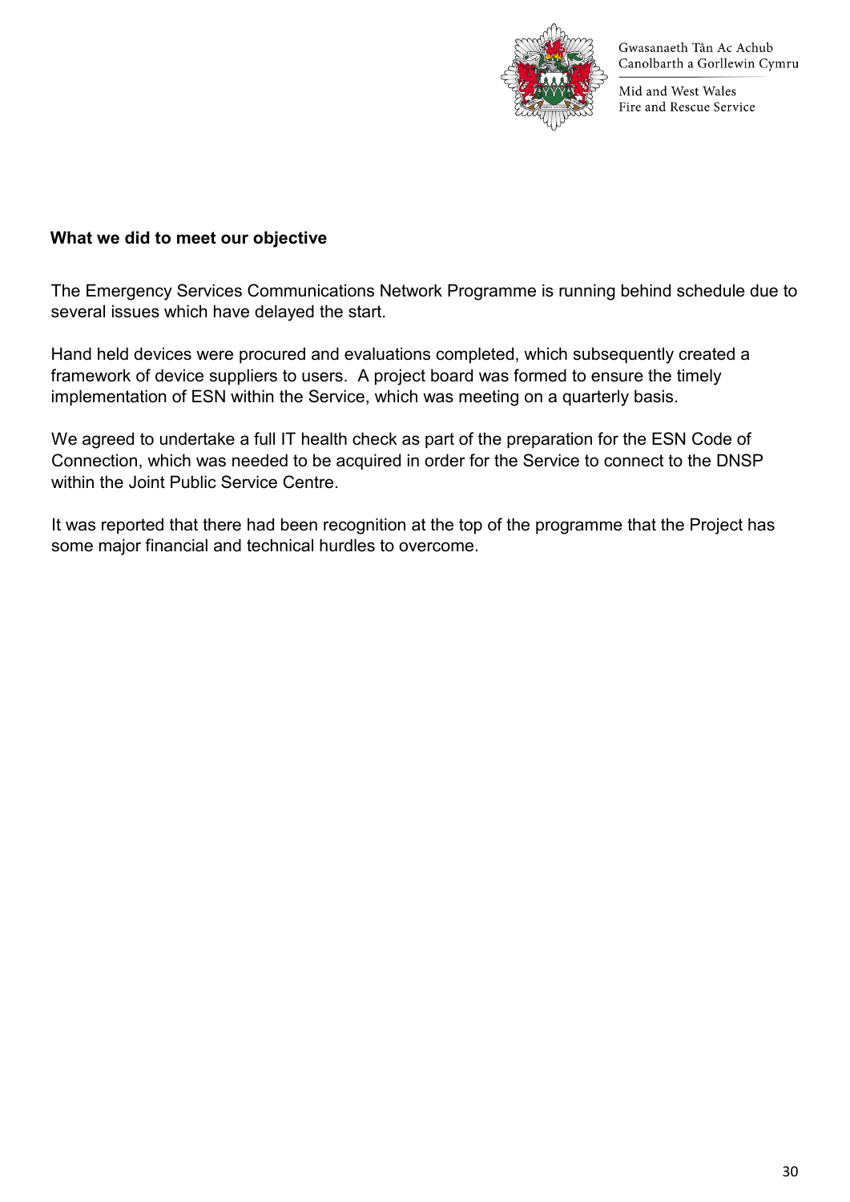**What we did to meet our objective**

The Emergency Services Communications Network Programme is running behind schedule due to several issues which have delayed the start.

Hand held devices were procured and evaluations completed, which subsequently created a framework of device suppliers to users. A project board was formed to ensure the timely implementation of ESN within the Service, which was meeting on a quarterly basis.

We agreed to undertake a full IT health check as part of the preparation for the ESN Code of Connection, which was needed to be acquired in order for the Service to connect to the DNSP within the Joint Public Service Centre.

It was reported that there had been recognition at the top of the programme that the Project has some major financial and technical hurdles to overcome.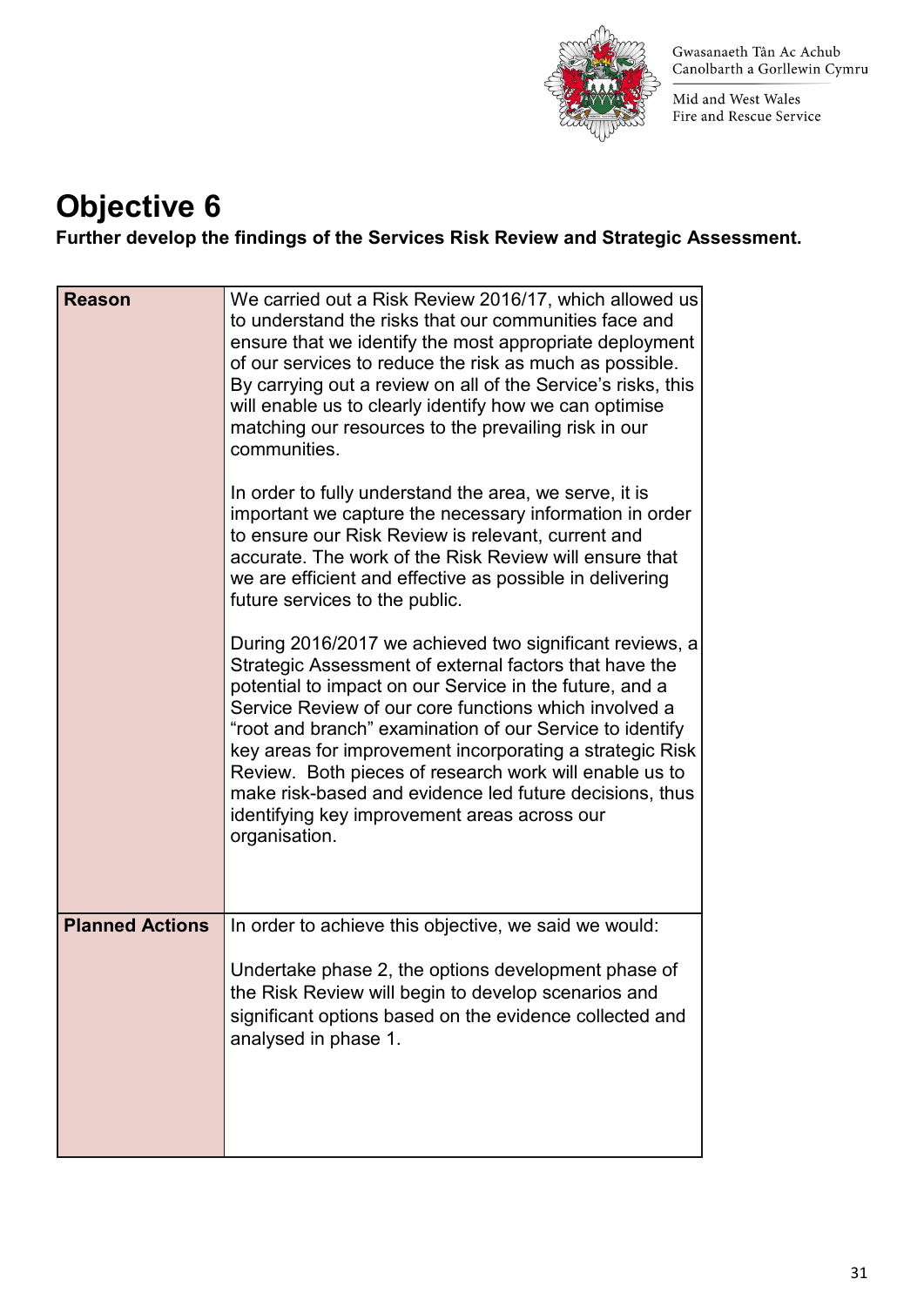# Objective 6

**Further develop the findings of the Services Risk Review and Strategic Assessment.**

| **Reason** | We carried out a Risk Review 2016/17, which allowed us to understand the risks that our communities face and ensure that we identify the most appropriate deployment of our services to reduce the risk as much as possible. By carrying out a review on all of the Service's risks, this will enable us to clearly identify how we can optimise matching our resources to the prevailing risk in our communities.<br><br>In order to fully understand the area, we serve, it is important we capture the necessary information in order to ensure our Risk Review is relevant, current and accurate. The work of the Risk Review will ensure that we are efficient and effective as possible in delivering future services to the public.<br><br>During 2016/2017 we achieved two significant reviews, a Strategic Assessment of external factors that have the potential to impact on our Service in the future, and a Service Review of our core functions which involved a "root and branch" examination of our Service to identify key areas for improvement incorporating a strategic Risk Review. Both pieces of research work will enable us to make risk-based and evidence led future decisions, thus identifying key improvement areas across our organisation. |
|---|---|
| **Planned Actions** | In order to achieve this objective, we said we would:<br><br>Undertake phase 2, the options development phase of the Risk Review will begin to develop scenarios and significant options based on the evidence collected and analysed in phase 1. |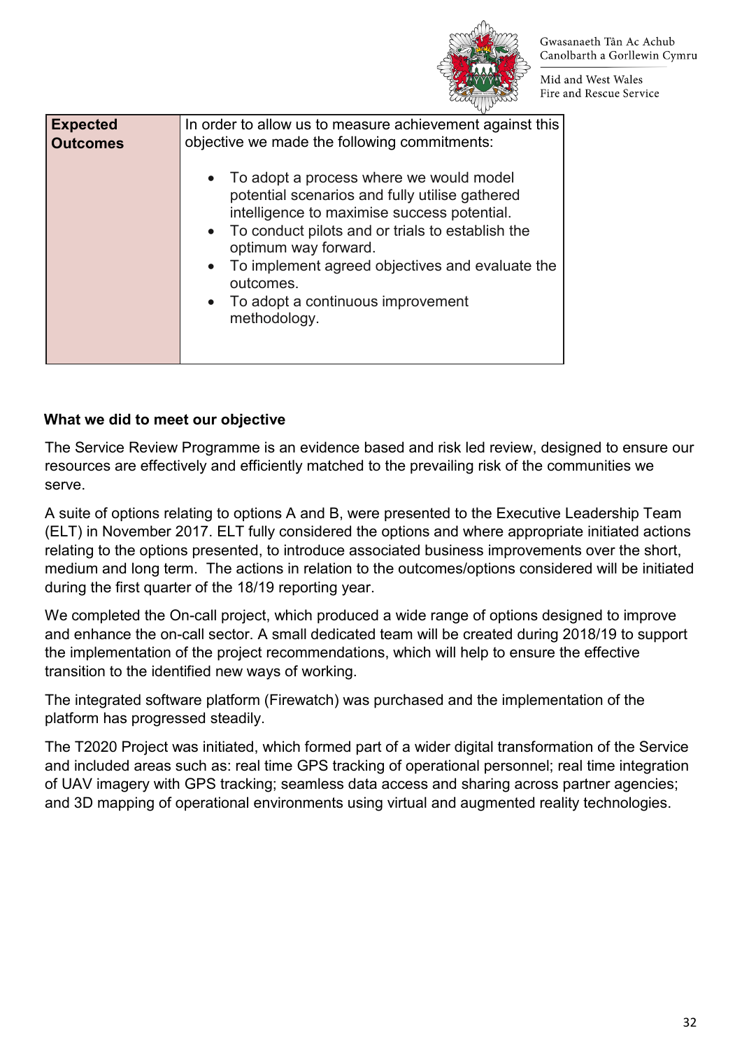| Expected Outcomes | In order to allow us to measure achievement against this objective we made the following commitments:<br><br>• To adopt a process where we would model potential scenarios and fully utilise gathered intelligence to maximise success potential.<br>• To conduct pilots and or trials to establish the optimum way forward.<br>• To implement agreed objectives and evaluate the outcomes.<br>• To adopt a continuous improvement methodology. |
|---|---|

**What we did to meet our objective**

The Service Review Programme is an evidence based and risk led review, designed to ensure our resources are effectively and efficiently matched to the prevailing risk of the communities we serve.

A suite of options relating to options A and B, were presented to the Executive Leadership Team (ELT) in November 2017. ELT fully considered the options and where appropriate initiated actions relating to the options presented, to introduce associated business improvements over the short, medium and long term. The actions in relation to the outcomes/options considered will be initiated during the first quarter of the 18/19 reporting year.

We completed the On-call project, which produced a wide range of options designed to improve and enhance the on-call sector. A small dedicated team will be created during 2018/19 to support the implementation of the project recommendations, which will help to ensure the effective transition to the identified new ways of working.

The integrated software platform (Firewatch) was purchased and the implementation of the platform has progressed steadily.

The T2020 Project was initiated, which formed part of a wider digital transformation of the Service and included areas such as: real time GPS tracking of operational personnel; real time integration of UAV imagery with GPS tracking; seamless data access and sharing across partner agencies; and 3D mapping of operational environments using virtual and augmented reality technologies.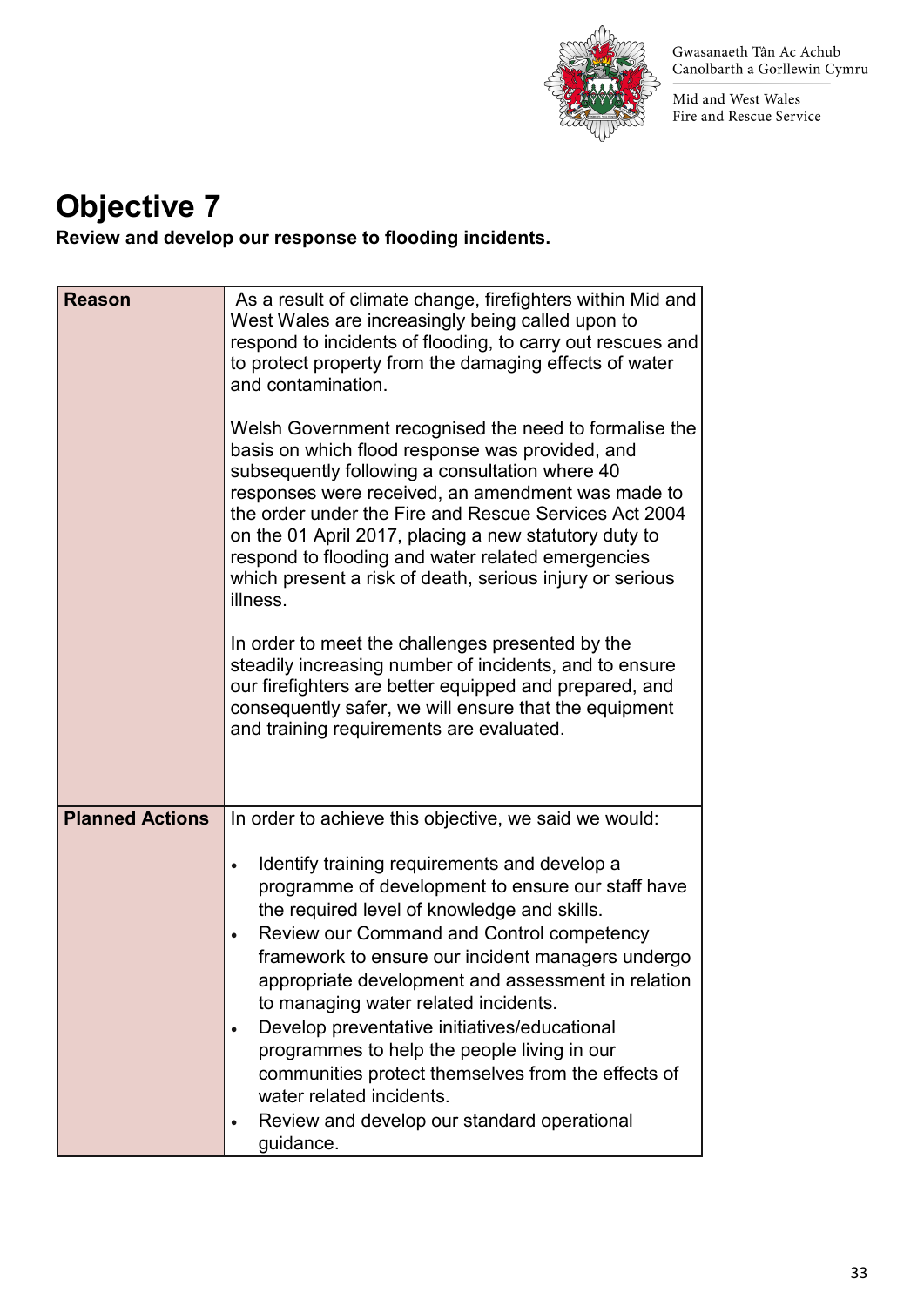# Objective 7

**Review and develop our response to flooding incidents.**

| | |
|---|---|
| **Reason** | As a result of climate change, firefighters within Mid and West Wales are increasingly being called upon to respond to incidents of flooding, to carry out rescues and to protect property from the damaging effects of water and contamination.<br><br>Welsh Government recognised the need to formalise the basis on which flood response was provided, and subsequently following a consultation where 40 responses were received, an amendment was made to the order under the Fire and Rescue Services Act 2004 on the 01 April 2017, placing a new statutory duty to respond to flooding and water related emergencies which present a risk of death, serious injury or serious illness.<br><br>In order to meet the challenges presented by the steadily increasing number of incidents, and to ensure our firefighters are better equipped and prepared, and consequently safer, we will ensure that the equipment and training requirements are evaluated. |
| **Planned Actions** | In order to achieve this objective, we said we would:<br><br>• Identify training requirements and develop a programme of development to ensure our staff have the required level of knowledge and skills.<br>• Review our Command and Control competency framework to ensure our incident managers undergo appropriate development and assessment in relation to managing water related incidents.<br>• Develop preventative initiatives/educational programmes to help the people living in our communities protect themselves from the effects of water related incidents.<br>• Review and develop our standard operational guidance. |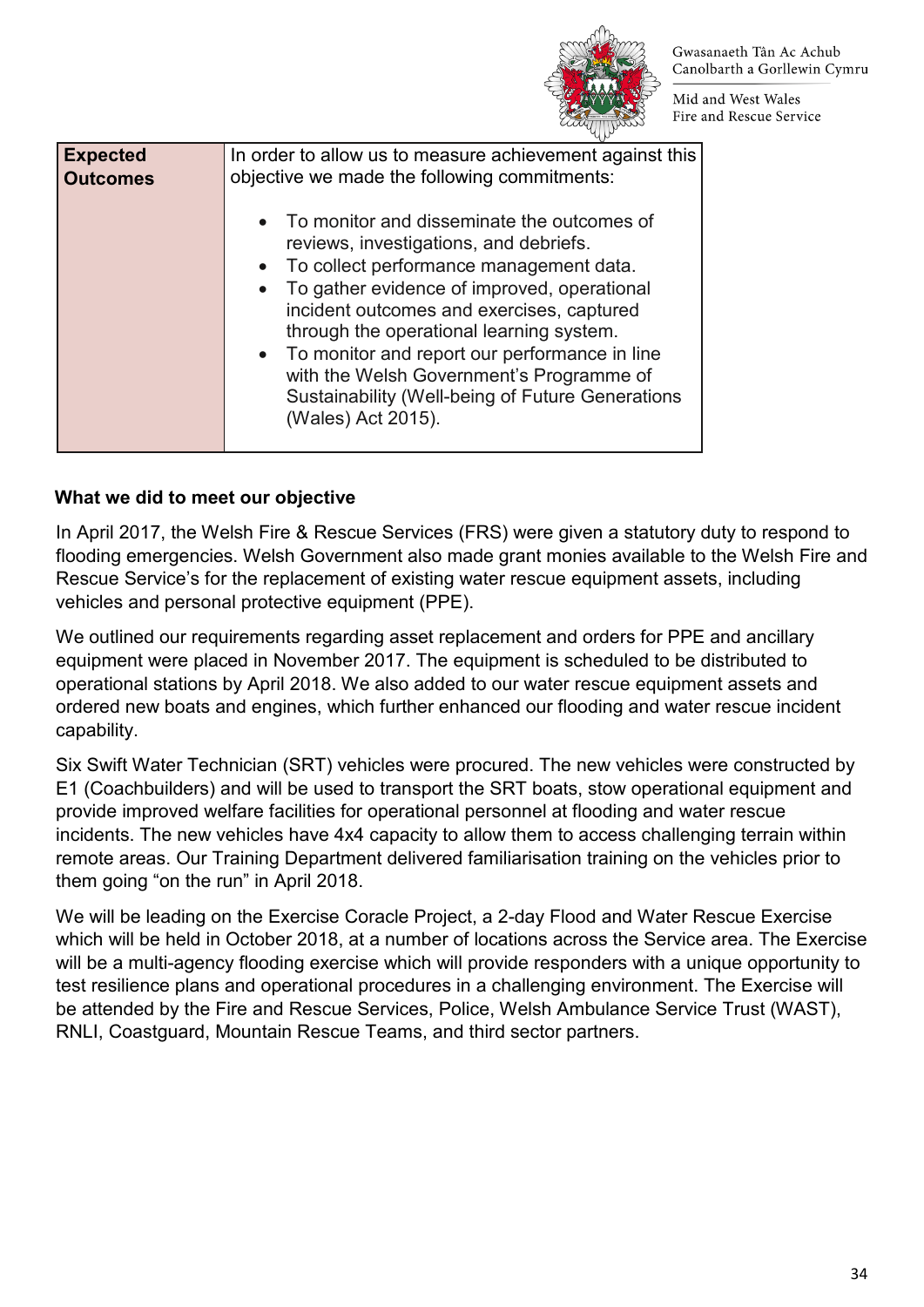| **Expected Outcomes** | In order to allow us to measure achievement against this objective we made the following commitments:<br><br>• To monitor and disseminate the outcomes of reviews, investigations, and debriefs.<br>• To collect performance management data.<br>• To gather evidence of improved, operational incident outcomes and exercises, captured through the operational learning system.<br>• To monitor and report our performance in line with the Welsh Government's Programme of Sustainability (Well-being of Future Generations (Wales) Act 2015). |
|---|---|

**What we did to meet our objective**

In April 2017, the Welsh Fire & Rescue Services (FRS) were given a statutory duty to respond to flooding emergencies. Welsh Government also made grant monies available to the Welsh Fire and Rescue Service's for the replacement of existing water rescue equipment assets, including vehicles and personal protective equipment (PPE).

We outlined our requirements regarding asset replacement and orders for PPE and ancillary equipment were placed in November 2017. The equipment is scheduled to be distributed to operational stations by April 2018. We also added to our water rescue equipment assets and ordered new boats and engines, which further enhanced our flooding and water rescue incident capability.

Six Swift Water Technician (SRT) vehicles were procured. The new vehicles were constructed by E1 (Coachbuilders) and will be used to transport the SRT boats, stow operational equipment and provide improved welfare facilities for operational personnel at flooding and water rescue incidents. The new vehicles have 4x4 capacity to allow them to access challenging terrain within remote areas. Our Training Department delivered familiarisation training on the vehicles prior to them going "on the run" in April 2018.

We will be leading on the Exercise Coracle Project, a 2-day Flood and Water Rescue Exercise which will be held in October 2018, at a number of locations across the Service area. The Exercise will be a multi-agency flooding exercise which will provide responders with a unique opportunity to test resilience plans and operational procedures in a challenging environment. The Exercise will be attended by the Fire and Rescue Services, Police, Welsh Ambulance Service Trust (WAST), RNLI, Coastguard, Mountain Rescue Teams, and third sector partners.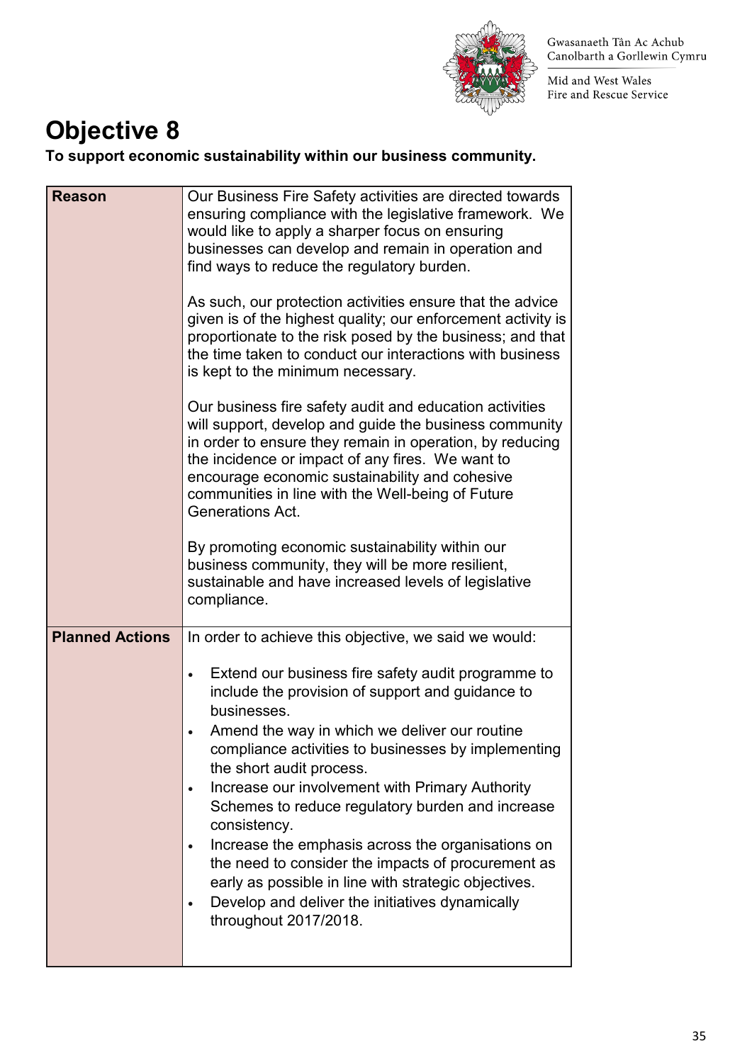# Objective 8

**To support economic sustainability within our business community.**

| **Reason** | Our Business Fire Safety activities are directed towards ensuring compliance with the legislative framework. We would like to apply a sharper focus on ensuring businesses can develop and remain in operation and find ways to reduce the regulatory burden.<br><br>As such, our protection activities ensure that the advice given is of the highest quality; our enforcement activity is proportionate to the risk posed by the business; and that the time taken to conduct our interactions with business is kept to the minimum necessary.<br><br>Our business fire safety audit and education activities will support, develop and guide the business community in order to ensure they remain in operation, by reducing the incidence or impact of any fires. We want to encourage economic sustainability and cohesive communities in line with the Well-being of Future Generations Act.<br><br>By promoting economic sustainability within our business community, they will be more resilient, sustainable and have increased levels of legislative compliance. |
|---|---|
| **Planned Actions** | In order to achieve this objective, we said we would:<br><br>• Extend our business fire safety audit programme to include the provision of support and guidance to businesses.<br>• Amend the way in which we deliver our routine compliance activities to businesses by implementing the short audit process.<br>• Increase our involvement with Primary Authority Schemes to reduce regulatory burden and increase consistency.<br>• Increase the emphasis across the organisations on the need to consider the impacts of procurement as early as possible in line with strategic objectives.<br>• Develop and deliver the initiatives dynamically throughout 2017/2018. |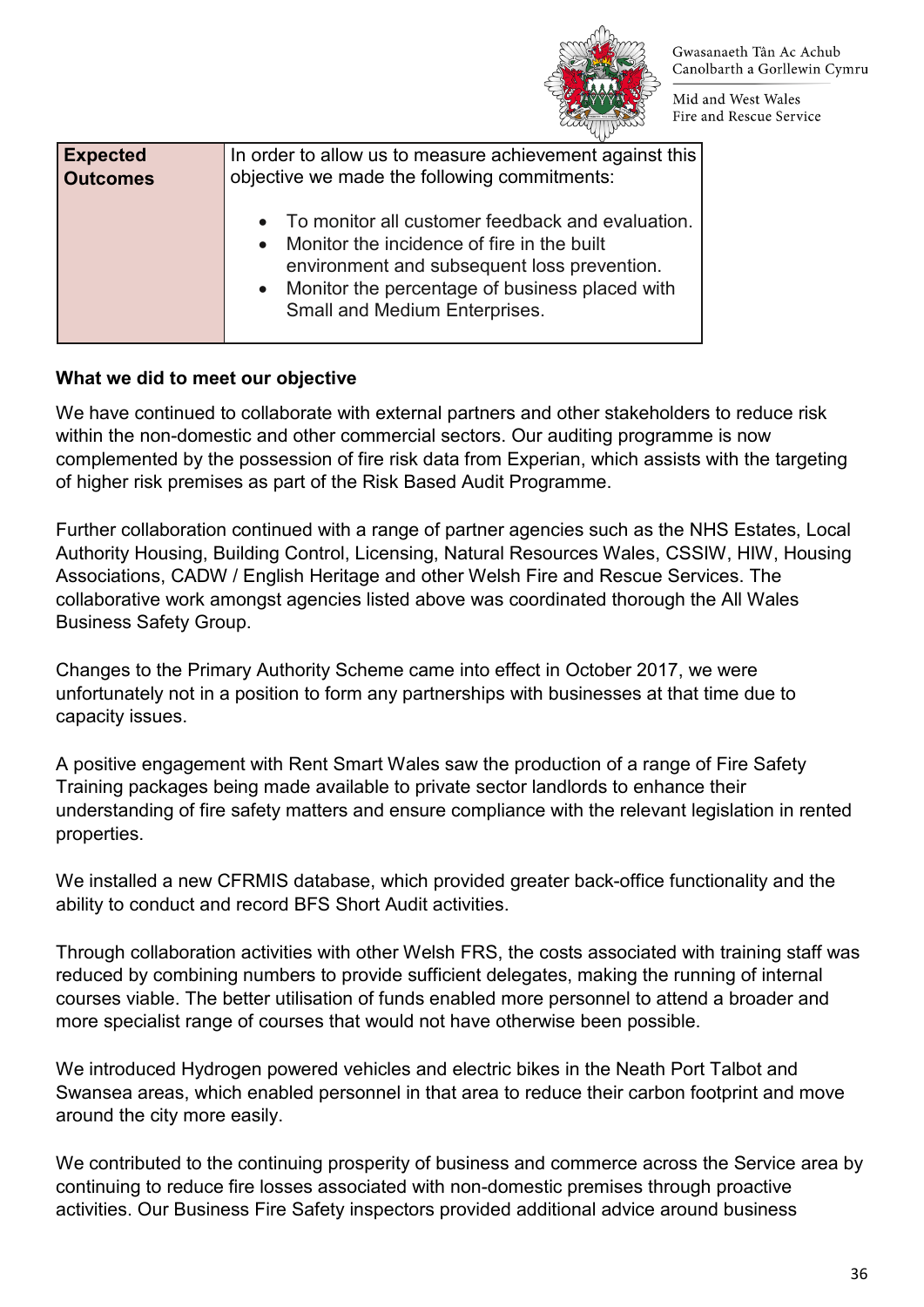| Expected Outcomes | In order to allow us to measure achievement against this objective we made the following commitments:<br><br>• To monitor all customer feedback and evaluation.<br>• Monitor the incidence of fire in the built environment and subsequent loss prevention.<br>• Monitor the percentage of business placed with Small and Medium Enterprises. |
|---|---|

**What we did to meet our objective**

We have continued to collaborate with external partners and other stakeholders to reduce risk within the non-domestic and other commercial sectors. Our auditing programme is now complemented by the possession of fire risk data from Experian, which assists with the targeting of higher risk premises as part of the Risk Based Audit Programme.

Further collaboration continued with a range of partner agencies such as the NHS Estates, Local Authority Housing, Building Control, Licensing, Natural Resources Wales, CSSIW, HIW, Housing Associations, CADW / English Heritage and other Welsh Fire and Rescue Services. The collaborative work amongst agencies listed above was coordinated thorough the All Wales Business Safety Group.

Changes to the Primary Authority Scheme came into effect in October 2017, we were unfortunately not in a position to form any partnerships with businesses at that time due to capacity issues.

A positive engagement with Rent Smart Wales saw the production of a range of Fire Safety Training packages being made available to private sector landlords to enhance their understanding of fire safety matters and ensure compliance with the relevant legislation in rented properties.

We installed a new CFRMIS database, which provided greater back-office functionality and the ability to conduct and record BFS Short Audit activities.

Through collaboration activities with other Welsh FRS, the costs associated with training staff was reduced by combining numbers to provide sufficient delegates, making the running of internal courses viable. The better utilisation of funds enabled more personnel to attend a broader and more specialist range of courses that would not have otherwise been possible.

We introduced Hydrogen powered vehicles and electric bikes in the Neath Port Talbot and Swansea areas, which enabled personnel in that area to reduce their carbon footprint and move around the city more easily.

We contributed to the continuing prosperity of business and commerce across the Service area by continuing to reduce fire losses associated with non-domestic premises through proactive activities. Our Business Fire Safety inspectors provided additional advice around business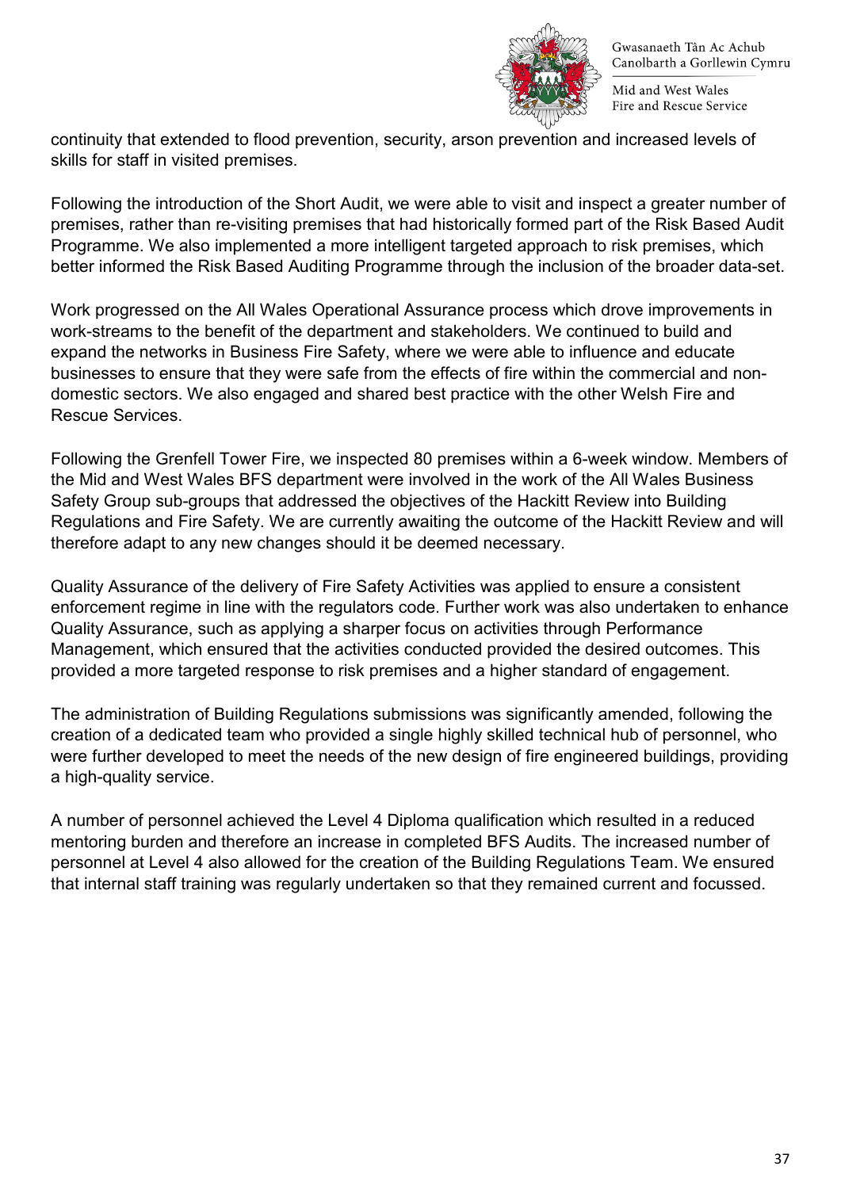continuity that extended to flood prevention, security, arson prevention and increased levels of skills for staff in visited premises.

Following the introduction of the Short Audit, we were able to visit and inspect a greater number of premises, rather than re-visiting premises that had historically formed part of the Risk Based Audit Programme. We also implemented a more intelligent targeted approach to risk premises, which better informed the Risk Based Auditing Programme through the inclusion of the broader data-set.

Work progressed on the All Wales Operational Assurance process which drove improvements in work-streams to the benefit of the department and stakeholders. We continued to build and expand the networks in Business Fire Safety, where we were able to influence and educate businesses to ensure that they were safe from the effects of fire within the commercial and non-domestic sectors. We also engaged and shared best practice with the other Welsh Fire and Rescue Services.

Following the Grenfell Tower Fire, we inspected 80 premises within a 6-week window. Members of the Mid and West Wales BFS department were involved in the work of the All Wales Business Safety Group sub-groups that addressed the objectives of the Hackitt Review into Building Regulations and Fire Safety. We are currently awaiting the outcome of the Hackitt Review and will therefore adapt to any new changes should it be deemed necessary.

Quality Assurance of the delivery of Fire Safety Activities was applied to ensure a consistent enforcement regime in line with the regulators code. Further work was also undertaken to enhance Quality Assurance, such as applying a sharper focus on activities through Performance Management, which ensured that the activities conducted provided the desired outcomes. This provided a more targeted response to risk premises and a higher standard of engagement.

The administration of Building Regulations submissions was significantly amended, following the creation of a dedicated team who provided a single highly skilled technical hub of personnel, who were further developed to meet the needs of the new design of fire engineered buildings, providing a high-quality service.

A number of personnel achieved the Level 4 Diploma qualification which resulted in a reduced mentoring burden and therefore an increase in completed BFS Audits. The increased number of personnel at Level 4 also allowed for the creation of the Building Regulations Team. We ensured that internal staff training was regularly undertaken so that they remained current and focussed.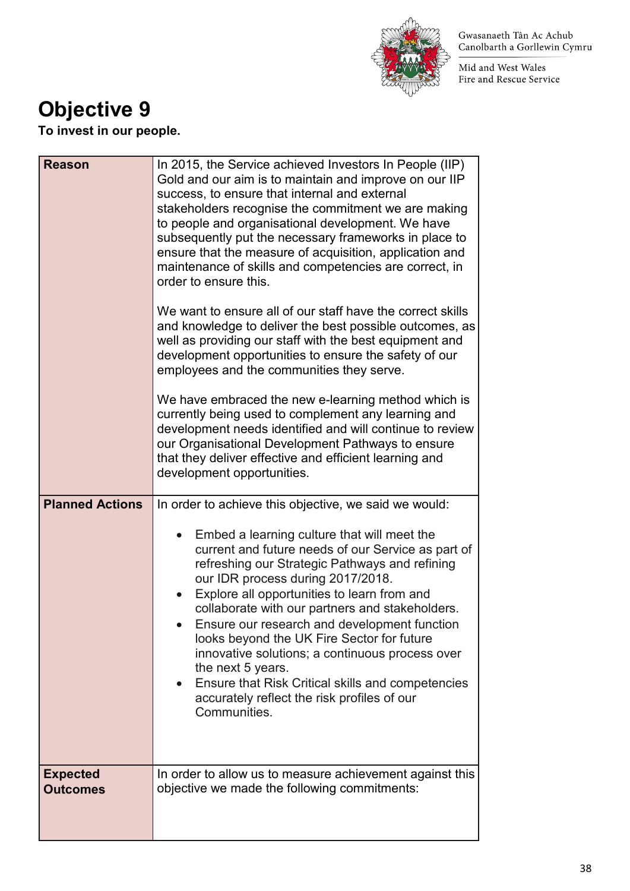# Objective 9

**To invest in our people.**

| | |
|---|---|
| **Reason** | In 2015, the Service achieved Investors In People (IIP) Gold and our aim is to maintain and improve on our IIP success, to ensure that internal and external stakeholders recognise the commitment we are making to people and organisational development. We have subsequently put the necessary frameworks in place to ensure that the measure of acquisition, application and maintenance of skills and competencies are correct, in order to ensure this.<br><br>We want to ensure all of our staff have the correct skills and knowledge to deliver the best possible outcomes, as well as providing our staff with the best equipment and development opportunities to ensure the safety of our employees and the communities they serve.<br><br>We have embraced the new e-learning method which is currently being used to complement any learning and development needs identified and will continue to review our Organisational Development Pathways to ensure that they deliver effective and efficient learning and development opportunities. |
| **Planned Actions** | In order to achieve this objective, we said we would:<br><br>• Embed a learning culture that will meet the current and future needs of our Service as part of refreshing our Strategic Pathways and refining our IDR process during 2017/2018.<br>• Explore all opportunities to learn from and collaborate with our partners and stakeholders.<br>• Ensure our research and development function looks beyond the UK Fire Sector for future innovative solutions; a continuous process over the next 5 years.<br>• Ensure that Risk Critical skills and competencies accurately reflect the risk profiles of our Communities. |
| **Expected Outcomes** | In order to allow us to measure achievement against this objective we made the following commitments: |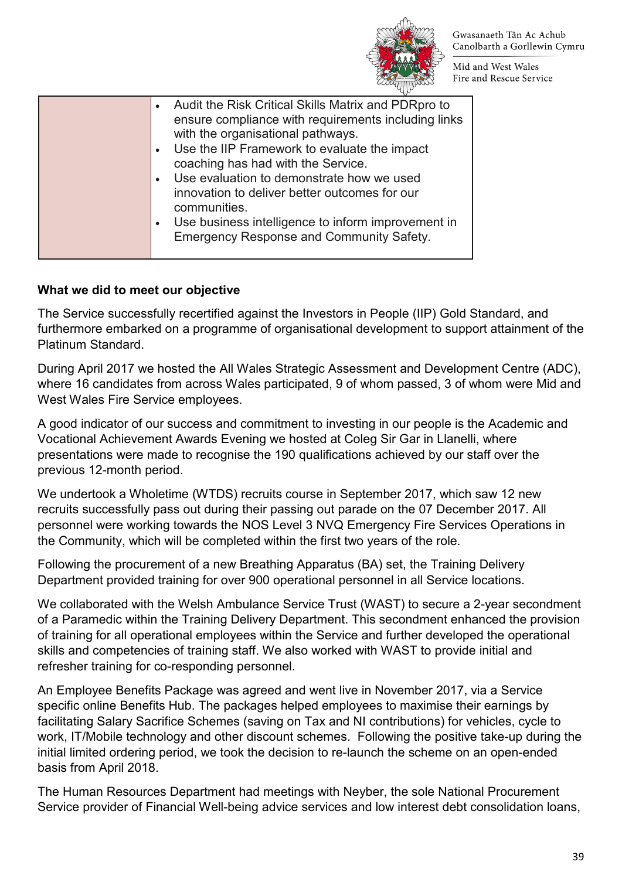| | <ul><li>Audit the Risk Critical Skills Matrix and PDRpro to ensure compliance with requirements including links with the organisational pathways.</li><li>Use the IIP Framework to evaluate the impact coaching has had with the Service.</li><li>Use evaluation to demonstrate how we used innovation to deliver better outcomes for our communities.</li><li>Use business intelligence to inform improvement in Emergency Response and Community Safety.</li></ul> |
|---|---|

**What we did to meet our objective**

The Service successfully recertified against the Investors in People (IIP) Gold Standard, and furthermore embarked on a programme of organisational development to support attainment of the Platinum Standard.

During April 2017 we hosted the All Wales Strategic Assessment and Development Centre (ADC), where 16 candidates from across Wales participated, 9 of whom passed, 3 of whom were Mid and West Wales Fire Service employees.

A good indicator of our success and commitment to investing in our people is the Academic and Vocational Achievement Awards Evening we hosted at Coleg Sir Gar in Llanelli, where presentations were made to recognise the 190 qualifications achieved by our staff over the previous 12-month period.

We undertook a Wholetime (WTDS) recruits course in September 2017, which saw 12 new recruits successfully pass out during their passing out parade on the 07 December 2017. All personnel were working towards the NOS Level 3 NVQ Emergency Fire Services Operations in the Community, which will be completed within the first two years of the role.

Following the procurement of a new Breathing Apparatus (BA) set, the Training Delivery Department provided training for over 900 operational personnel in all Service locations.

We collaborated with the Welsh Ambulance Service Trust (WAST) to secure a 2-year secondment of a Paramedic within the Training Delivery Department. This secondment enhanced the provision of training for all operational employees within the Service and further developed the operational skills and competencies of training staff. We also worked with WAST to provide initial and refresher training for co-responding personnel.

An Employee Benefits Package was agreed and went live in November 2017, via a Service specific online Benefits Hub. The packages helped employees to maximise their earnings by facilitating Salary Sacrifice Schemes (saving on Tax and NI contributions) for vehicles, cycle to work, IT/Mobile technology and other discount schemes. Following the positive take-up during the initial limited ordering period, we took the decision to re-launch the scheme on an open-ended basis from April 2018.

The Human Resources Department had meetings with Neyber, the sole National Procurement Service provider of Financial Well-being advice services and low interest debt consolidation loans,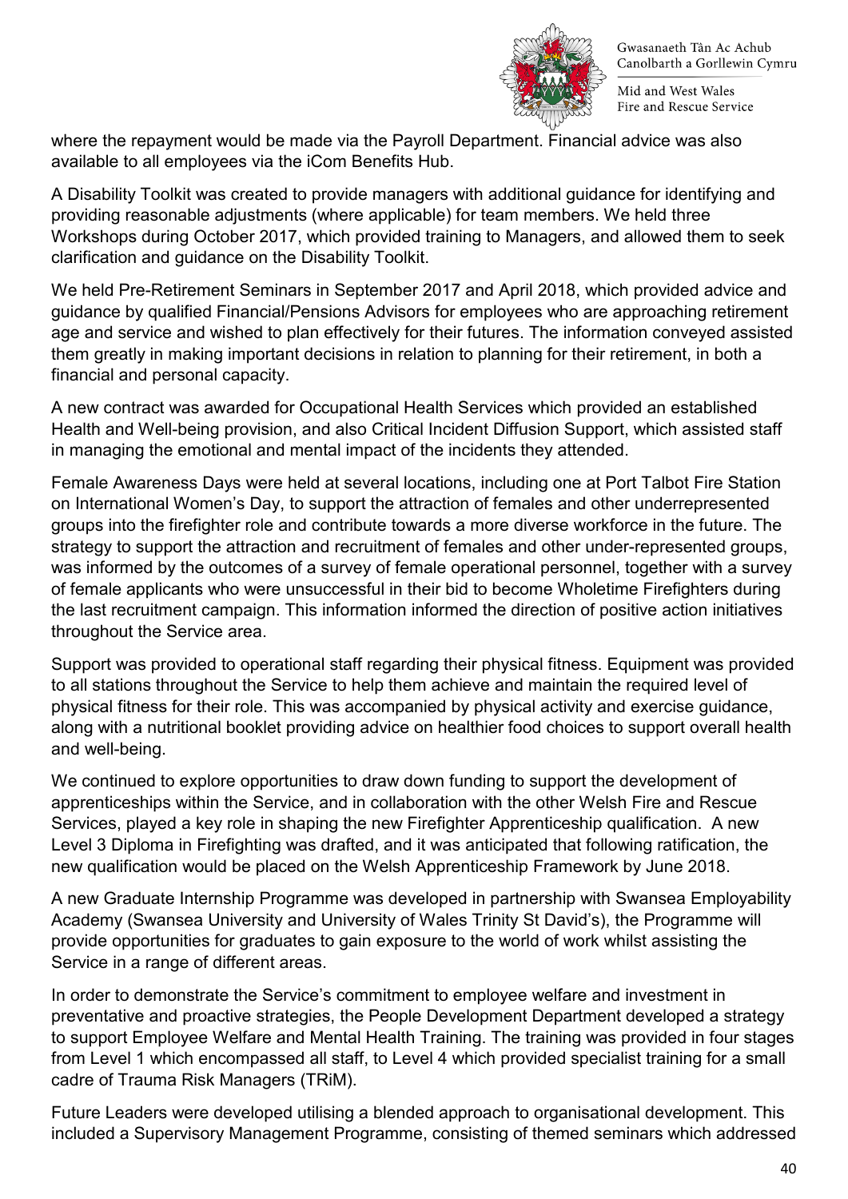where the repayment would be made via the Payroll Department. Financial advice was also available to all employees via the iCom Benefits Hub.

A Disability Toolkit was created to provide managers with additional guidance for identifying and providing reasonable adjustments (where applicable) for team members. We held three Workshops during October 2017, which provided training to Managers, and allowed them to seek clarification and guidance on the Disability Toolkit.

We held Pre-Retirement Seminars in September 2017 and April 2018, which provided advice and guidance by qualified Financial/Pensions Advisors for employees who are approaching retirement age and service and wished to plan effectively for their futures. The information conveyed assisted them greatly in making important decisions in relation to planning for their retirement, in both a financial and personal capacity.

A new contract was awarded for Occupational Health Services which provided an established Health and Well-being provision, and also Critical Incident Diffusion Support, which assisted staff in managing the emotional and mental impact of the incidents they attended.

Female Awareness Days were held at several locations, including one at Port Talbot Fire Station on International Women's Day, to support the attraction of females and other underrepresented groups into the firefighter role and contribute towards a more diverse workforce in the future. The strategy to support the attraction and recruitment of females and other under-represented groups, was informed by the outcomes of a survey of female operational personnel, together with a survey of female applicants who were unsuccessful in their bid to become Wholetime Firefighters during the last recruitment campaign. This information informed the direction of positive action initiatives throughout the Service area.

Support was provided to operational staff regarding their physical fitness. Equipment was provided to all stations throughout the Service to help them achieve and maintain the required level of physical fitness for their role. This was accompanied by physical activity and exercise guidance, along with a nutritional booklet providing advice on healthier food choices to support overall health and well-being.

We continued to explore opportunities to draw down funding to support the development of apprenticeships within the Service, and in collaboration with the other Welsh Fire and Rescue Services, played a key role in shaping the new Firefighter Apprenticeship qualification. A new Level 3 Diploma in Firefighting was drafted, and it was anticipated that following ratification, the new qualification would be placed on the Welsh Apprenticeship Framework by June 2018.

A new Graduate Internship Programme was developed in partnership with Swansea Employability Academy (Swansea University and University of Wales Trinity St David's), the Programme will provide opportunities for graduates to gain exposure to the world of work whilst assisting the Service in a range of different areas.

In order to demonstrate the Service's commitment to employee welfare and investment in preventative and proactive strategies, the People Development Department developed a strategy to support Employee Welfare and Mental Health Training. The training was provided in four stages from Level 1 which encompassed all staff, to Level 4 which provided specialist training for a small cadre of Trauma Risk Managers (TRiM).

Future Leaders were developed utilising a blended approach to organisational development. This included a Supervisory Management Programme, consisting of themed seminars which addressed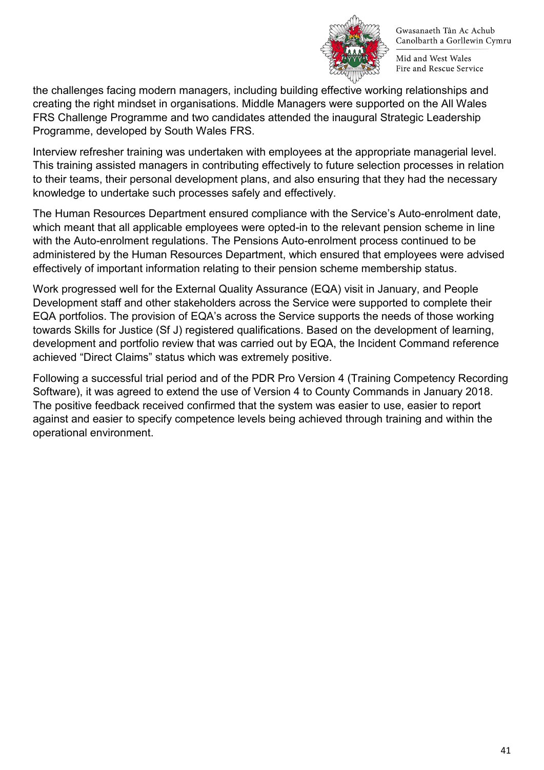the challenges facing modern managers, including building effective working relationships and creating the right mindset in organisations. Middle Managers were supported on the All Wales FRS Challenge Programme and two candidates attended the inaugural Strategic Leadership Programme, developed by South Wales FRS.

Interview refresher training was undertaken with employees at the appropriate managerial level. This training assisted managers in contributing effectively to future selection processes in relation to their teams, their personal development plans, and also ensuring that they had the necessary knowledge to undertake such processes safely and effectively.

The Human Resources Department ensured compliance with the Service's Auto-enrolment date, which meant that all applicable employees were opted-in to the relevant pension scheme in line with the Auto-enrolment regulations. The Pensions Auto-enrolment process continued to be administered by the Human Resources Department, which ensured that employees were advised effectively of important information relating to their pension scheme membership status.

Work progressed well for the External Quality Assurance (EQA) visit in January, and People Development staff and other stakeholders across the Service were supported to complete their EQA portfolios. The provision of EQA's across the Service supports the needs of those working towards Skills for Justice (Sf J) registered qualifications. Based on the development of learning, development and portfolio review that was carried out by EQA, the Incident Command reference achieved "Direct Claims" status which was extremely positive.

Following a successful trial period and of the PDR Pro Version 4 (Training Competency Recording Software), it was agreed to extend the use of Version 4 to County Commands in January 2018. The positive feedback received confirmed that the system was easier to use, easier to report against and easier to specify competence levels being achieved through training and within the operational environment.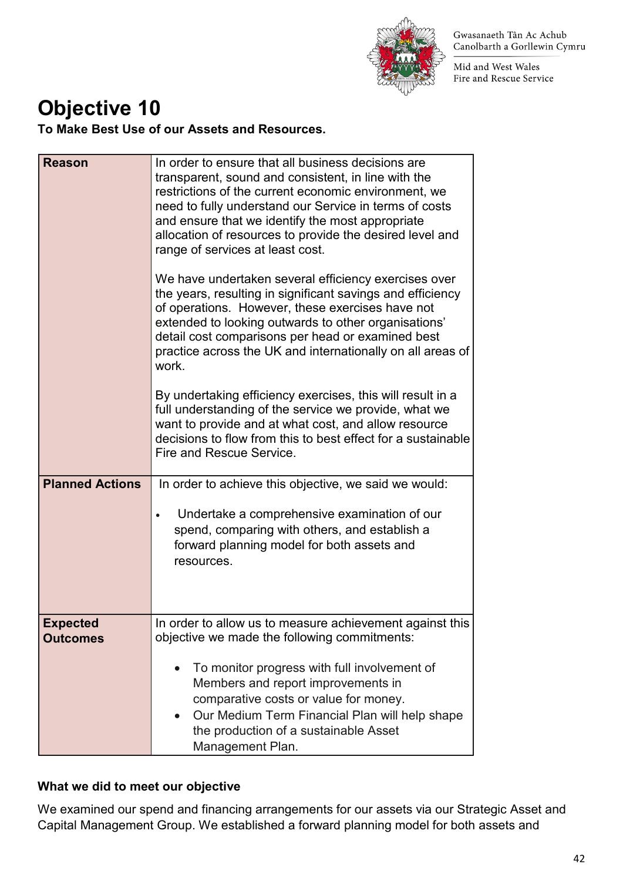# Objective 10

**To Make Best Use of our Assets and Resources.**

| **Reason** | In order to ensure that all business decisions are transparent, sound and consistent, in line with the restrictions of the current economic environment, we need to fully understand our Service in terms of costs and ensure that we identify the most appropriate allocation of resources to provide the desired level and range of services at least cost.<br><br>We have undertaken several efficiency exercises over the years, resulting in significant savings and efficiency of operations. However, these exercises have not extended to looking outwards to other organisations' detail cost comparisons per head or examined best practice across the UK and internationally on all areas of work.<br><br>By undertaking efficiency exercises, this will result in a full understanding of the service we provide, what we want to provide and at what cost, and allow resource decisions to flow from this to best effect for a sustainable Fire and Rescue Service. |
|---|---|
| **Planned Actions** | In order to achieve this objective, we said we would:<br><br>• Undertake a comprehensive examination of our spend, comparing with others, and establish a forward planning model for both assets and resources. |
| **Expected Outcomes** | In order to allow us to measure achievement against this objective we made the following commitments:<br><br>• To monitor progress with full involvement of Members and report improvements in comparative costs or value for money.<br>• Our Medium Term Financial Plan will help shape the production of a sustainable Asset Management Plan. |

**What we did to meet our objective**

We examined our spend and financing arrangements for our assets via our Strategic Asset and Capital Management Group. We established a forward planning model for both assets and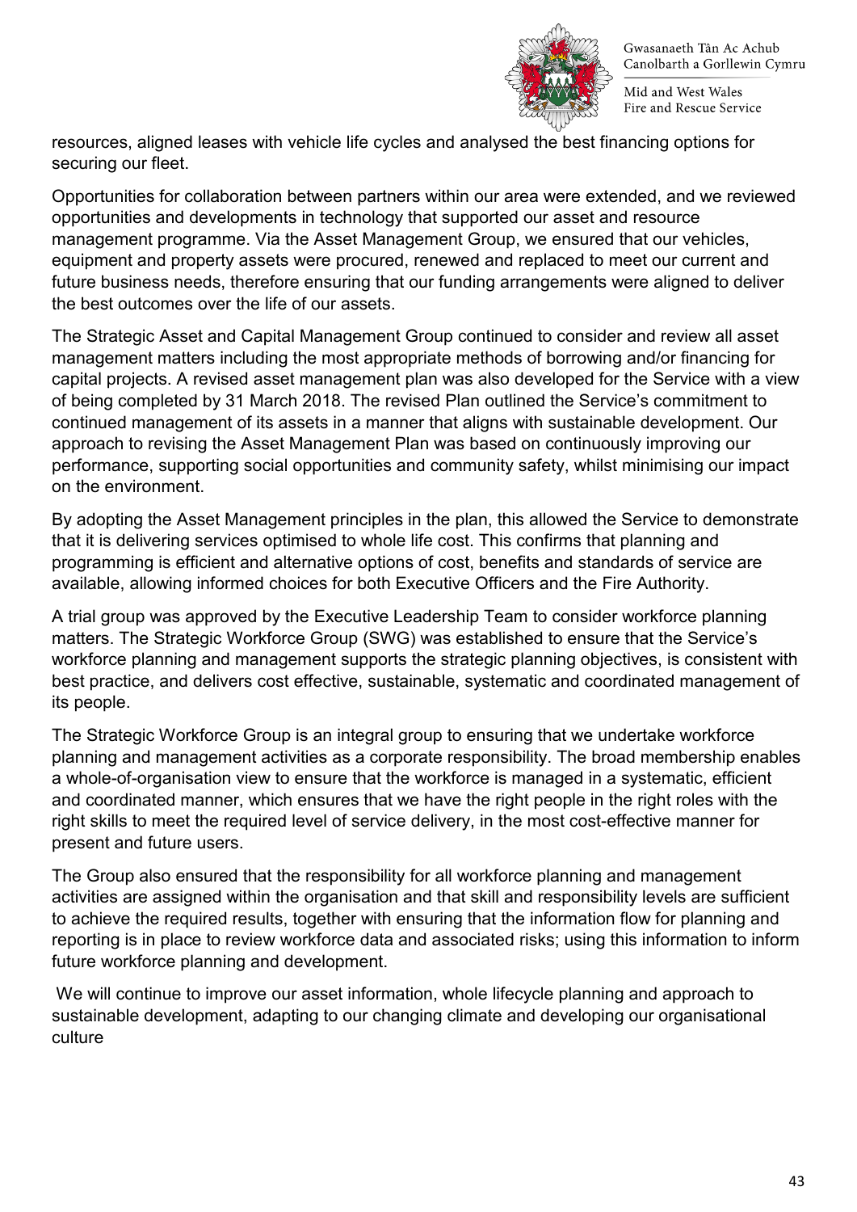resources, aligned leases with vehicle life cycles and analysed the best financing options for securing our fleet.

Opportunities for collaboration between partners within our area were extended, and we reviewed opportunities and developments in technology that supported our asset and resource management programme. Via the Asset Management Group, we ensured that our vehicles, equipment and property assets were procured, renewed and replaced to meet our current and future business needs, therefore ensuring that our funding arrangements were aligned to deliver the best outcomes over the life of our assets.

The Strategic Asset and Capital Management Group continued to consider and review all asset management matters including the most appropriate methods of borrowing and/or financing for capital projects. A revised asset management plan was also developed for the Service with a view of being completed by 31 March 2018. The revised Plan outlined the Service's commitment to continued management of its assets in a manner that aligns with sustainable development. Our approach to revising the Asset Management Plan was based on continuously improving our performance, supporting social opportunities and community safety, whilst minimising our impact on the environment.

By adopting the Asset Management principles in the plan, this allowed the Service to demonstrate that it is delivering services optimised to whole life cost. This confirms that planning and programming is efficient and alternative options of cost, benefits and standards of service are available, allowing informed choices for both Executive Officers and the Fire Authority.

A trial group was approved by the Executive Leadership Team to consider workforce planning matters. The Strategic Workforce Group (SWG) was established to ensure that the Service's workforce planning and management supports the strategic planning objectives, is consistent with best practice, and delivers cost effective, sustainable, systematic and coordinated management of its people.

The Strategic Workforce Group is an integral group to ensuring that we undertake workforce planning and management activities as a corporate responsibility. The broad membership enables a whole-of-organisation view to ensure that the workforce is managed in a systematic, efficient and coordinated manner, which ensures that we have the right people in the right roles with the right skills to meet the required level of service delivery, in the most cost-effective manner for present and future users.

The Group also ensured that the responsibility for all workforce planning and management activities are assigned within the organisation and that skill and responsibility levels are sufficient to achieve the required results, together with ensuring that the information flow for planning and reporting is in place to review workforce data and associated risks; using this information to inform future workforce planning and development.

We will continue to improve our asset information, whole lifecycle planning and approach to sustainable development, adapting to our changing climate and developing our organisational culture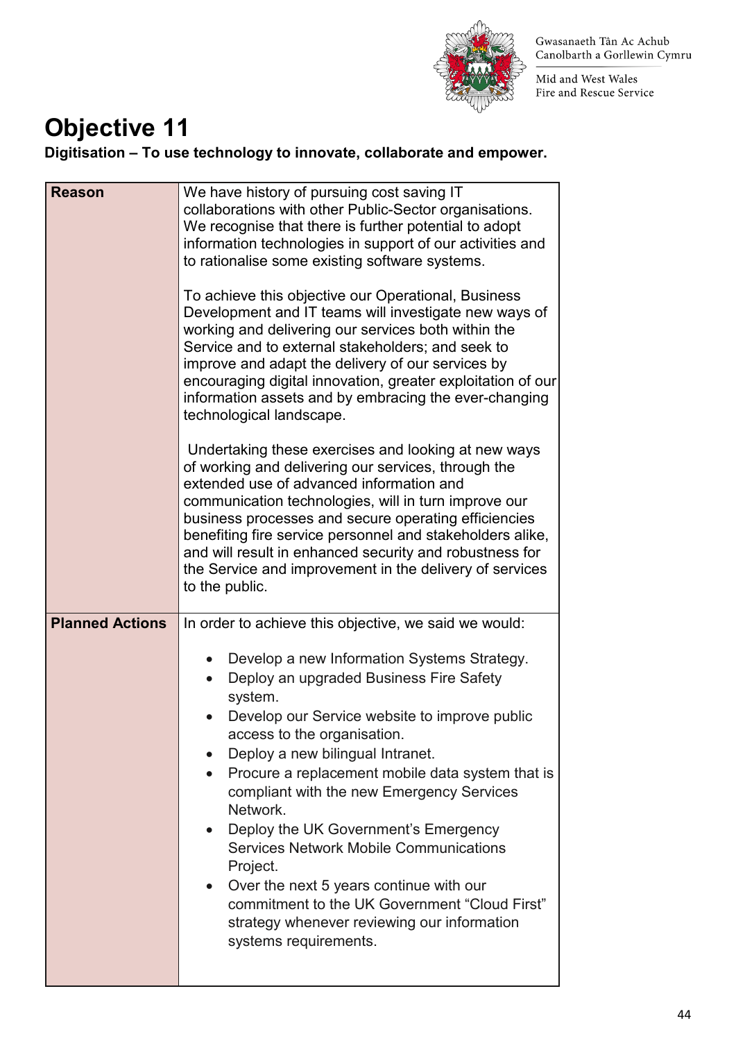# Objective 11

**Digitisation – To use technology to innovate, collaborate and empower.**

| **Reason** | We have history of pursuing cost saving IT collaborations with other Public-Sector organisations. We recognise that there is further potential to adopt information technologies in support of our activities and to rationalise some existing software systems.<br><br>To achieve this objective our Operational, Business Development and IT teams will investigate new ways of working and delivering our services both within the Service and to external stakeholders; and seek to improve and adapt the delivery of our services by encouraging digital innovation, greater exploitation of our information assets and by embracing the ever-changing technological landscape.<br><br>Undertaking these exercises and looking at new ways of working and delivering our services, through the extended use of advanced information and communication technologies, will in turn improve our business processes and secure operating efficiencies benefiting fire service personnel and stakeholders alike, and will result in enhanced security and robustness for the Service and improvement in the delivery of services to the public. |
|---|---|
| **Planned Actions** | In order to achieve this objective, we said we would:<br><br>• Develop a new Information Systems Strategy.<br>• Deploy an upgraded Business Fire Safety system.<br>• Develop our Service website to improve public access to the organisation.<br>• Deploy a new bilingual Intranet.<br>• Procure a replacement mobile data system that is compliant with the new Emergency Services Network.<br>• Deploy the UK Government's Emergency Services Network Mobile Communications Project.<br>• Over the next 5 years continue with our commitment to the UK Government "Cloud First" strategy whenever reviewing our information systems requirements. |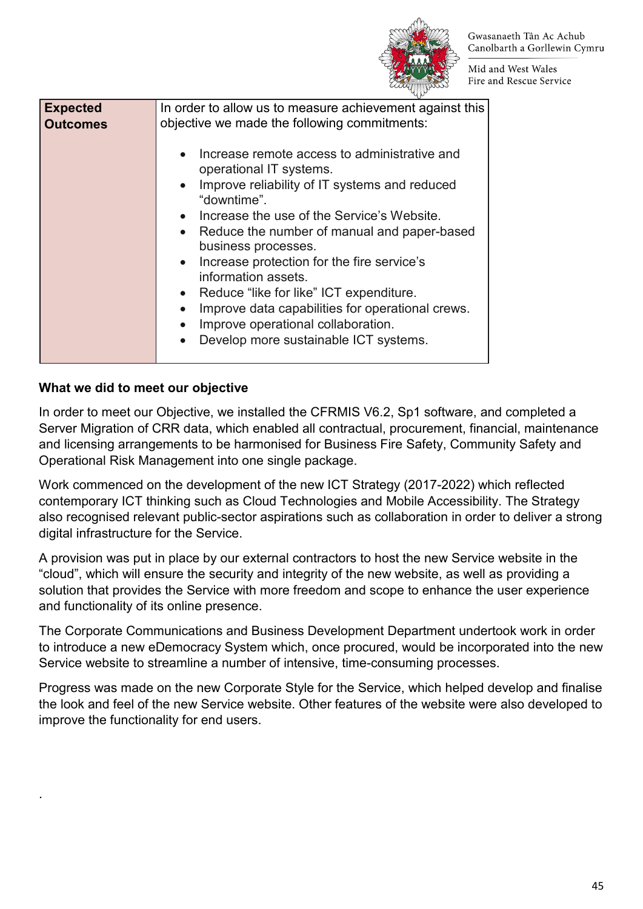| Expected Outcomes | In order to allow us to measure achievement against this objective we made the following commitments:<br><br>• Increase remote access to administrative and operational IT systems.<br>• Improve reliability of IT systems and reduced "downtime".<br>• Increase the use of the Service's Website.<br>• Reduce the number of manual and paper-based business processes.<br>• Increase protection for the fire service's information assets.<br>• Reduce "like for like" ICT expenditure.<br>• Improve data capabilities for operational crews.<br>• Improve operational collaboration.<br>• Develop more sustainable ICT systems. |
|---|---|

**What we did to meet our objective**

In order to meet our Objective, we installed the CFRMIS V6.2, Sp1 software, and completed a Server Migration of CRR data, which enabled all contractual, procurement, financial, maintenance and licensing arrangements to be harmonised for Business Fire Safety, Community Safety and Operational Risk Management into one single package.

Work commenced on the development of the new ICT Strategy (2017-2022) which reflected contemporary ICT thinking such as Cloud Technologies and Mobile Accessibility. The Strategy also recognised relevant public-sector aspirations such as collaboration in order to deliver a strong digital infrastructure for the Service.

A provision was put in place by our external contractors to host the new Service website in the "cloud", which will ensure the security and integrity of the new website, as well as providing a solution that provides the Service with more freedom and scope to enhance the user experience and functionality of its online presence.

The Corporate Communications and Business Development Department undertook work in order to introduce a new eDemocracy System which, once procured, would be incorporated into the new Service website to streamline a number of intensive, time-consuming processes.

Progress was made on the new Corporate Style for the Service, which helped develop and finalise the look and feel of the new Service website. Other features of the website were also developed to improve the functionality for end users.

.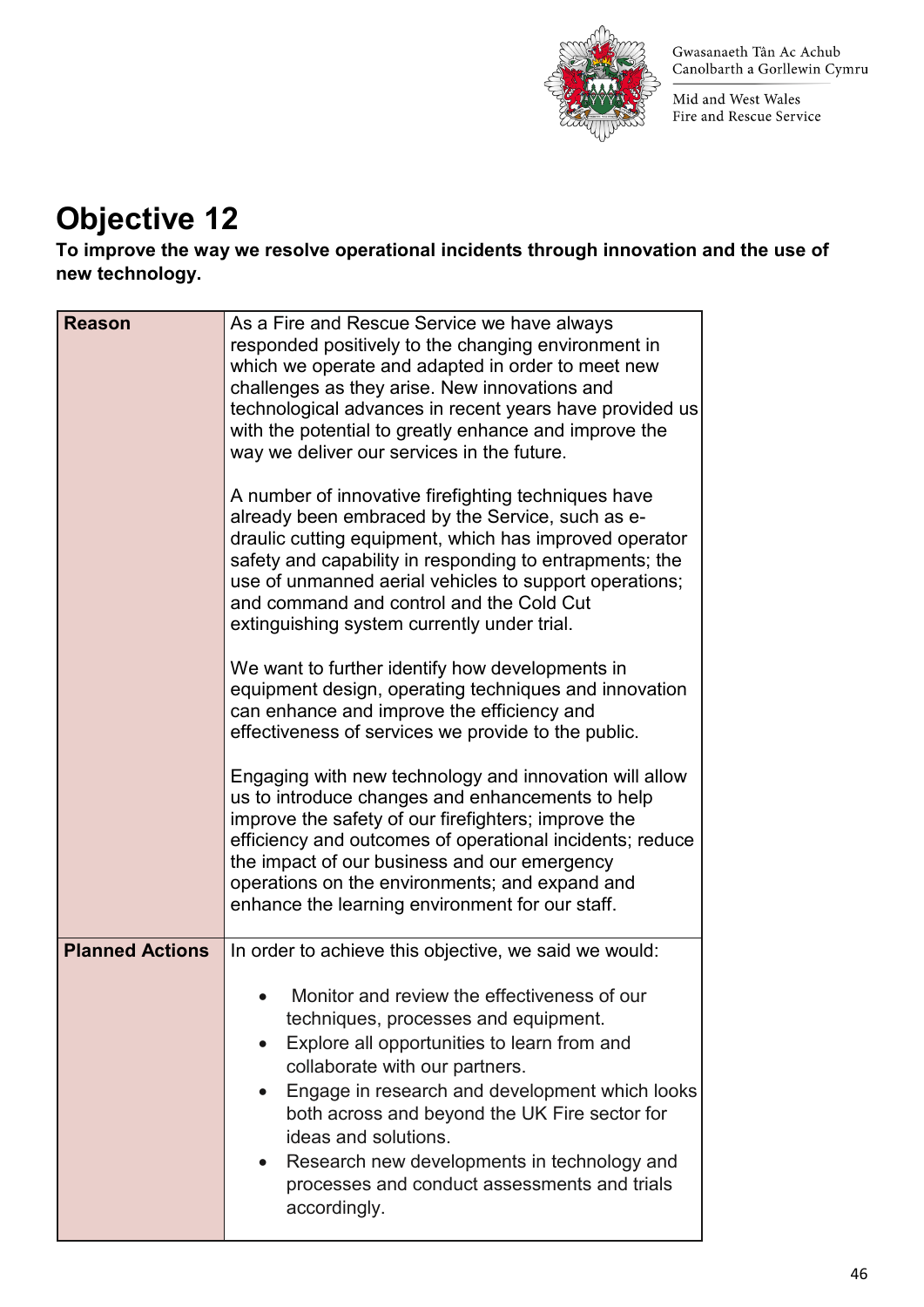# Objective 12

**To improve the way we resolve operational incidents through innovation and the use of new technology.**

| **Reason** | As a Fire and Rescue Service we have always responded positively to the changing environment in which we operate and adapted in order to meet new challenges as they arise. New innovations and technological advances in recent years have provided us with the potential to greatly enhance and improve the way we deliver our services in the future.<br><br>A number of innovative firefighting techniques have already been embraced by the Service, such as e-draulic cutting equipment, which has improved operator safety and capability in responding to entrapments; the use of unmanned aerial vehicles to support operations; and command and control and the Cold Cut extinguishing system currently under trial.<br><br>We want to further identify how developments in equipment design, operating techniques and innovation can enhance and improve the efficiency and effectiveness of services we provide to the public.<br><br>Engaging with new technology and innovation will allow us to introduce changes and enhancements to help improve the safety of our firefighters; improve the efficiency and outcomes of operational incidents; reduce the impact of our business and our emergency operations on the environments; and expand and enhance the learning environment for our staff. |
|---|---|
| **Planned Actions** | In order to achieve this objective, we said we would:<br><br>• Monitor and review the effectiveness of our techniques, processes and equipment.<br>• Explore all opportunities to learn from and collaborate with our partners.<br>• Engage in research and development which looks both across and beyond the UK Fire sector for ideas and solutions.<br>• Research new developments in technology and processes and conduct assessments and trials accordingly. |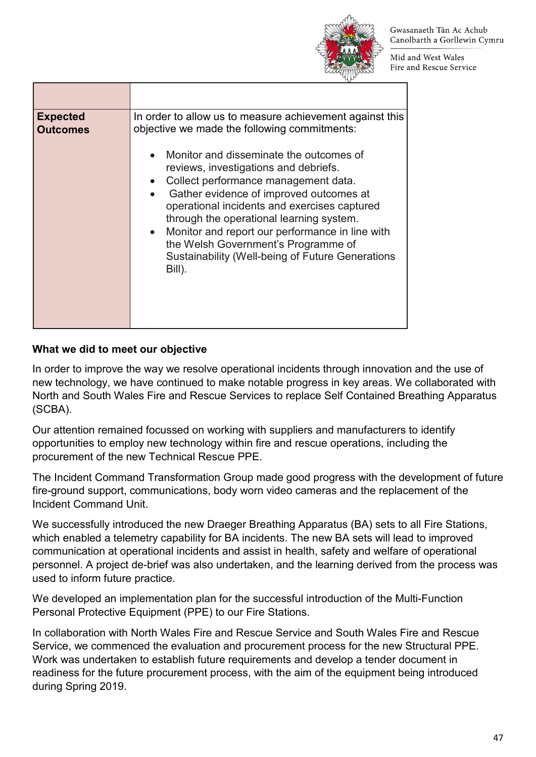| | |
|---|---|
| **Expected Outcomes** | In order to allow us to measure achievement against this objective we made the following commitments:<br><br>• Monitor and disseminate the outcomes of reviews, investigations and debriefs.<br>• Collect performance management data.<br>• Gather evidence of improved outcomes at operational incidents and exercises captured through the operational learning system.<br>• Monitor and report our performance in line with the Welsh Government's Programme of Sustainability (Well-being of Future Generations Bill). |

**What we did to meet our objective**

In order to improve the way we resolve operational incidents through innovation and the use of new technology, we have continued to make notable progress in key areas. We collaborated with North and South Wales Fire and Rescue Services to replace Self Contained Breathing Apparatus (SCBA).

Our attention remained focussed on working with suppliers and manufacturers to identify opportunities to employ new technology within fire and rescue operations, including the procurement of the new Technical Rescue PPE.

The Incident Command Transformation Group made good progress with the development of future fire-ground support, communications, body worn video cameras and the replacement of the Incident Command Unit.

We successfully introduced the new Draeger Breathing Apparatus (BA) sets to all Fire Stations, which enabled a telemetry capability for BA incidents. The new BA sets will lead to improved communication at operational incidents and assist in health, safety and welfare of operational personnel. A project de-brief was also undertaken, and the learning derived from the process was used to inform future practice.

We developed an implementation plan for the successful introduction of the Multi-Function Personal Protective Equipment (PPE) to our Fire Stations.

In collaboration with North Wales Fire and Rescue Service and South Wales Fire and Rescue Service, we commenced the evaluation and procurement process for the new Structural PPE. Work was undertaken to establish future requirements and develop a tender document in readiness for the future procurement process, with the aim of the equipment being introduced during Spring 2019.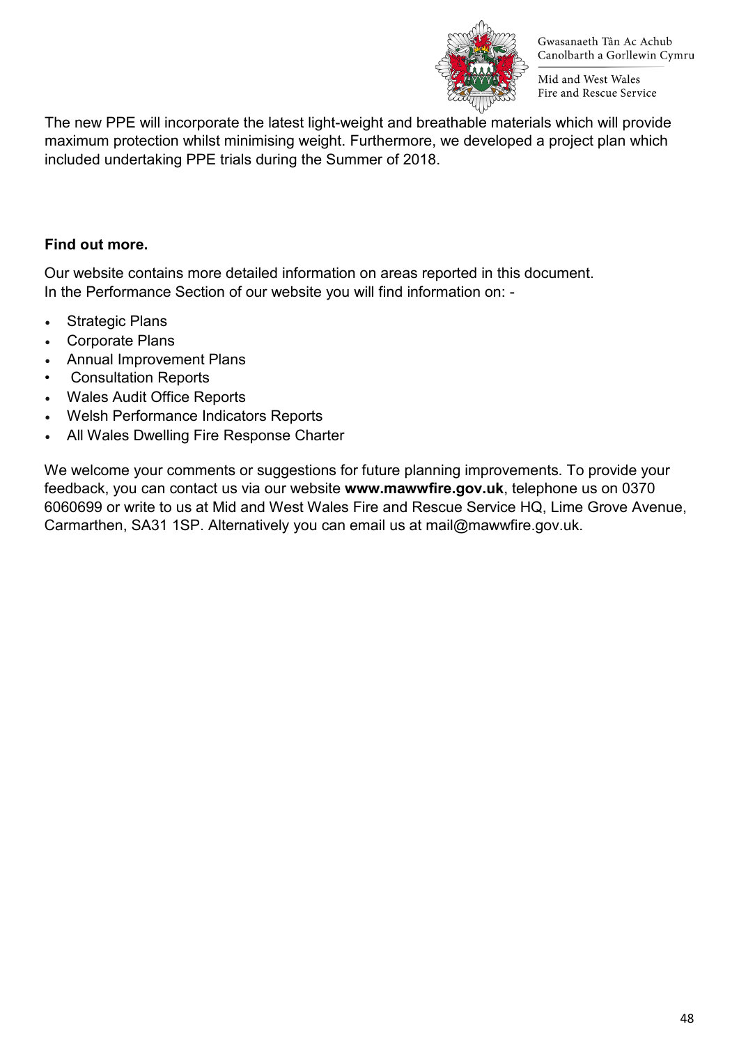The new PPE will incorporate the latest light-weight and breathable materials which will provide maximum protection whilst minimising weight. Furthermore, we developed a project plan which included undertaking PPE trials during the Summer of 2018.

**Find out more.**

Our website contains more detailed information on areas reported in this document.
In the Performance Section of our website you will find information on: -

- Strategic Plans
- Corporate Plans
- Annual Improvement Plans
- Consultation Reports
- Wales Audit Office Reports
- Welsh Performance Indicators Reports
- All Wales Dwelling Fire Response Charter

We welcome your comments or suggestions for future planning improvements. To provide your feedback, you can contact us via our website **www.mawwfire.gov.uk**, telephone us on 0370 6060699 or write to us at Mid and West Wales Fire and Rescue Service HQ, Lime Grove Avenue, Carmarthen, SA31 1SP. Alternatively you can email us at mail@mawwfire.gov.uk.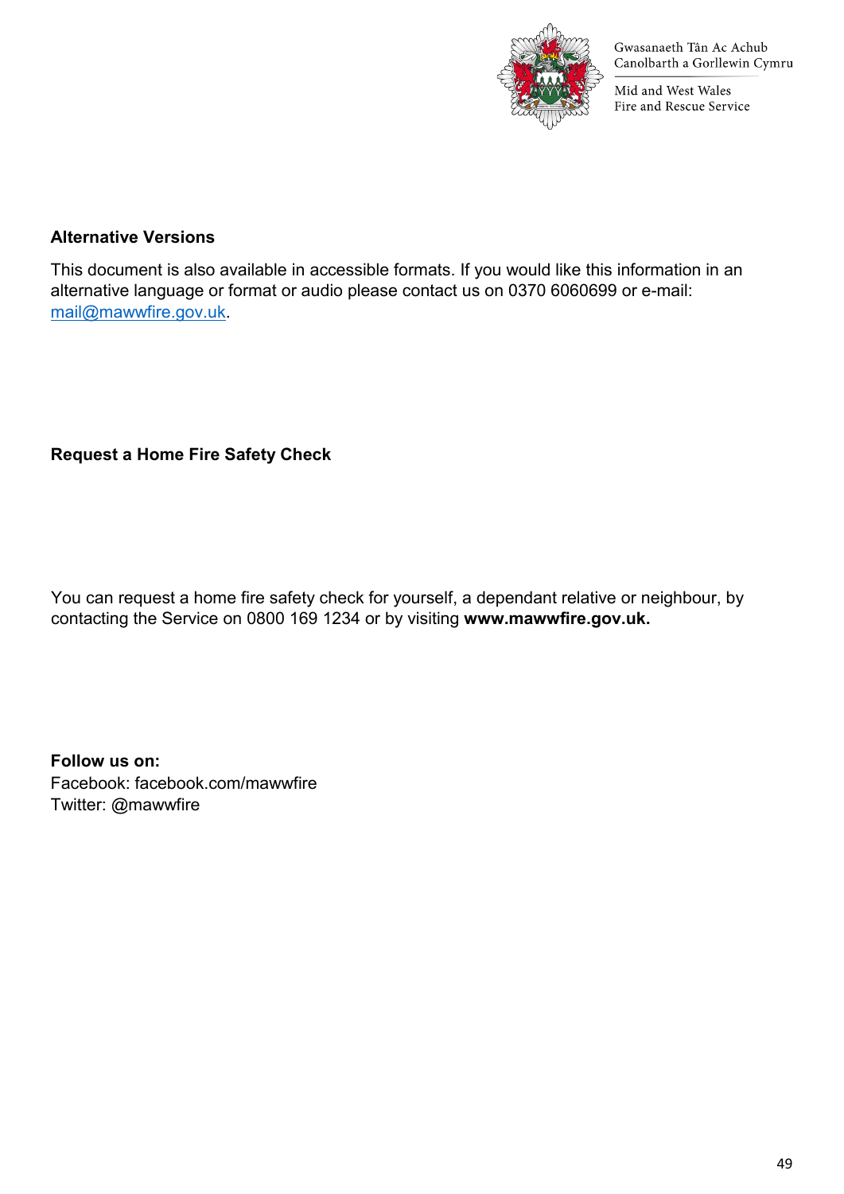Gwasanaeth Tân Ac Achub Canolbarth a Gorllewin Cymru

Mid and West Wales Fire and Rescue Service

**Alternative Versions**

This document is also available in accessible formats. If you would like this information in an alternative language or format or audio please contact us on 0370 6060699 or e-mail: mail@mawwfire.gov.uk.

**Request a Home Fire Safety Check**

You can request a home fire safety check for yourself, a dependant relative or neighbour, by contacting the Service on 0800 169 1234 or by visiting **www.mawwfire.gov.uk.**

**Follow us on:**
Facebook: facebook.com/mawwfire
Twitter: @mawwfire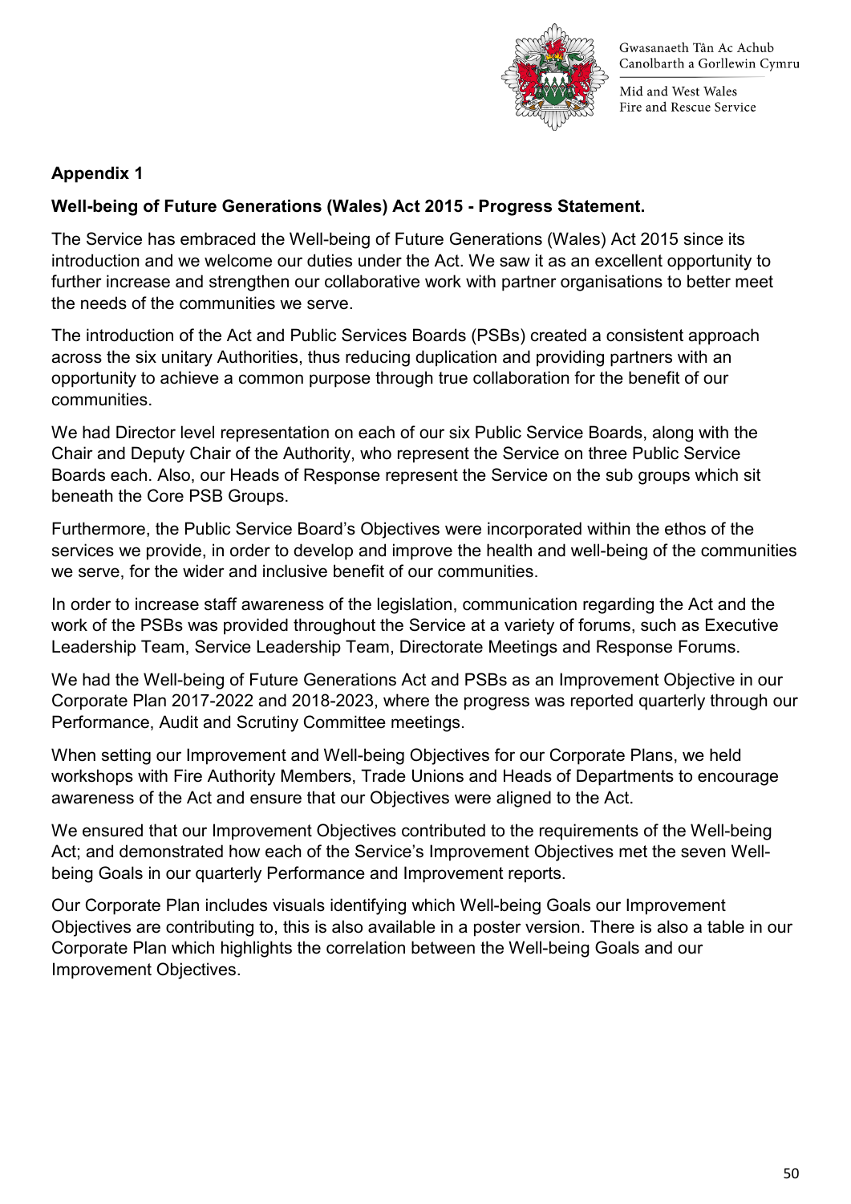**Appendix 1**

**Well-being of Future Generations (Wales) Act 2015 - Progress Statement.**

The Service has embraced the Well-being of Future Generations (Wales) Act 2015 since its introduction and we welcome our duties under the Act. We saw it as an excellent opportunity to further increase and strengthen our collaborative work with partner organisations to better meet the needs of the communities we serve.

The introduction of the Act and Public Services Boards (PSBs) created a consistent approach across the six unitary Authorities, thus reducing duplication and providing partners with an opportunity to achieve a common purpose through true collaboration for the benefit of our communities.

We had Director level representation on each of our six Public Service Boards, along with the Chair and Deputy Chair of the Authority, who represent the Service on three Public Service Boards each. Also, our Heads of Response represent the Service on the sub groups which sit beneath the Core PSB Groups.

Furthermore, the Public Service Board's Objectives were incorporated within the ethos of the services we provide, in order to develop and improve the health and well-being of the communities we serve, for the wider and inclusive benefit of our communities.

In order to increase staff awareness of the legislation, communication regarding the Act and the work of the PSBs was provided throughout the Service at a variety of forums, such as Executive Leadership Team, Service Leadership Team, Directorate Meetings and Response Forums.

We had the Well-being of Future Generations Act and PSBs as an Improvement Objective in our Corporate Plan 2017-2022 and 2018-2023, where the progress was reported quarterly through our Performance, Audit and Scrutiny Committee meetings.

When setting our Improvement and Well-being Objectives for our Corporate Plans, we held workshops with Fire Authority Members, Trade Unions and Heads of Departments to encourage awareness of the Act and ensure that our Objectives were aligned to the Act.

We ensured that our Improvement Objectives contributed to the requirements of the Well-being Act; and demonstrated how each of the Service's Improvement Objectives met the seven Well-being Goals in our quarterly Performance and Improvement reports.

Our Corporate Plan includes visuals identifying which Well-being Goals our Improvement Objectives are contributing to, this is also available in a poster version. There is also a table in our Corporate Plan which highlights the correlation between the Well-being Goals and our Improvement Objectives.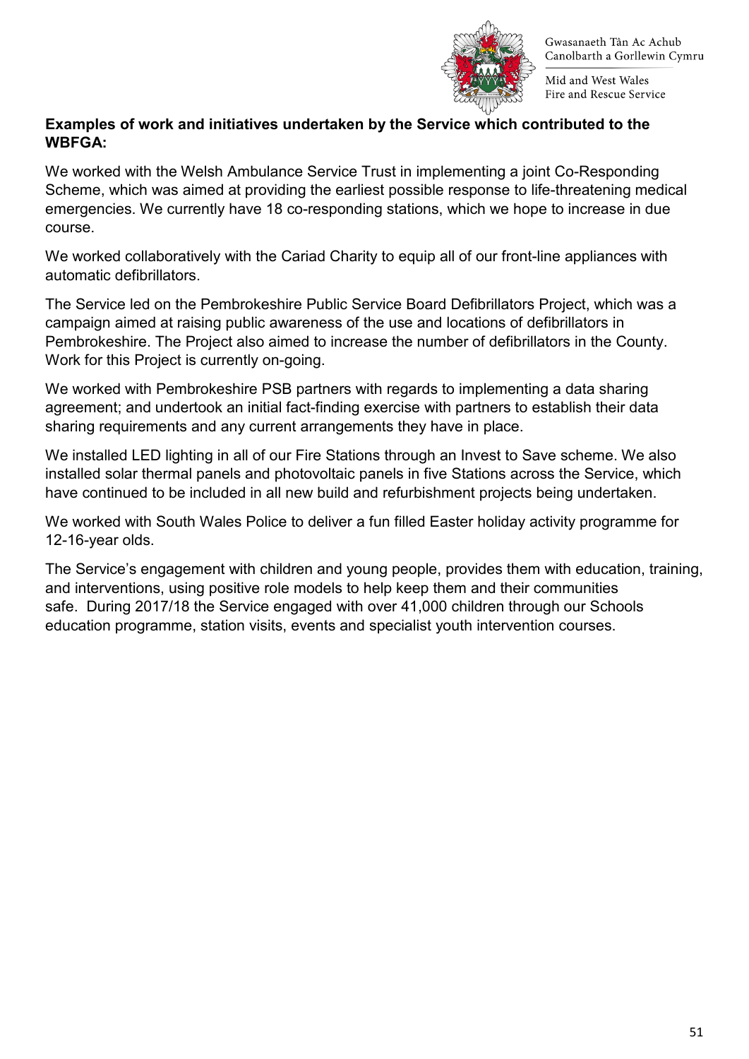**Examples of work and initiatives undertaken by the Service which contributed to the WBFGA:**

We worked with the Welsh Ambulance Service Trust in implementing a joint Co-Responding Scheme, which was aimed at providing the earliest possible response to life-threatening medical emergencies. We currently have 18 co-responding stations, which we hope to increase in due course.

We worked collaboratively with the Cariad Charity to equip all of our front-line appliances with automatic defibrillators.

The Service led on the Pembrokeshire Public Service Board Defibrillators Project, which was a campaign aimed at raising public awareness of the use and locations of defibrillators in Pembrokeshire. The Project also aimed to increase the number of defibrillators in the County. Work for this Project is currently on-going.

We worked with Pembrokeshire PSB partners with regards to implementing a data sharing agreement; and undertook an initial fact-finding exercise with partners to establish their data sharing requirements and any current arrangements they have in place.

We installed LED lighting in all of our Fire Stations through an Invest to Save scheme. We also installed solar thermal panels and photovoltaic panels in five Stations across the Service, which have continued to be included in all new build and refurbishment projects being undertaken.

We worked with South Wales Police to deliver a fun filled Easter holiday activity programme for 12-16-year olds.

The Service's engagement with children and young people, provides them with education, training, and interventions, using positive role models to help keep them and their communities safe. During 2017/18 the Service engaged with over 41,000 children through our Schools education programme, station visits, events and specialist youth intervention courses.